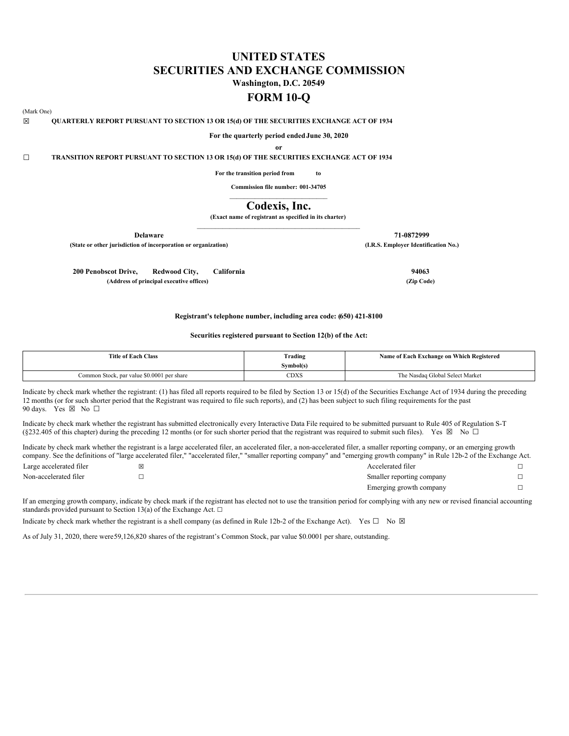# UNITED STATES
# SECURITIES AND EXCHANGE COMMISSION

**Washington, D.C. 20549**

# FORM 10-Q

(Mark One)

☒ **QUARTERLY REPORT PURSUANT TO SECTION 13 OR 15(d) OF THE SECURITIES EXCHANGE ACT OF 1934**

**For the quarterly period ended June 30, 2020**

**or**

☐ **TRANSITION REPORT PURSUANT TO SECTION 13 OR 15(d) OF THE SECURITIES EXCHANGE ACT OF 1934**

**For the transition period from to**

**Commission file number: 001-34705**

## Codexis, Inc.

**(Exact name of registrant as specified in its charter)**

| **Delaware** | **71-0872999** |
|---|---|
| **(State or other jurisdiction of incorporation or organization)** | **(I.R.S. Employer Identification No.)** |
| **200 Penobscot Drive, Redwood City, California** | **94063** |
| **(Address of principal executive offices)** | **(Zip Code)** |

**Registrant's telephone number, including area code: (650) 421-8100**

**Securities registered pursuant to Section 12(b) of the Act:**

| Title of Each Class | Trading Symbol(s) | Name of Each Exchange on Which Registered |
|---|---|---|
| Common Stock, par value $0.0001 per share | CDXS | The Nasdaq Global Select Market |

Indicate by check mark whether the registrant: (1) has filed all reports required to be filed by Section 13 or 15(d) of the Securities Exchange Act of 1934 during the preceding 12 months (or for such shorter period that the Registrant was required to file such reports), and (2) has been subject to such filing requirements for the past 90 days. Yes ☒ No ☐

Indicate by check mark whether the registrant has submitted electronically every Interactive Data File required to be submitted pursuant to Rule 405 of Regulation S-T (§232.405 of this chapter) during the preceding 12 months (or for such shorter period that the registrant was required to submit such files). Yes ☒ No ☐

Indicate by check mark whether the registrant is a large accelerated filer, an accelerated filer, a non-accelerated filer, a smaller reporting company, or an emerging growth company. See the definitions of "large accelerated filer," "accelerated filer," "smaller reporting company" and "emerging growth company" in Rule 12b-2 of the Exchange Act.

| | | | |
|---|---|---|---|
| Large accelerated filer | ☒ | Accelerated filer | ☐ |
| Non-accelerated filer | ☐ | Smaller reporting company | ☐ |
| | | Emerging growth company | ☐ |

If an emerging growth company, indicate by check mark if the registrant has elected not to use the transition period for complying with any new or revised financial accounting standards provided pursuant to Section 13(a) of the Exchange Act. ☐

Indicate by check mark whether the registrant is a shell company (as defined in Rule 12b-2 of the Exchange Act). Yes ☐ No ☒

As of July 31, 2020, there were 59,126,820 shares of the registrant's Common Stock, par value $0.0001 per share, outstanding.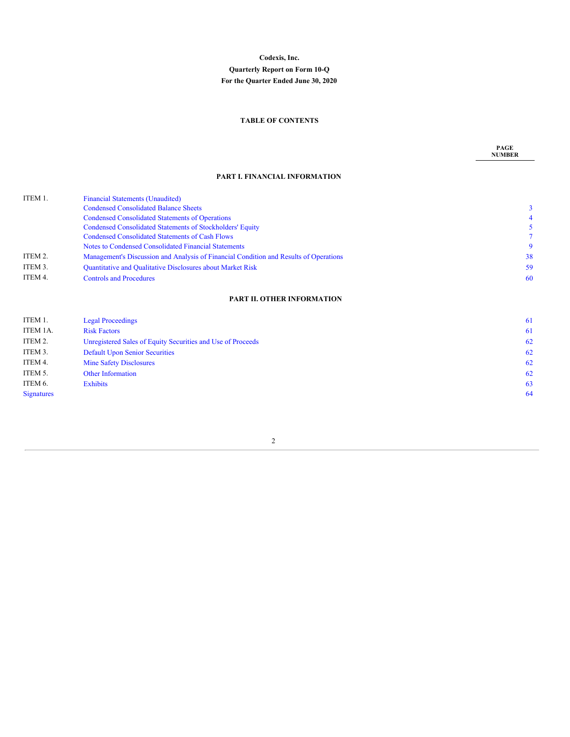**Codexis, Inc.**

**Quarterly Report on Form 10-Q**

**For the Quarter Ended June 30, 2020**

## TABLE OF CONTENTS

| | | PAGE NUMBER |
|---|---|---|
| | **PART I. FINANCIAL INFORMATION** | |
| ITEM 1. | Financial Statements (Unaudited) | |
| | Condensed Consolidated Balance Sheets | 3 |
| | Condensed Consolidated Statements of Operations | 4 |
| | Condensed Consolidated Statements of Stockholders' Equity | 5 |
| | Condensed Consolidated Statements of Cash Flows | 7 |
| | Notes to Condensed Consolidated Financial Statements | 9 |
| ITEM 2. | Management's Discussion and Analysis of Financial Condition and Results of Operations | 38 |
| ITEM 3. | Quantitative and Qualitative Disclosures about Market Risk | 59 |
| ITEM 4. | Controls and Procedures | 60 |
| | **PART II. OTHER INFORMATION** | |
| ITEM 1. | Legal Proceedings | 61 |
| ITEM 1A. | Risk Factors | 61 |
| ITEM 2. | Unregistered Sales of Equity Securities and Use of Proceeds | 62 |
| ITEM 3. | Default Upon Senior Securities | 62 |
| ITEM 4. | Mine Safety Disclosures | 62 |
| ITEM 5. | Other Information | 62 |
| ITEM 6. | Exhibits | 63 |
| Signatures | | 64 |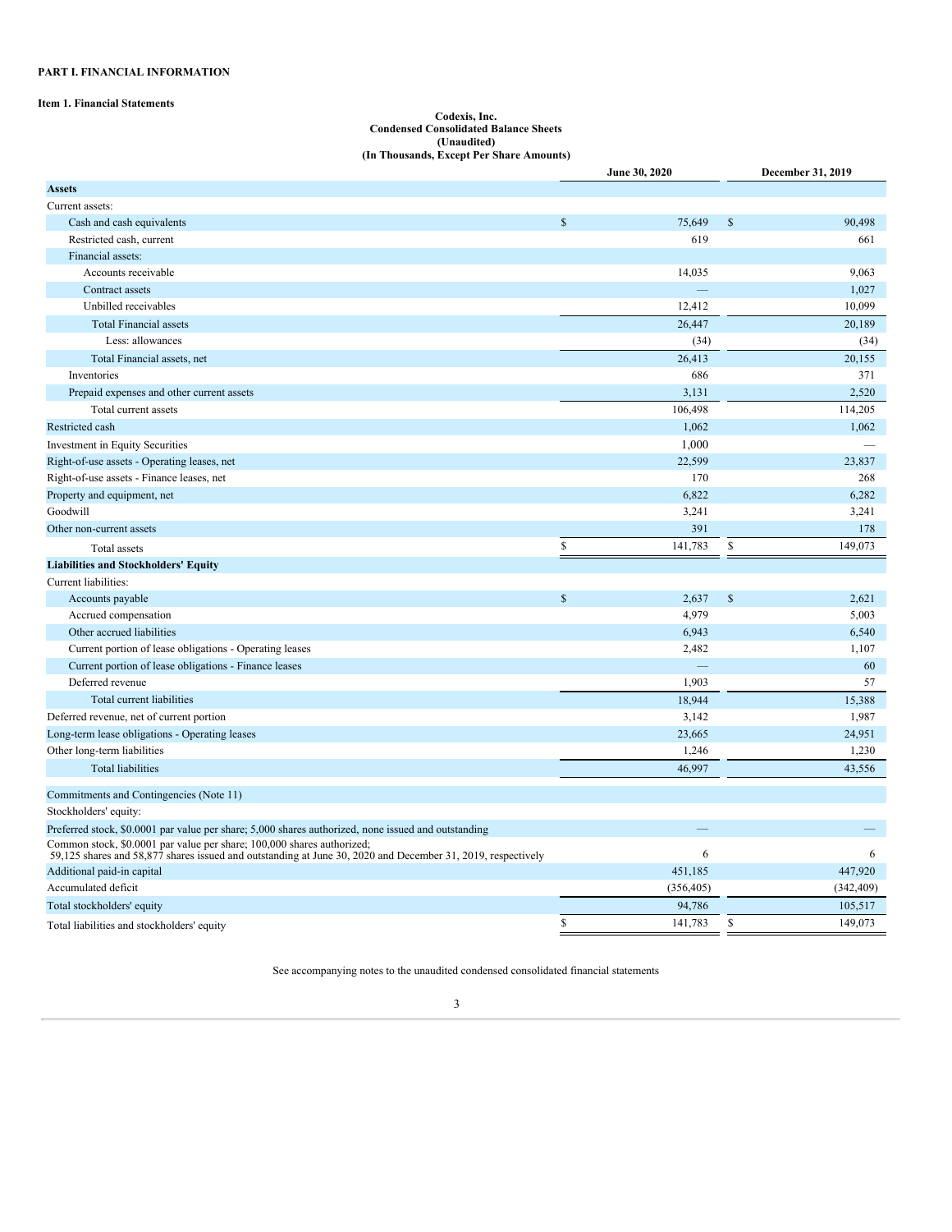**PART I. FINANCIAL INFORMATION**

**Item 1. Financial Statements**

**Codexis, Inc.**
**Condensed Consolidated Balance Sheets**
**(Unaudited)**
**(In Thousands, Except Per Share Amounts)**

| | June 30, 2020 | December 31, 2019 |
|---|---|---|
| **Assets** | | |
| Current assets: | | |
| Cash and cash equivalents | $ 75,649 | $ 90,498 |
| Restricted cash, current | 619 | 661 |
| Financial assets: | | |
| Accounts receivable | 14,035 | 9,063 |
| Contract assets | — | 1,027 |
| Unbilled receivables | 12,412 | 10,099 |
| Total Financial assets | 26,447 | 20,189 |
| Less: allowances | (34) | (34) |
| Total Financial assets, net | 26,413 | 20,155 |
| Inventories | 686 | 371 |
| Prepaid expenses and other current assets | 3,131 | 2,520 |
| Total current assets | 106,498 | 114,205 |
| Restricted cash | 1,062 | 1,062 |
| Investment in Equity Securities | 1,000 | — |
| Right-of-use assets - Operating leases, net | 22,599 | 23,837 |
| Right-of-use assets - Finance leases, net | 170 | 268 |
| Property and equipment, net | 6,822 | 6,282 |
| Goodwill | 3,241 | 3,241 |
| Other non-current assets | 391 | 178 |
| Total assets | $ 141,783 | $ 149,073 |
| **Liabilities and Stockholders' Equity** | | |
| Current liabilities: | | |
| Accounts payable | $ 2,637 | $ 2,621 |
| Accrued compensation | 4,979 | 5,003 |
| Other accrued liabilities | 6,943 | 6,540 |
| Current portion of lease obligations - Operating leases | 2,482 | 1,107 |
| Current portion of lease obligations - Finance leases | — | 60 |
| Deferred revenue | 1,903 | 57 |
| Total current liabilities | 18,944 | 15,388 |
| Deferred revenue, net of current portion | 3,142 | 1,987 |
| Long-term lease obligations - Operating leases | 23,665 | 24,951 |
| Other long-term liabilities | 1,246 | 1,230 |
| Total liabilities | 46,997 | 43,556 |
| Commitments and Contingencies (Note 11) | | |
| Stockholders' equity: | | |
| Preferred stock, $0.0001 par value per share; 5,000 shares authorized, none issued and outstanding | — | — |
| Common stock, $0.0001 par value per share; 100,000 shares authorized; 59,125 shares and 58,877 shares issued and outstanding at June 30, 2020 and December 31, 2019, respectively | 6 | 6 |
| Additional paid-in capital | 451,185 | 447,920 |
| Accumulated deficit | (356,405) | (342,409) |
| Total stockholders' equity | 94,786 | 105,517 |
| Total liabilities and stockholders' equity | $ 141,783 | $ 149,073 |

See accompanying notes to the unaudited condensed consolidated financial statements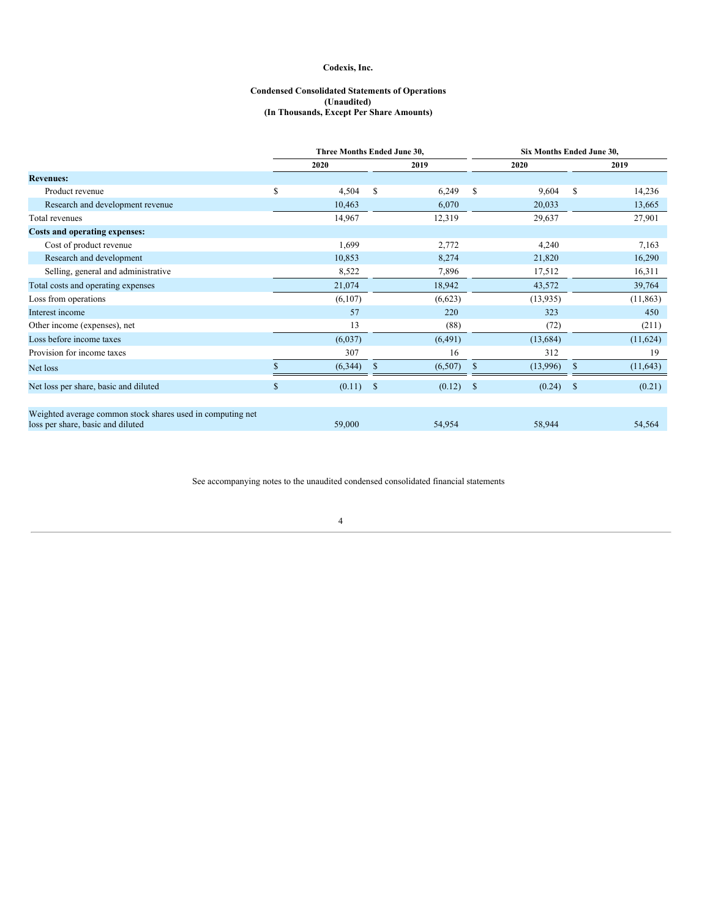**Codexis, Inc.**

**Condensed Consolidated Statements of Operations**
**(Unaudited)**
**(In Thousands, Except Per Share Amounts)**

| | Three Months Ended June 30, | | Six Months Ended June 30, | |
|---|---|---|---|---|
| | 2020 | 2019 | 2020 | 2019 |
| **Revenues:** | | | | |
| Product revenue | $ 4,504 | $ 6,249 | $ 9,604 | $ 14,236 |
| Research and development revenue | 10,463 | 6,070 | 20,033 | 13,665 |
| Total revenues | 14,967 | 12,319 | 29,637 | 27,901 |
| **Costs and operating expenses:** | | | | |
| Cost of product revenue | 1,699 | 2,772 | 4,240 | 7,163 |
| Research and development | 10,853 | 8,274 | 21,820 | 16,290 |
| Selling, general and administrative | 8,522 | 7,896 | 17,512 | 16,311 |
| Total costs and operating expenses | 21,074 | 18,942 | 43,572 | 39,764 |
| Loss from operations | (6,107) | (6,623) | (13,935) | (11,863) |
| Interest income | 57 | 220 | 323 | 450 |
| Other income (expenses), net | 13 | (88) | (72) | (211) |
| Loss before income taxes | (6,037) | (6,491) | (13,684) | (11,624) |
| Provision for income taxes | 307 | 16 | 312 | 19 |
| Net loss | $ (6,344) | $ (6,507) | $ (13,996) | $ (11,643) |
| Net loss per share, basic and diluted | $ (0.11) | $ (0.12) | $ (0.24) | $ (0.21) |
| Weighted average common stock shares used in computing net loss per share, basic and diluted | 59,000 | 54,954 | 58,944 | 54,564 |

See accompanying notes to the unaudited condensed consolidated financial statements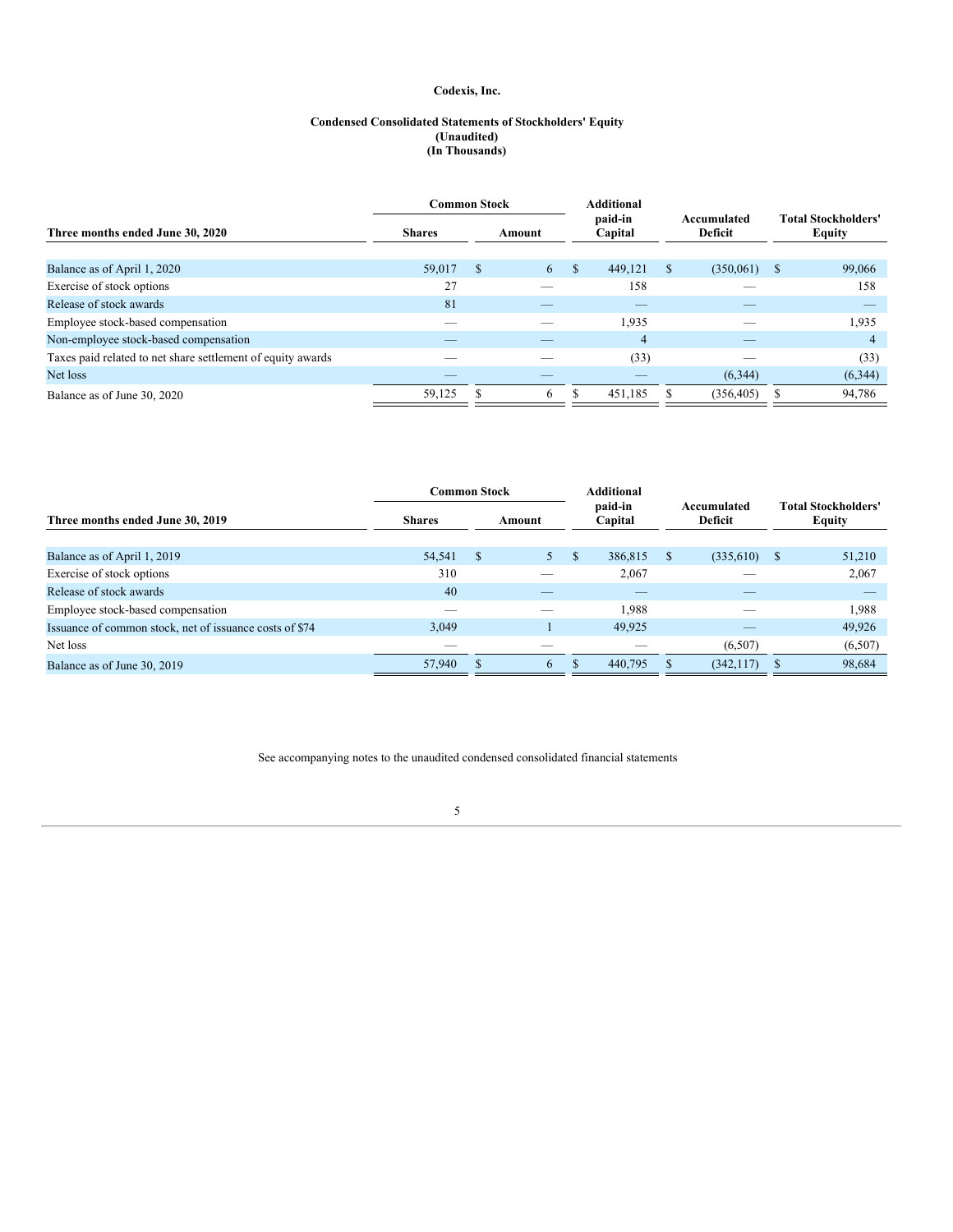**Codexis, Inc.**

**Condensed Consolidated Statements of Stockholders' Equity**
**(Unaudited)**
**(In Thousands)**

| Three months ended June 30, 2020 | Common Stock | | Additional paid-in Capital | Accumulated Deficit | Total Stockholders' Equity |
|---|---|---|---|---|---|
| | Shares | Amount | | | |
| Balance as of April 1, 2020 | 59,017 | $ 6 | $ 449,121 | $ (350,061) | $ 99,066 |
| Exercise of stock options | 27 | — | 158 | — | 158 |
| Release of stock awards | 81 | — | — | — | — |
| Employee stock-based compensation | — | — | 1,935 | — | 1,935 |
| Non-employee stock-based compensation | — | — | 4 | — | 4 |
| Taxes paid related to net share settlement of equity awards | — | — | (33) | — | (33) |
| Net loss | — | — | — | (6,344) | (6,344) |
| Balance as of June 30, 2020 | 59,125 | $ 6 | $ 451,185 | $ (356,405) | $ 94,786 |

| Three months ended June 30, 2019 | Common Stock | | Additional paid-in Capital | Accumulated Deficit | Total Stockholders' Equity |
|---|---|---|---|---|---|
| | Shares | Amount | | | |
| Balance as of April 1, 2019 | 54,541 | $ 5 | $ 386,815 | $ (335,610) | $ 51,210 |
| Exercise of stock options | 310 | — | 2,067 | — | 2,067 |
| Release of stock awards | 40 | — | — | — | — |
| Employee stock-based compensation | — | — | 1,988 | — | 1,988 |
| Issuance of common stock, net of issuance costs of $74 | 3,049 | 1 | 49,925 | — | 49,926 |
| Net loss | — | — | — | (6,507) | (6,507) |
| Balance as of June 30, 2019 | 57,940 | $ 6 | $ 440,795 | $ (342,117) | $ 98,684 |

See accompanying notes to the unaudited condensed consolidated financial statements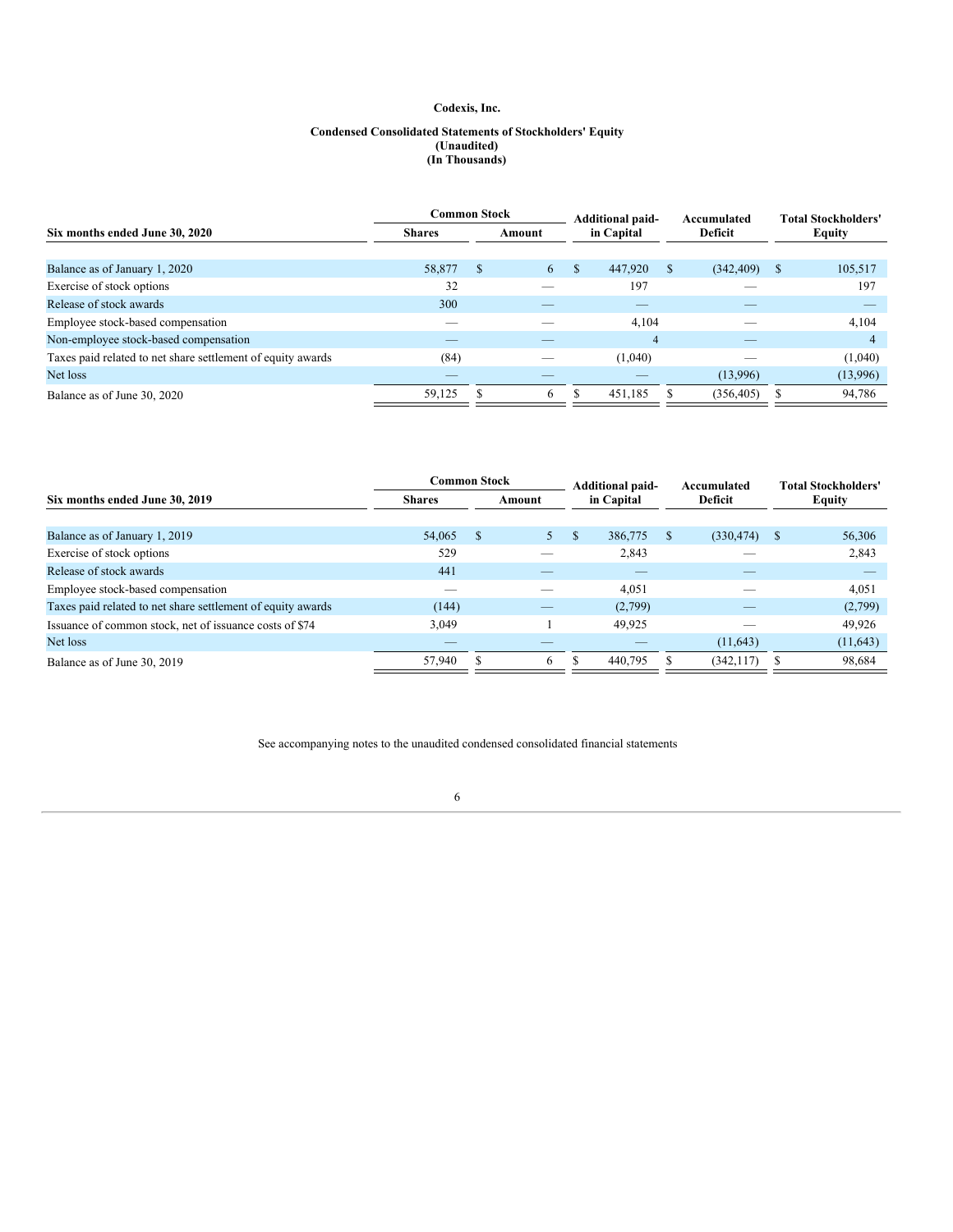**Codexis, Inc.**

**Condensed Consolidated Statements of Stockholders' Equity**
**(Unaudited)**
**(In Thousands)**

| Six months ended June 30, 2020 | Common Stock Shares | Common Stock Amount | Additional paid-in Capital | Accumulated Deficit | Total Stockholders' Equity |
|---|---|---|---|---|---|
| Balance as of January 1, 2020 | 58,877 | $ 6 | $ 447,920 | $ (342,409) | $ 105,517 |
| Exercise of stock options | 32 | — | 197 | — | 197 |
| Release of stock awards | 300 | — | — | — | — |
| Employee stock-based compensation | — | — | 4,104 | — | 4,104 |
| Non-employee stock-based compensation | — | — | 4 | — | 4 |
| Taxes paid related to net share settlement of equity awards | (84) | — | (1,040) | — | (1,040) |
| Net loss | — | — | — | (13,996) | (13,996) |
| Balance as of June 30, 2020 | 59,125 | $ 6 | $ 451,185 | $ (356,405) | $ 94,786 |

| Six months ended June 30, 2019 | Common Stock Shares | Common Stock Amount | Additional paid-in Capital | Accumulated Deficit | Total Stockholders' Equity |
|---|---|---|---|---|---|
| Balance as of January 1, 2019 | 54,065 | $ 5 | $ 386,775 | $ (330,474) | $ 56,306 |
| Exercise of stock options | 529 | — | 2,843 | — | 2,843 |
| Release of stock awards | 441 | — | — | — | — |
| Employee stock-based compensation | — | — | 4,051 | — | 4,051 |
| Taxes paid related to net share settlement of equity awards | (144) | — | (2,799) | — | (2,799) |
| Issuance of common stock, net of issuance costs of $74 | 3,049 | 1 | 49,925 | — | 49,926 |
| Net loss | — | — | — | (11,643) | (11,643) |
| Balance as of June 30, 2019 | 57,940 | $ 6 | $ 440,795 | $ (342,117) | $ 98,684 |

See accompanying notes to the unaudited condensed consolidated financial statements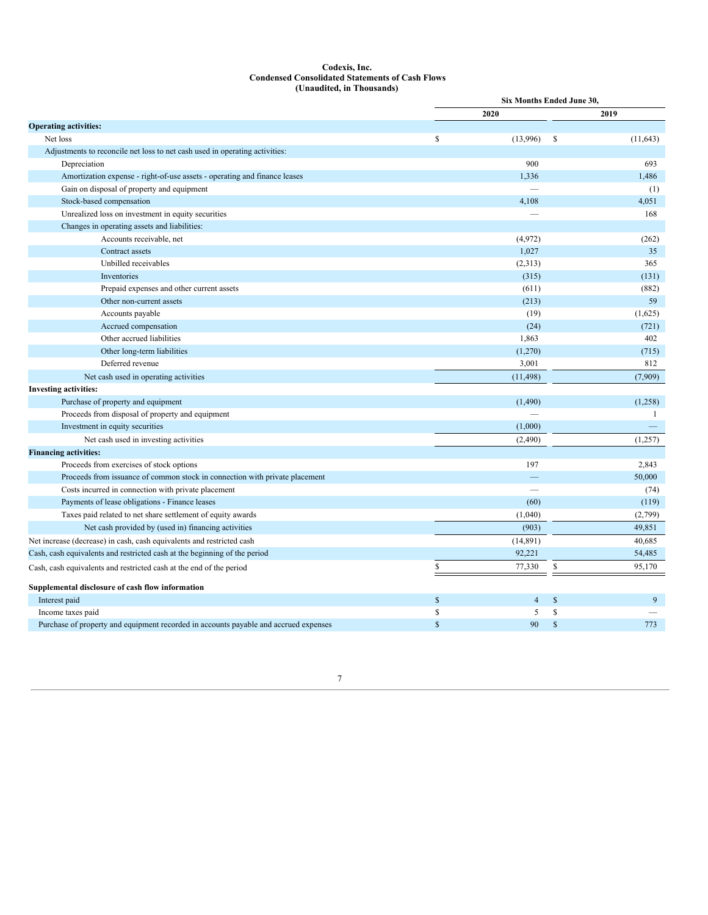**Codexis, Inc.**
**Condensed Consolidated Statements of Cash Flows**
**(Unaudited, in Thousands)**

| | Six Months Ended June 30, | |
|---|---|---|
| | 2020 | 2019 |
| **Operating activities:** | | |
| Net loss | $ (13,996) | $ (11,643) |
| Adjustments to reconcile net loss to net cash used in operating activities: | | |
| Depreciation | 900 | 693 |
| Amortization expense - right-of-use assets - operating and finance leases | 1,336 | 1,486 |
| Gain on disposal of property and equipment | — | (1) |
| Stock-based compensation | 4,108 | 4,051 |
| Unrealized loss on investment in equity securities | — | 168 |
| Changes in operating assets and liabilities: | | |
| Accounts receivable, net | (4,972) | (262) |
| Contract assets | 1,027 | 35 |
| Unbilled receivables | (2,313) | 365 |
| Inventories | (315) | (131) |
| Prepaid expenses and other current assets | (611) | (882) |
| Other non-current assets | (213) | 59 |
| Accounts payable | (19) | (1,625) |
| Accrued compensation | (24) | (721) |
| Other accrued liabilities | 1,863 | 402 |
| Other long-term liabilities | (1,270) | (715) |
| Deferred revenue | 3,001 | 812 |
| Net cash used in operating activities | (11,498) | (7,909) |
| **Investing activities:** | | |
| Purchase of property and equipment | (1,490) | (1,258) |
| Proceeds from disposal of property and equipment | — | 1 |
| Investment in equity securities | (1,000) | — |
| Net cash used in investing activities | (2,490) | (1,257) |
| **Financing activities:** | | |
| Proceeds from exercises of stock options | 197 | 2,843 |
| Proceeds from issuance of common stock in connection with private placement | — | 50,000 |
| Costs incurred in connection with private placement | — | (74) |
| Payments of lease obligations - Finance leases | (60) | (119) |
| Taxes paid related to net share settlement of equity awards | (1,040) | (2,799) |
| Net cash provided by (used in) financing activities | (903) | 49,851 |
| Net increase (decrease) in cash, cash equivalents and restricted cash | (14,891) | 40,685 |
| Cash, cash equivalents and restricted cash at the beginning of the period | 92,221 | 54,485 |
| Cash, cash equivalents and restricted cash at the end of the period | $ 77,330 | $ 95,170 |
| | | |
| **Supplemental disclosure of cash flow information** | | |
| Interest paid | $ 4 | $ 9 |
| Income taxes paid | $ 5 | $ — |
| Purchase of property and equipment recorded in accounts payable and accrued expenses | $ 90 | $ 773 |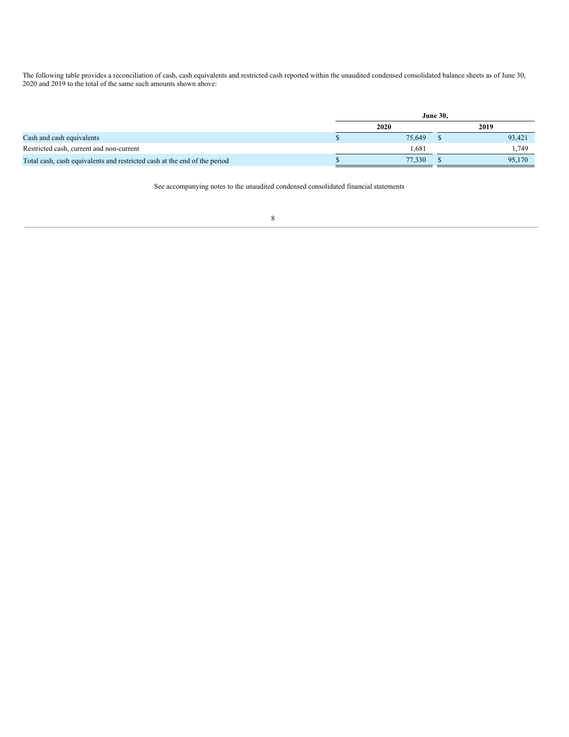The following table provides a reconciliation of cash, cash equivalents and restricted cash reported within the unaudited condensed consolidated balance sheets as of June 30, 2020 and 2019 to the total of the same such amounts shown above:

| | June 30, | |
|---|---|---|
| | 2020 | 2019 |
| Cash and cash equivalents | $ 75,649 | $ 93,421 |
| Restricted cash, current and non-current | 1,681 | 1,749 |
| Total cash, cash equivalents and restricted cash at the end of the period | $ 77,330 | $ 95,170 |

See accompanying notes to the unaudited condensed consolidated financial statements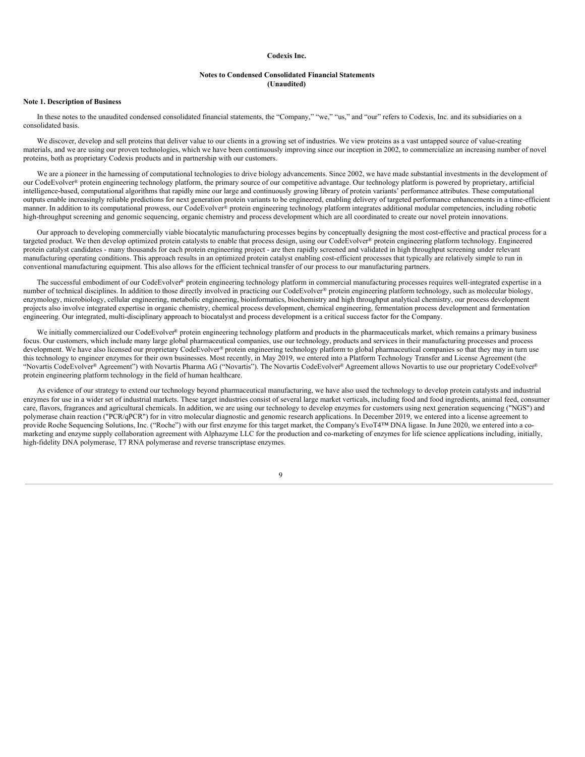**Codexis Inc.**

**Notes to Condensed Consolidated Financial Statements**
**(Unaudited)**

**Note 1. Description of Business**

In these notes to the unaudited condensed consolidated financial statements, the "Company," "we," "us," and "our" refers to Codexis, Inc. and its subsidiaries on a consolidated basis.

We discover, develop and sell proteins that deliver value to our clients in a growing set of industries. We view proteins as a vast untapped source of value-creating materials, and we are using our proven technologies, which we have been continuously improving since our inception in 2002, to commercialize an increasing number of novel proteins, both as proprietary Codexis products and in partnership with our customers.

We are a pioneer in the harnessing of computational technologies to drive biology advancements. Since 2002, we have made substantial investments in the development of our CodeEvolver® protein engineering technology platform, the primary source of our competitive advantage. Our technology platform is powered by proprietary, artificial intelligence-based, computational algorithms that rapidly mine our large and continuously growing library of protein variants' performance attributes. These computational outputs enable increasingly reliable predictions for next generation protein variants to be engineered, enabling delivery of targeted performance enhancements in a time-efficient manner. In addition to its computational prowess, our CodeEvolver® protein engineering technology platform integrates additional modular competencies, including robotic high-throughput screening and genomic sequencing, organic chemistry and process development which are all coordinated to create our novel protein innovations.

Our approach to developing commercially viable biocatalytic manufacturing processes begins by conceptually designing the most cost-effective and practical process for a targeted product. We then develop optimized protein catalysts to enable that process design, using our CodeEvolver® protein engineering platform technology. Engineered protein catalyst candidates - many thousands for each protein engineering project - are then rapidly screened and validated in high throughput screening under relevant manufacturing operating conditions. This approach results in an optimized protein catalyst enabling cost-efficient processes that typically are relatively simple to run in conventional manufacturing equipment. This also allows for the efficient technical transfer of our process to our manufacturing partners.

The successful embodiment of our CodeEvolver® protein engineering technology platform in commercial manufacturing processes requires well-integrated expertise in a number of technical disciplines. In addition to those directly involved in practicing our CodeEvolver® protein engineering platform technology, such as molecular biology, enzymology, microbiology, cellular engineering, metabolic engineering, bioinformatics, biochemistry and high throughput analytical chemistry, our process development projects also involve integrated expertise in organic chemistry, chemical process development, chemical engineering, fermentation process development and fermentation engineering. Our integrated, multi-disciplinary approach to biocatalyst and process development is a critical success factor for the Company.

We initially commercialized our CodeEvolver® protein engineering technology platform and products in the pharmaceuticals market, which remains a primary business focus. Our customers, which include many large global pharmaceutical companies, use our technology, products and services in their manufacturing processes and process development. We have also licensed our proprietary CodeEvolver® protein engineering technology platform to global pharmaceutical companies so that they may in turn use this technology to engineer enzymes for their own businesses. Most recently, in May 2019, we entered into a Platform Technology Transfer and License Agreement (the "Novartis CodeEvolver® Agreement") with Novartis Pharma AG ("Novartis"). The Novartis CodeEvolver® Agreement allows Novartis to use our proprietary CodeEvolver® protein engineering platform technology in the field of human healthcare.

As evidence of our strategy to extend our technology beyond pharmaceutical manufacturing, we have also used the technology to develop protein catalysts and industrial enzymes for use in a wider set of industrial markets. These target industries consist of several large market verticals, including food and food ingredients, animal feed, consumer care, flavors, fragrances and agricultural chemicals. In addition, we are using our technology to develop enzymes for customers using next generation sequencing ("NGS") and polymerase chain reaction ("PCR/qPCR") for in vitro molecular diagnostic and genomic research applications. In December 2019, we entered into a license agreement to provide Roche Sequencing Solutions, Inc. ("Roche") with our first enzyme for this target market, the Company's EvoT4™ DNA ligase. In June 2020, we entered into a co-marketing and enzyme supply collaboration agreement with Alphazyme LLC for the production and co-marketing of enzymes for life science applications including, initially, high-fidelity DNA polymerase, T7 RNA polymerase and reverse transcriptase enzymes.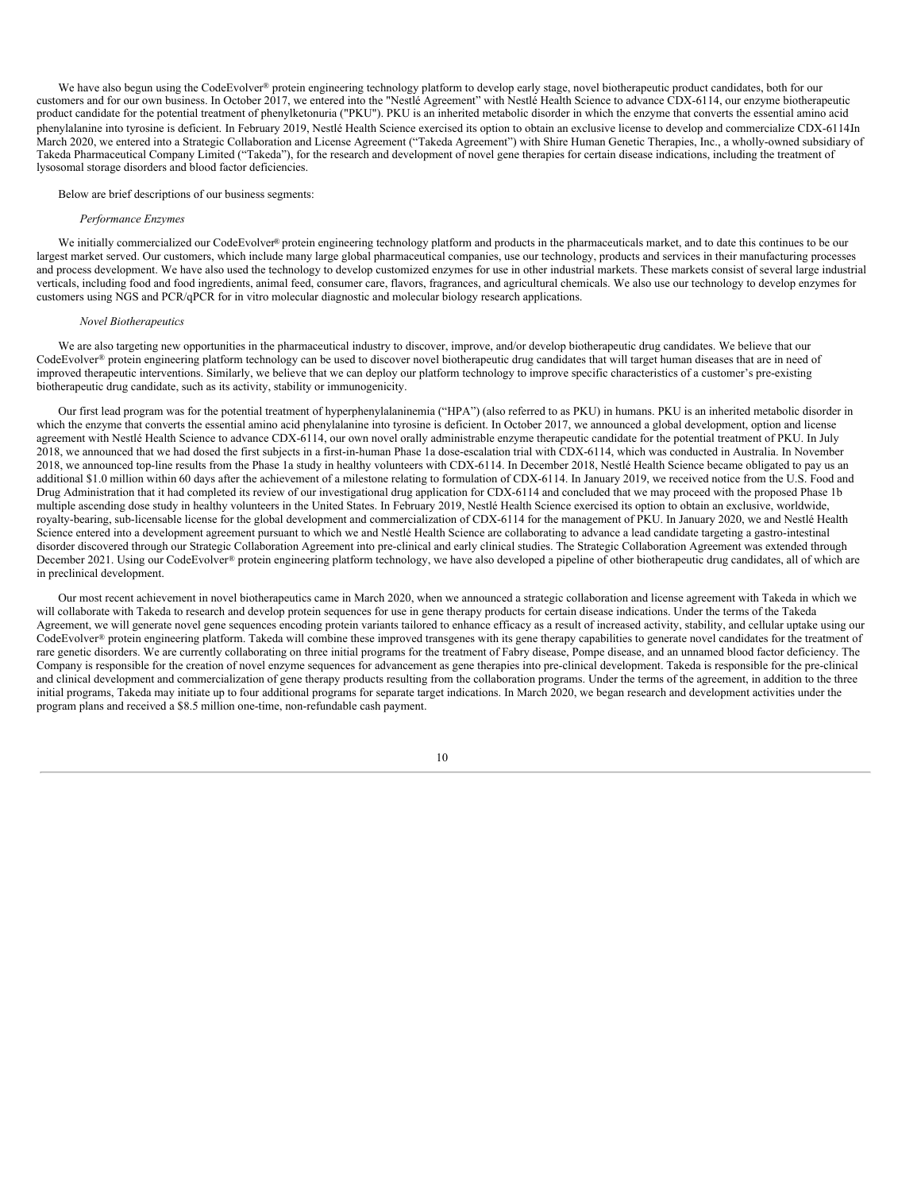We have also begun using the CodeEvolver® protein engineering technology platform to develop early stage, novel biotherapeutic product candidates, both for our customers and for our own business. In October 2017, we entered into the "Nestlé Agreement" with Nestlé Health Science to advance CDX-6114, our enzyme biotherapeutic product candidate for the potential treatment of phenylketonuria ("PKU"). PKU is an inherited metabolic disorder in which the enzyme that converts the essential amino acid phenylalanine into tyrosine is deficient. In February 2019, Nestlé Health Science exercised its option to obtain an exclusive license to develop and commercialize CDX-6114In March 2020, we entered into a Strategic Collaboration and License Agreement ("Takeda Agreement") with Shire Human Genetic Therapies, Inc., a wholly-owned subsidiary of Takeda Pharmaceutical Company Limited ("Takeda"), for the research and development of novel gene therapies for certain disease indications, including the treatment of lysosomal storage disorders and blood factor deficiencies.

Below are brief descriptions of our business segments:

*Performance Enzymes*

We initially commercialized our CodeEvolver® protein engineering technology platform and products in the pharmaceuticals market, and to date this continues to be our largest market served. Our customers, which include many large global pharmaceutical companies, use our technology, products and services in their manufacturing processes and process development. We have also used the technology to develop customized enzymes for use in other industrial markets. These markets consist of several large industrial verticals, including food and food ingredients, animal feed, consumer care, flavors, fragrances, and agricultural chemicals. We also use our technology to develop enzymes for customers using NGS and PCR/qPCR for in vitro molecular diagnostic and molecular biology research applications.

*Novel Biotherapeutics*

We are also targeting new opportunities in the pharmaceutical industry to discover, improve, and/or develop biotherapeutic drug candidates. We believe that our CodeEvolver® protein engineering platform technology can be used to discover novel biotherapeutic drug candidates that will target human diseases that are in need of improved therapeutic interventions. Similarly, we believe that we can deploy our platform technology to improve specific characteristics of a customer's pre-existing biotherapeutic drug candidate, such as its activity, stability or immunogenicity.

Our first lead program was for the potential treatment of hyperphenylalaninemia ("HPA") (also referred to as PKU) in humans. PKU is an inherited metabolic disorder in which the enzyme that converts the essential amino acid phenylalanine into tyrosine is deficient. In October 2017, we announced a global development, option and license agreement with Nestlé Health Science to advance CDX-6114, our own novel orally administrable enzyme therapeutic candidate for the potential treatment of PKU. In July 2018, we announced that we had dosed the first subjects in a first-in-human Phase 1a dose-escalation trial with CDX-6114, which was conducted in Australia. In November 2018, we announced top-line results from the Phase 1a study in healthy volunteers with CDX-6114. In December 2018, Nestlé Health Science became obligated to pay us an additional $1.0 million within 60 days after the achievement of a milestone relating to formulation of CDX-6114. In January 2019, we received notice from the U.S. Food and Drug Administration that it had completed its review of our investigational drug application for CDX-6114 and concluded that we may proceed with the proposed Phase 1b multiple ascending dose study in healthy volunteers in the United States. In February 2019, Nestlé Health Science exercised its option to obtain an exclusive, worldwide, royalty-bearing, sub-licensable license for the global development and commercialization of CDX-6114 for the management of PKU. In January 2020, we and Nestlé Health Science entered into a development agreement pursuant to which we and Nestlé Health Science are collaborating to advance a lead candidate targeting a gastro-intestinal disorder discovered through our Strategic Collaboration Agreement into pre-clinical and early clinical studies. The Strategic Collaboration Agreement was extended through December 2021. Using our CodeEvolver® protein engineering platform technology, we have also developed a pipeline of other biotherapeutic drug candidates, all of which are in preclinical development.

Our most recent achievement in novel biotherapeutics came in March 2020, when we announced a strategic collaboration and license agreement with Takeda in which we will collaborate with Takeda to research and develop protein sequences for use in gene therapy products for certain disease indications. Under the terms of the Takeda Agreement, we will generate novel gene sequences encoding protein variants tailored to enhance efficacy as a result of increased activity, stability, and cellular uptake using our CodeEvolver® protein engineering platform. Takeda will combine these improved transgenes with its gene therapy capabilities to generate novel candidates for the treatment of rare genetic disorders. We are currently collaborating on three initial programs for the treatment of Fabry disease, Pompe disease, and an unnamed blood factor deficiency. The Company is responsible for the creation of novel enzyme sequences for advancement as gene therapies into pre-clinical development. Takeda is responsible for the pre-clinical and clinical development and commercialization of gene therapy products resulting from the collaboration programs. Under the terms of the agreement, in addition to the three initial programs, Takeda may initiate up to four additional programs for separate target indications. In March 2020, we began research and development activities under the program plans and received a $8.5 million one-time, non-refundable cash payment.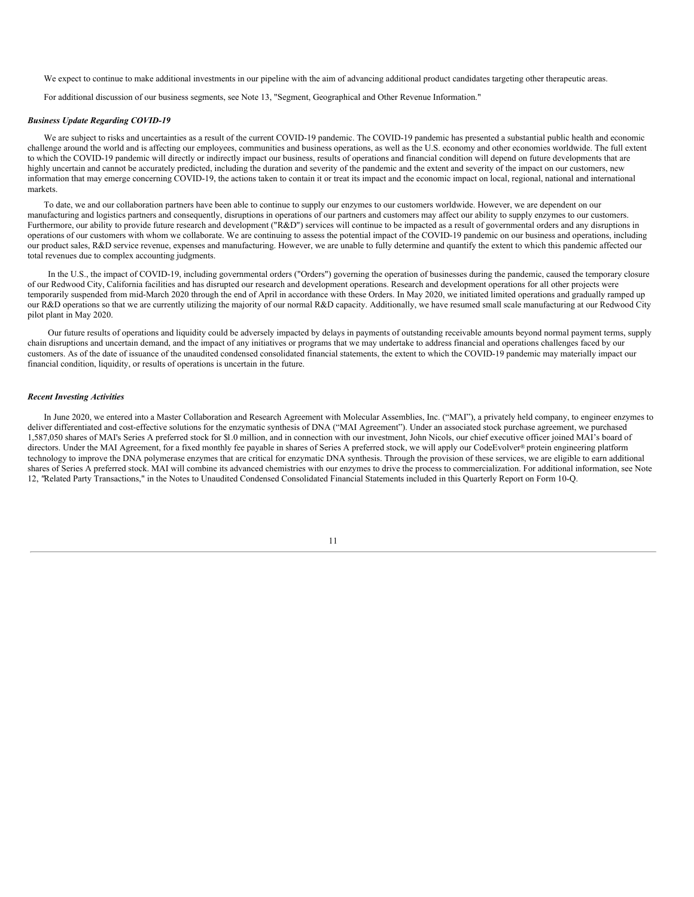We expect to continue to make additional investments in our pipeline with the aim of advancing additional product candidates targeting other therapeutic areas.

For additional discussion of our business segments, see Note 13, "Segment, Geographical and Other Revenue Information."

***Business Update Regarding COVID-19***

We are subject to risks and uncertainties as a result of the current COVID-19 pandemic. The COVID-19 pandemic has presented a substantial public health and economic challenge around the world and is affecting our employees, communities and business operations, as well as the U.S. economy and other economies worldwide. The full extent to which the COVID-19 pandemic will directly or indirectly impact our business, results of operations and financial condition will depend on future developments that are highly uncertain and cannot be accurately predicted, including the duration and severity of the pandemic and the extent and severity of the impact on our customers, new information that may emerge concerning COVID-19, the actions taken to contain it or treat its impact and the economic impact on local, regional, national and international markets.

To date, we and our collaboration partners have been able to continue to supply our enzymes to our customers worldwide. However, we are dependent on our manufacturing and logistics partners and consequently, disruptions in operations of our partners and customers may affect our ability to supply enzymes to our customers. Furthermore, our ability to provide future research and development ("R&D") services will continue to be impacted as a result of governmental orders and any disruptions in operations of our customers with whom we collaborate. We are continuing to assess the potential impact of the COVID-19 pandemic on our business and operations, including our product sales, R&D service revenue, expenses and manufacturing. However, we are unable to fully determine and quantify the extent to which this pandemic affected our total revenues due to complex accounting judgments.

In the U.S., the impact of COVID-19, including governmental orders ("Orders") governing the operation of businesses during the pandemic, caused the temporary closure of our Redwood City, California facilities and has disrupted our research and development operations. Research and development operations for all other projects were temporarily suspended from mid-March 2020 through the end of April in accordance with these Orders. In May 2020, we initiated limited operations and gradually ramped up our R&D operations so that we are currently utilizing the majority of our normal R&D capacity. Additionally, we have resumed small scale manufacturing at our Redwood City pilot plant in May 2020.

Our future results of operations and liquidity could be adversely impacted by delays in payments of outstanding receivable amounts beyond normal payment terms, supply chain disruptions and uncertain demand, and the impact of any initiatives or programs that we may undertake to address financial and operations challenges faced by our customers. As of the date of issuance of the unaudited condensed consolidated financial statements, the extent to which the COVID-19 pandemic may materially impact our financial condition, liquidity, or results of operations is uncertain in the future.

***Recent Investing Activities***

In June 2020, we entered into a Master Collaboration and Research Agreement with Molecular Assemblies, Inc. ("MAI"), a privately held company, to engineer enzymes to deliver differentiated and cost-effective solutions for the enzymatic synthesis of DNA ("MAI Agreement"). Under an associated stock purchase agreement, we purchased 1,587,050 shares of MAI's Series A preferred stock for $1.0 million, and in connection with our investment, John Nicols, our chief executive officer joined MAI's board of directors. Under the MAI Agreement, for a fixed monthly fee payable in shares of Series A preferred stock, we will apply our CodeEvolver® protein engineering platform technology to improve the DNA polymerase enzymes that are critical for enzymatic DNA synthesis. Through the provision of these services, we are eligible to earn additional shares of Series A preferred stock. MAI will combine its advanced chemistries with our enzymes to drive the process to commercialization. For additional information, see Note 12, "Related Party Transactions," in the Notes to Unaudited Condensed Consolidated Financial Statements included in this Quarterly Report on Form 10-Q.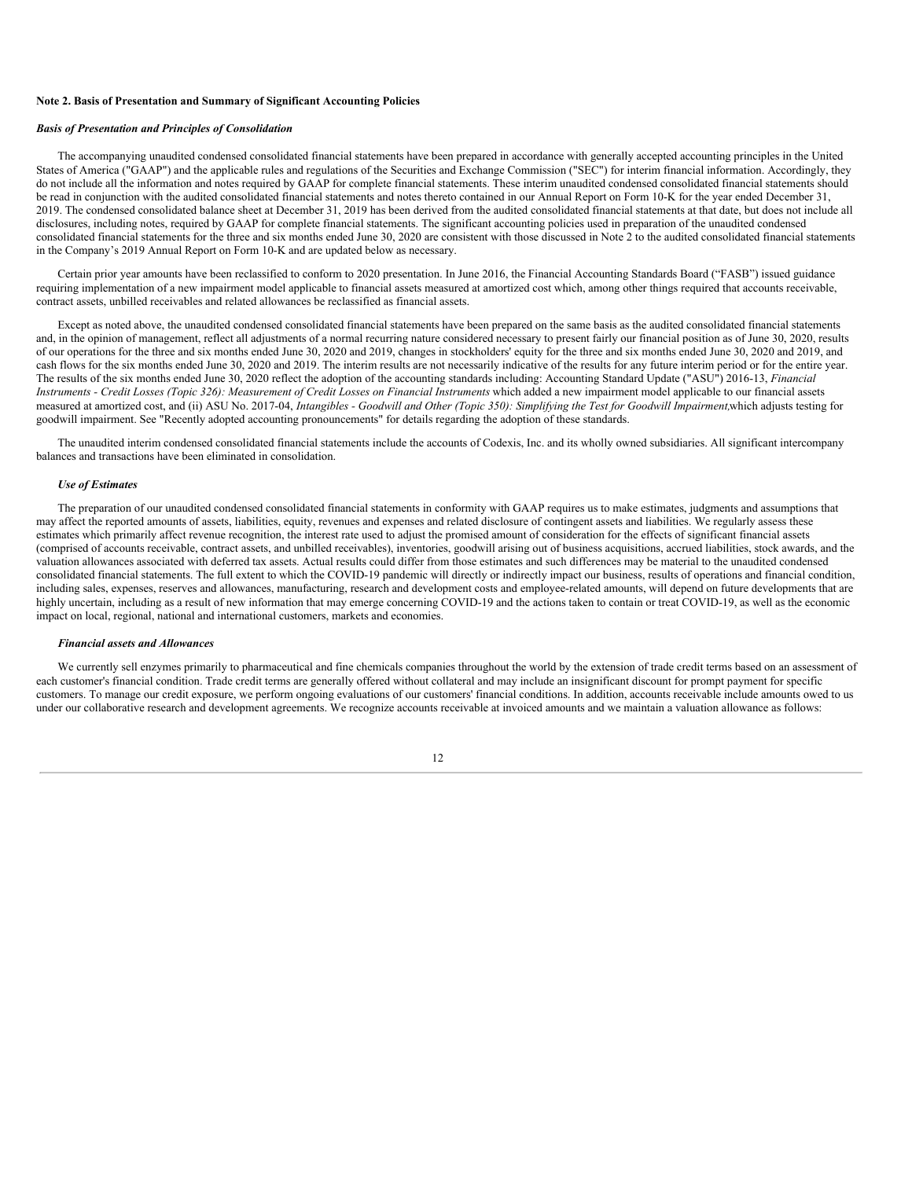**Note 2. Basis of Presentation and Summary of Significant Accounting Policies**

***Basis of Presentation and Principles of Consolidation***

The accompanying unaudited condensed consolidated financial statements have been prepared in accordance with generally accepted accounting principles in the United States of America ("GAAP") and the applicable rules and regulations of the Securities and Exchange Commission ("SEC") for interim financial information. Accordingly, they do not include all the information and notes required by GAAP for complete financial statements. These interim unaudited condensed consolidated financial statements should be read in conjunction with the audited consolidated financial statements and notes thereto contained in our Annual Report on Form 10-K for the year ended December 31, 2019. The condensed consolidated balance sheet at December 31, 2019 has been derived from the audited consolidated financial statements at that date, but does not include all disclosures, including notes, required by GAAP for complete financial statements. The significant accounting policies used in preparation of the unaudited condensed consolidated financial statements for the three and six months ended June 30, 2020 are consistent with those discussed in Note 2 to the audited consolidated financial statements in the Company's 2019 Annual Report on Form 10-K and are updated below as necessary.

Certain prior year amounts have been reclassified to conform to 2020 presentation. In June 2016, the Financial Accounting Standards Board ("FASB") issued guidance requiring implementation of a new impairment model applicable to financial assets measured at amortized cost which, among other things required that accounts receivable, contract assets, unbilled receivables and related allowances be reclassified as financial assets.

Except as noted above, the unaudited condensed consolidated financial statements have been prepared on the same basis as the audited consolidated financial statements and, in the opinion of management, reflect all adjustments of a normal recurring nature considered necessary to present fairly our financial position as of June 30, 2020, results of our operations for the three and six months ended June 30, 2020 and 2019, changes in stockholders' equity for the three and six months ended June 30, 2020 and 2019, and cash flows for the six months ended June 30, 2020 and 2019. The interim results are not necessarily indicative of the results for any future interim period or for the entire year. The results of the six months ended June 30, 2020 reflect the adoption of the accounting standards including: Accounting Standard Update ("ASU") 2016-13, *Financial Instruments - Credit Losses (Topic 326): Measurement of Credit Losses on Financial Instruments* which added a new impairment model applicable to our financial assets measured at amortized cost, and (ii) ASU No. 2017-04, *Intangibles - Goodwill and Other (Topic 350): Simplifying the Test for Goodwill Impairment,*which adjusts testing for goodwill impairment. See "Recently adopted accounting pronouncements" for details regarding the adoption of these standards.

The unaudited interim condensed consolidated financial statements include the accounts of Codexis, Inc. and its wholly owned subsidiaries. All significant intercompany balances and transactions have been eliminated in consolidation.

***Use of Estimates***

The preparation of our unaudited condensed consolidated financial statements in conformity with GAAP requires us to make estimates, judgments and assumptions that may affect the reported amounts of assets, liabilities, equity, revenues and expenses and related disclosure of contingent assets and liabilities. We regularly assess these estimates which primarily affect revenue recognition, the interest rate used to adjust the promised amount of consideration for the effects of significant financial assets (comprised of accounts receivable, contract assets, and unbilled receivables), inventories, goodwill arising out of business acquisitions, accrued liabilities, stock awards, and the valuation allowances associated with deferred tax assets. Actual results could differ from those estimates and such differences may be material to the unaudited condensed consolidated financial statements. The full extent to which the COVID-19 pandemic will directly or indirectly impact our business, results of operations and financial condition, including sales, expenses, reserves and allowances, manufacturing, research and development costs and employee-related amounts, will depend on future developments that are highly uncertain, including as a result of new information that may emerge concerning COVID-19 and the actions taken to contain or treat COVID-19, as well as the economic impact on local, regional, national and international customers, markets and economies.

***Financial assets and Allowances***

We currently sell enzymes primarily to pharmaceutical and fine chemicals companies throughout the world by the extension of trade credit terms based on an assessment of each customer's financial condition. Trade credit terms are generally offered without collateral and may include an insignificant discount for prompt payment for specific customers. To manage our credit exposure, we perform ongoing evaluations of our customers' financial conditions. In addition, accounts receivable include amounts owed to us under our collaborative research and development agreements. We recognize accounts receivable at invoiced amounts and we maintain a valuation allowance as follows: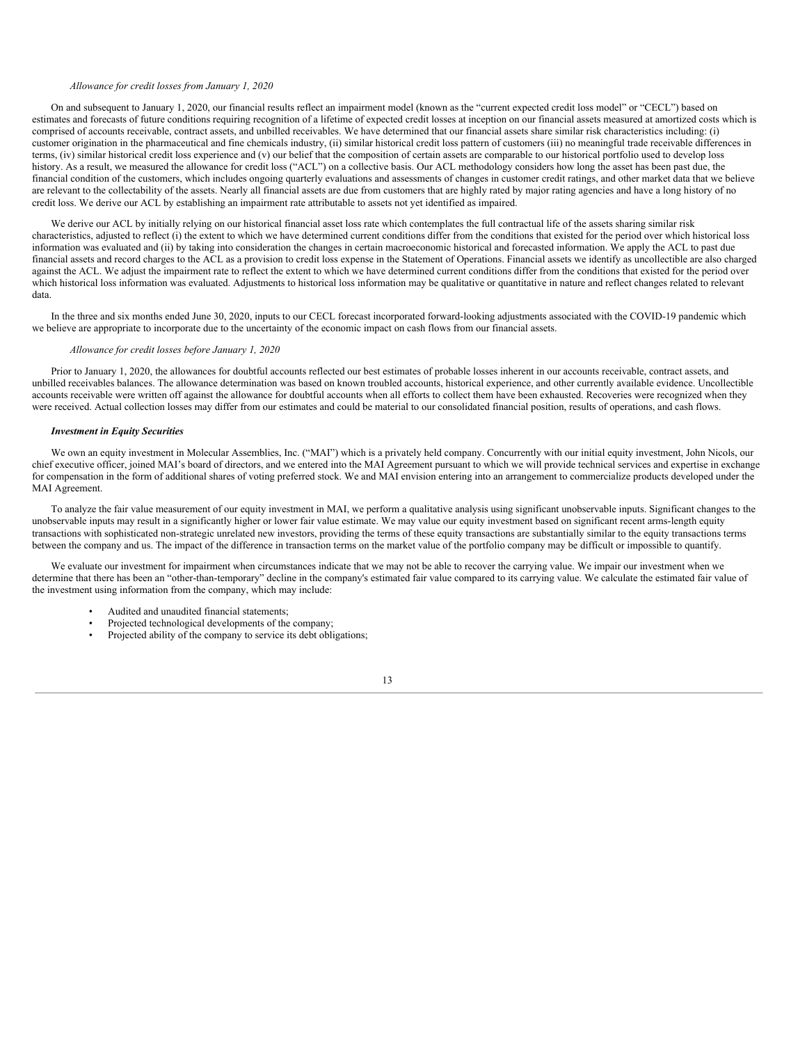*Allowance for credit losses from January 1, 2020*

On and subsequent to January 1, 2020, our financial results reflect an impairment model (known as the "current expected credit loss model" or "CECL") based on estimates and forecasts of future conditions requiring recognition of a lifetime of expected credit losses at inception on our financial assets measured at amortized costs which is comprised of accounts receivable, contract assets, and unbilled receivables. We have determined that our financial assets share similar risk characteristics including: (i) customer origination in the pharmaceutical and fine chemicals industry, (ii) similar historical credit loss pattern of customers (iii) no meaningful trade receivable differences in terms, (iv) similar historical credit loss experience and (v) our belief that the composition of certain assets are comparable to our historical portfolio used to develop loss history. As a result, we measured the allowance for credit loss ("ACL") on a collective basis. Our ACL methodology considers how long the asset has been past due, the financial condition of the customers, which includes ongoing quarterly evaluations and assessments of changes in customer credit ratings, and other market data that we believe are relevant to the collectability of the assets. Nearly all financial assets are due from customers that are highly rated by major rating agencies and have a long history of no credit loss. We derive our ACL by establishing an impairment rate attributable to assets not yet identified as impaired.

We derive our ACL by initially relying on our historical financial asset loss rate which contemplates the full contractual life of the assets sharing similar risk characteristics, adjusted to reflect (i) the extent to which we have determined current conditions differ from the conditions that existed for the period over which historical loss information was evaluated and (ii) by taking into consideration the changes in certain macroeconomic historical and forecasted information. We apply the ACL to past due financial assets and record charges to the ACL as a provision to credit loss expense in the Statement of Operations. Financial assets we identify as uncollectible are also charged against the ACL. We adjust the impairment rate to reflect the extent to which we have determined current conditions differ from the conditions that existed for the period over which historical loss information was evaluated. Adjustments to historical loss information may be qualitative or quantitative in nature and reflect changes related to relevant data.

In the three and six months ended June 30, 2020, inputs to our CECL forecast incorporated forward-looking adjustments associated with the COVID-19 pandemic which we believe are appropriate to incorporate due to the uncertainty of the economic impact on cash flows from our financial assets.

*Allowance for credit losses before January 1, 2020*

Prior to January 1, 2020, the allowances for doubtful accounts reflected our best estimates of probable losses inherent in our accounts receivable, contract assets, and unbilled receivables balances. The allowance determination was based on known troubled accounts, historical experience, and other currently available evidence. Uncollectible accounts receivable were written off against the allowance for doubtful accounts when all efforts to collect them have been exhausted. Recoveries were recognized when they were received. Actual collection losses may differ from our estimates and could be material to our consolidated financial position, results of operations, and cash flows.

***Investment in Equity Securities***

We own an equity investment in Molecular Assemblies, Inc. ("MAI") which is a privately held company. Concurrently with our initial equity investment, John Nicols, our chief executive officer, joined MAI's board of directors, and we entered into the MAI Agreement pursuant to which we will provide technical services and expertise in exchange for compensation in the form of additional shares of voting preferred stock. We and MAI envision entering into an arrangement to commercialize products developed under the MAI Agreement.

To analyze the fair value measurement of our equity investment in MAI, we perform a qualitative analysis using significant unobservable inputs. Significant changes to the unobservable inputs may result in a significantly higher or lower fair value estimate. We may value our equity investment based on significant recent arms-length equity transactions with sophisticated non-strategic unrelated new investors, providing the terms of these equity transactions are substantially similar to the equity transactions terms between the company and us. The impact of the difference in transaction terms on the market value of the portfolio company may be difficult or impossible to quantify.

We evaluate our investment for impairment when circumstances indicate that we may not be able to recover the carrying value. We impair our investment when we determine that there has been an "other-than-temporary" decline in the company's estimated fair value compared to its carrying value. We calculate the estimated fair value of the investment using information from the company, which may include:

- Audited and unaudited financial statements;
- Projected technological developments of the company;
- Projected ability of the company to service its debt obligations;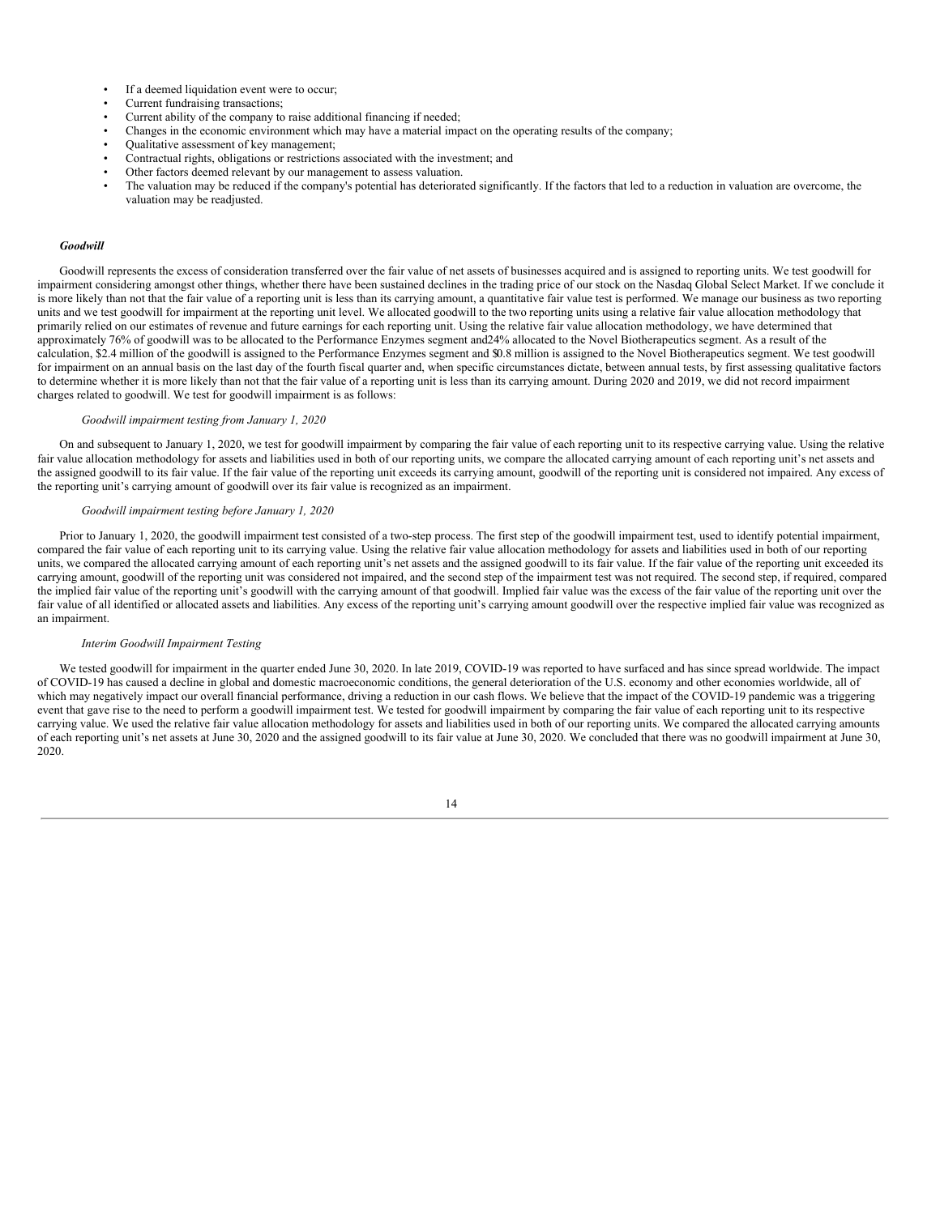- If a deemed liquidation event were to occur;
- Current fundraising transactions;
- Current ability of the company to raise additional financing if needed;
- Changes in the economic environment which may have a material impact on the operating results of the company;
- Qualitative assessment of key management;
- Contractual rights, obligations or restrictions associated with the investment; and
- Other factors deemed relevant by our management to assess valuation.
- The valuation may be reduced if the company's potential has deteriorated significantly. If the factors that led to a reduction in valuation are overcome, the valuation may be readjusted.

***Goodwill***

Goodwill represents the excess of consideration transferred over the fair value of net assets of businesses acquired and is assigned to reporting units. We test goodwill for impairment considering amongst other things, whether there have been sustained declines in the trading price of our stock on the Nasdaq Global Select Market. If we conclude it is more likely than not that the fair value of a reporting unit is less than its carrying amount, a quantitative fair value test is performed. We manage our business as two reporting units and we test goodwill for impairment at the reporting unit level. We allocated goodwill to the two reporting units using a relative fair value allocation methodology that primarily relied on our estimates of revenue and future earnings for each reporting unit. Using the relative fair value allocation methodology, we have determined that approximately 76% of goodwill was to be allocated to the Performance Enzymes segment and 24% allocated to the Novel Biotherapeutics segment. As a result of the calculation, $2.4 million of the goodwill is assigned to the Performance Enzymes segment and $0.8 million is assigned to the Novel Biotherapeutics segment. We test goodwill for impairment on an annual basis on the last day of the fourth fiscal quarter and, when specific circumstances dictate, between annual tests, by first assessing qualitative factors to determine whether it is more likely than not that the fair value of a reporting unit is less than its carrying amount. During 2020 and 2019, we did not record impairment charges related to goodwill. We test for goodwill impairment is as follows:

*Goodwill impairment testing from January 1, 2020*

On and subsequent to January 1, 2020, we test for goodwill impairment by comparing the fair value of each reporting unit to its respective carrying value. Using the relative fair value allocation methodology for assets and liabilities used in both of our reporting units, we compare the allocated carrying amount of each reporting unit's net assets and the assigned goodwill to its fair value. If the fair value of the reporting unit exceeds its carrying amount, goodwill of the reporting unit is considered not impaired. Any excess of the reporting unit's carrying amount of goodwill over its fair value is recognized as an impairment.

*Goodwill impairment testing before January 1, 2020*

Prior to January 1, 2020, the goodwill impairment test consisted of a two-step process. The first step of the goodwill impairment test, used to identify potential impairment, compared the fair value of each reporting unit to its carrying value. Using the relative fair value allocation methodology for assets and liabilities used in both of our reporting units, we compared the allocated carrying amount of each reporting unit's net assets and the assigned goodwill to its fair value. If the fair value of the reporting unit exceeded its carrying amount, goodwill of the reporting unit was considered not impaired, and the second step of the impairment test was not required. The second step, if required, compared the implied fair value of the reporting unit's goodwill with the carrying amount of that goodwill. Implied fair value was the excess of the fair value of the reporting unit over the fair value of all identified or allocated assets and liabilities. Any excess of the reporting unit's carrying amount goodwill over the respective implied fair value was recognized as an impairment.

*Interim Goodwill Impairment Testing*

We tested goodwill for impairment in the quarter ended June 30, 2020. In late 2019, COVID-19 was reported to have surfaced and has since spread worldwide. The impact of COVID-19 has caused a decline in global and domestic macroeconomic conditions, the general deterioration of the U.S. economy and other economies worldwide, all of which may negatively impact our overall financial performance, driving a reduction in our cash flows. We believe that the impact of the COVID-19 pandemic was a triggering event that gave rise to the need to perform a goodwill impairment test. We tested for goodwill impairment by comparing the fair value of each reporting unit to its respective carrying value. We used the relative fair value allocation methodology for assets and liabilities used in both of our reporting units. We compared the allocated carrying amounts of each reporting unit's net assets at June 30, 2020 and the assigned goodwill to its fair value at June 30, 2020. We concluded that there was no goodwill impairment at June 30, 2020.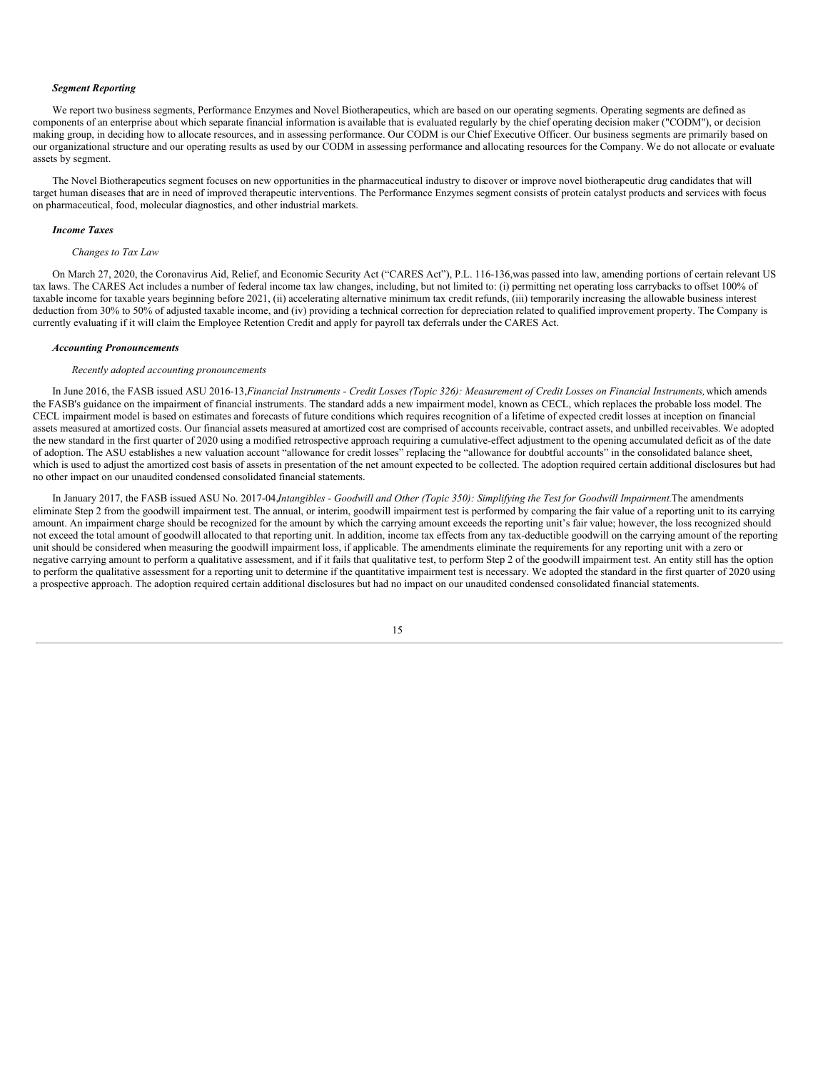### *Segment Reporting*

We report two business segments, Performance Enzymes and Novel Biotherapeutics, which are based on our operating segments. Operating segments are defined as components of an enterprise about which separate financial information is available that is evaluated regularly by the chief operating decision maker ("CODM"), or decision making group, in deciding how to allocate resources, and in assessing performance. Our CODM is our Chief Executive Officer. Our business segments are primarily based on our organizational structure and our operating results as used by our CODM in assessing performance and allocating resources for the Company. We do not allocate or evaluate assets by segment.

The Novel Biotherapeutics segment focuses on new opportunities in the pharmaceutical industry to discover or improve novel biotherapeutic drug candidates that will target human diseases that are in need of improved therapeutic interventions. The Performance Enzymes segment consists of protein catalyst products and services with focus on pharmaceutical, food, molecular diagnostics, and other industrial markets.

### *Income Taxes*

*Changes to Tax Law*

On March 27, 2020, the Coronavirus Aid, Relief, and Economic Security Act ("CARES Act"), P.L. 116-136,was passed into law, amending portions of certain relevant US tax laws. The CARES Act includes a number of federal income tax law changes, including, but not limited to: (i) permitting net operating loss carrybacks to offset 100% of taxable income for taxable years beginning before 2021, (ii) accelerating alternative minimum tax credit refunds, (iii) temporarily increasing the allowable business interest deduction from 30% to 50% of adjusted taxable income, and (iv) providing a technical correction for depreciation related to qualified improvement property. The Company is currently evaluating if it will claim the Employee Retention Credit and apply for payroll tax deferrals under the CARES Act.

### *Accounting Pronouncements*

*Recently adopted accounting pronouncements*

In June 2016, the FASB issued ASU 2016-13,*Financial Instruments - Credit Losses (Topic 326): Measurement of Credit Losses on Financial Instruments,* which amends the FASB's guidance on the impairment of financial instruments. The standard adds a new impairment model, known as CECL, which replaces the probable loss model. The CECL impairment model is based on estimates and forecasts of future conditions which requires recognition of a lifetime of expected credit losses at inception on financial assets measured at amortized costs. Our financial assets measured at amortized cost are comprised of accounts receivable, contract assets, and unbilled receivables. We adopted the new standard in the first quarter of 2020 using a modified retrospective approach requiring a cumulative-effect adjustment to the opening accumulated deficit as of the date of adoption. The ASU establishes a new valuation account "allowance for credit losses" replacing the "allowance for doubtful accounts" in the consolidated balance sheet, which is used to adjust the amortized cost basis of assets in presentation of the net amount expected to be collected. The adoption required certain additional disclosures but had no other impact on our unaudited condensed consolidated financial statements.

In January 2017, the FASB issued ASU No. 2017-04,*Intangibles - Goodwill and Other (Topic 350): Simplifying the Test for Goodwill Impairment.*The amendments eliminate Step 2 from the goodwill impairment test. The annual, or interim, goodwill impairment test is performed by comparing the fair value of a reporting unit to its carrying amount. An impairment charge should be recognized for the amount by which the carrying amount exceeds the reporting unit's fair value; however, the loss recognized should not exceed the total amount of goodwill allocated to that reporting unit. In addition, income tax effects from any tax-deductible goodwill on the carrying amount of the reporting unit should be considered when measuring the goodwill impairment loss, if applicable. The amendments eliminate the requirements for any reporting unit with a zero or negative carrying amount to perform a qualitative assessment, and if it fails that qualitative test, to perform Step 2 of the goodwill impairment test. An entity still has the option to perform the qualitative assessment for a reporting unit to determine if the quantitative impairment test is necessary. We adopted the standard in the first quarter of 2020 using a prospective approach. The adoption required certain additional disclosures but had no impact on our unaudited condensed consolidated financial statements.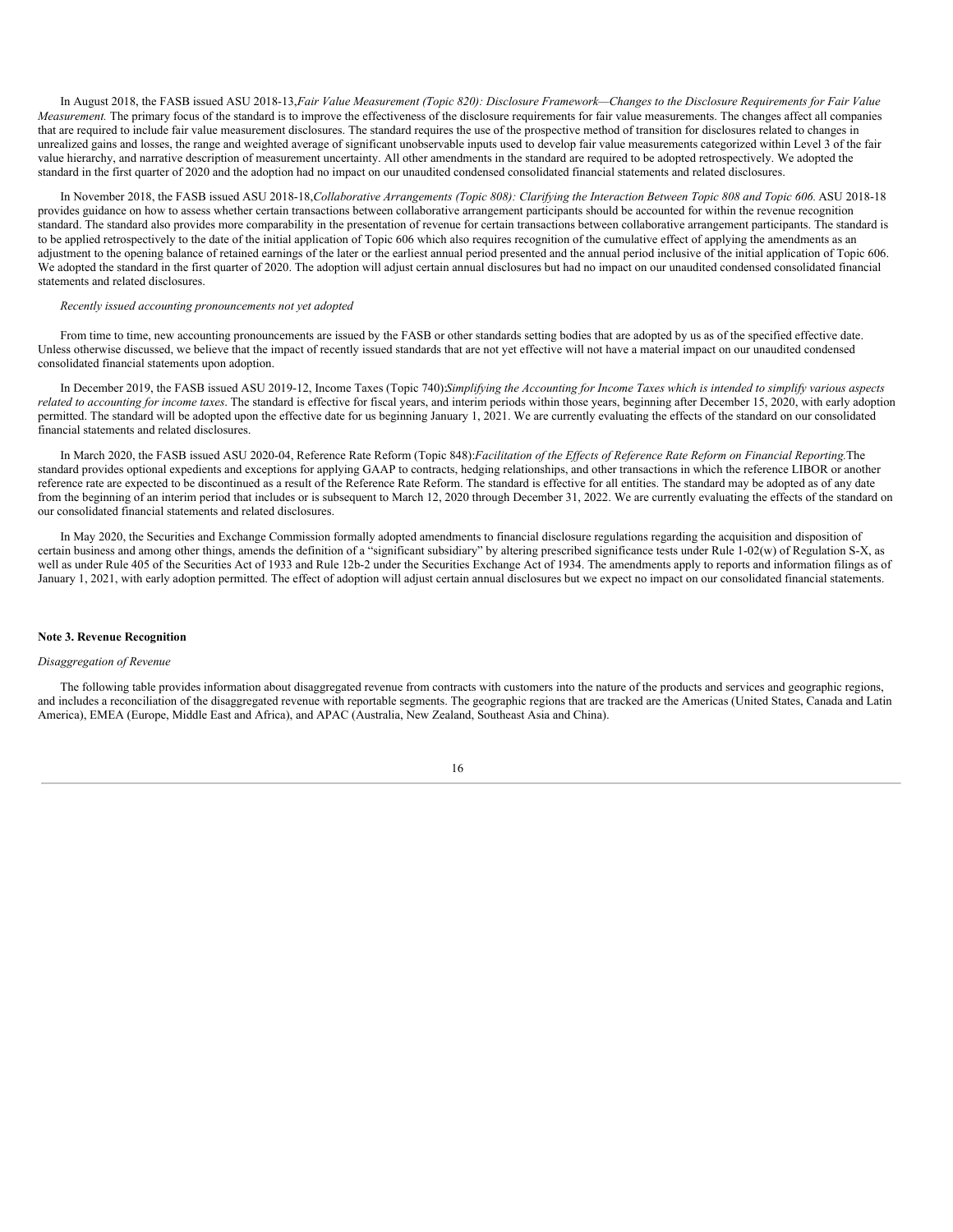In August 2018, the FASB issued ASU 2018-13,*Fair Value Measurement (Topic 820): Disclosure Framework—Changes to the Disclosure Requirements for Fair Value Measurement.* The primary focus of the standard is to improve the effectiveness of the disclosure requirements for fair value measurements. The changes affect all companies that are required to include fair value measurement disclosures. The standard requires the use of the prospective method of transition for disclosures related to changes in unrealized gains and losses, the range and weighted average of significant unobservable inputs used to develop fair value measurements categorized within Level 3 of the fair value hierarchy, and narrative description of measurement uncertainty. All other amendments in the standard are required to be adopted retrospectively. We adopted the standard in the first quarter of 2020 and the adoption had no impact on our unaudited condensed consolidated financial statements and related disclosures.

In November 2018, the FASB issued ASU 2018-18,*Collaborative Arrangements (Topic 808): Clarifying the Interaction Between Topic 808 and Topic 606.* ASU 2018-18 provides guidance on how to assess whether certain transactions between collaborative arrangement participants should be accounted for within the revenue recognition standard. The standard also provides more comparability in the presentation of revenue for certain transactions between collaborative arrangement participants. The standard is to be applied retrospectively to the date of the initial application of Topic 606 which also requires recognition of the cumulative effect of applying the amendments as an adjustment to the opening balance of retained earnings of the later or the earliest annual period presented and the annual period inclusive of the initial application of Topic 606. We adopted the standard in the first quarter of 2020. The adoption will adjust certain annual disclosures but had no impact on our unaudited condensed consolidated financial statements and related disclosures.

*Recently issued accounting pronouncements not yet adopted*

From time to time, new accounting pronouncements are issued by the FASB or other standards setting bodies that are adopted by us as of the specified effective date. Unless otherwise discussed, we believe that the impact of recently issued standards that are not yet effective will not have a material impact on our unaudited condensed consolidated financial statements upon adoption.

In December 2019, the FASB issued ASU 2019-12, Income Taxes (Topic 740):*Simplifying the Accounting for Income Taxes which is intended to simplify various aspects related to accounting for income taxes*. The standard is effective for fiscal years, and interim periods within those years, beginning after December 15, 2020, with early adoption permitted. The standard will be adopted upon the effective date for us beginning January 1, 2021. We are currently evaluating the effects of the standard on our consolidated financial statements and related disclosures.

In March 2020, the FASB issued ASU 2020-04, Reference Rate Reform (Topic 848):*Facilitation of the Effects of Reference Rate Reform on Financial Reporting.*The standard provides optional expedients and exceptions for applying GAAP to contracts, hedging relationships, and other transactions in which the reference LIBOR or another reference rate are expected to be discontinued as a result of the Reference Rate Reform. The standard is effective for all entities. The standard may be adopted as of any date from the beginning of an interim period that includes or is subsequent to March 12, 2020 through December 31, 2022. We are currently evaluating the effects of the standard on our consolidated financial statements and related disclosures.

In May 2020, the Securities and Exchange Commission formally adopted amendments to financial disclosure regulations regarding the acquisition and disposition of certain business and among other things, amends the definition of a "significant subsidiary" by altering prescribed significance tests under Rule 1-02(w) of Regulation S-X, as well as under Rule 405 of the Securities Act of 1933 and Rule 12b-2 under the Securities Exchange Act of 1934. The amendments apply to reports and information filings as of January 1, 2021, with early adoption permitted. The effect of adoption will adjust certain annual disclosures but we expect no impact on our consolidated financial statements.

**Note 3. Revenue Recognition**

*Disaggregation of Revenue*

The following table provides information about disaggregated revenue from contracts with customers into the nature of the products and services and geographic regions, and includes a reconciliation of the disaggregated revenue with reportable segments. The geographic regions that are tracked are the Americas (United States, Canada and Latin America), EMEA (Europe, Middle East and Africa), and APAC (Australia, New Zealand, Southeast Asia and China).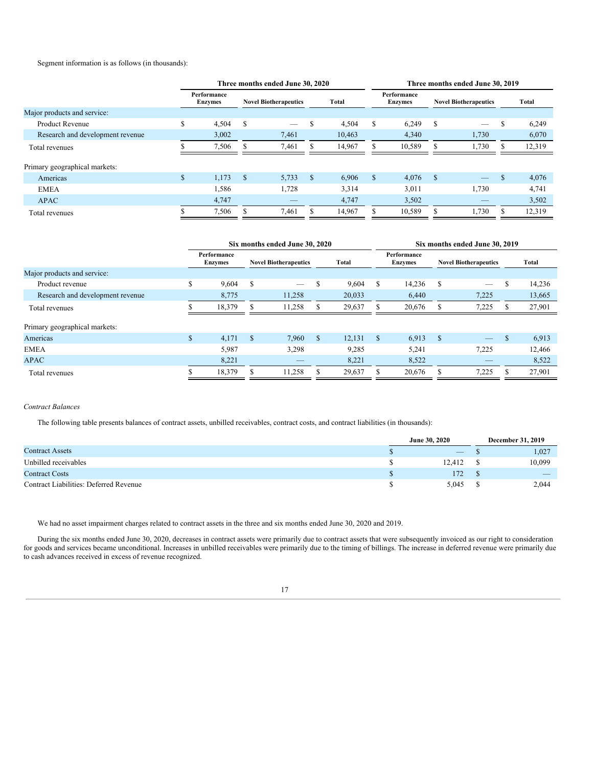Segment information is as follows (in thousands):

| | Three months ended June 30, 2020 | | | Three months ended June 30, 2019 | | |
|---|---|---|---|---|---|---|
| | Performance Enzymes | Novel Biotherapeutics | Total | Performance Enzymes | Novel Biotherapeutics | Total |
| Major products and service: | | | | | | |
| Product Revenue | $ 4,504 | $ — | $ 4,504 | $ 6,249 | $ — | $ 6,249 |
| Research and development revenue | 3,002 | 7,461 | 10,463 | 4,340 | 1,730 | 6,070 |
| Total revenues | $ 7,506 | $ 7,461 | $ 14,967 | $ 10,589 | $ 1,730 | $ 12,319 |
| Primary geographical markets: | | | | | | |
| Americas | $ 1,173 | $ 5,733 | $ 6,906 | $ 4,076 | $ — | $ 4,076 |
| EMEA | 1,586 | 1,728 | 3,314 | 3,011 | 1,730 | 4,741 |
| APAC | 4,747 | — | 4,747 | 3,502 | — | 3,502 |
| Total revenues | $ 7,506 | $ 7,461 | $ 14,967 | $ 10,589 | $ 1,730 | $ 12,319 |

| | Six months ended June 30, 2020 | | | Six months ended June 30, 2019 | | |
|---|---|---|---|---|---|---|
| | Performance Enzymes | Novel Biotherapeutics | Total | Performance Enzymes | Novel Biotherapeutics | Total |
| Major products and service: | | | | | | |
| Product revenue | $ 9,604 | $ — | $ 9,604 | $ 14,236 | $ — | $ 14,236 |
| Research and development revenue | 8,775 | 11,258 | 20,033 | 6,440 | 7,225 | 13,665 |
| Total revenues | $ 18,379 | $ 11,258 | $ 29,637 | $ 20,676 | $ 7,225 | $ 27,901 |
| Primary geographical markets: | | | | | | |
| Americas | $ 4,171 | $ 7,960 | $ 12,131 | $ 6,913 | $ — | $ 6,913 |
| EMEA | 5,987 | 3,298 | 9,285 | 5,241 | 7,225 | 12,466 |
| APAC | 8,221 | — | 8,221 | 8,522 | — | 8,522 |
| Total revenues | $ 18,379 | $ 11,258 | $ 29,637 | $ 20,676 | $ 7,225 | $ 27,901 |

*Contract Balances*

The following table presents balances of contract assets, unbilled receivables, contract costs, and contract liabilities (in thousands):

| | June 30, 2020 | December 31, 2019 |
|---|---|---|
| Contract Assets | $ — | $ 1,027 |
| Unbilled receivables | $ 12,412 | $ 10,099 |
| Contract Costs | $ 172 | $ — |
| Contract Liabilities: Deferred Revenue | $ 5,045 | $ 2,044 |

We had no asset impairment charges related to contract assets in the three and six months ended June 30, 2020 and 2019.

During the six months ended June 30, 2020, decreases in contract assets were primarily due to contract assets that were subsequently invoiced as our right to consideration for goods and services became unconditional. Increases in unbilled receivables were primarily due to the timing of billings. The increase in deferred revenue were primarily due to cash advances received in excess of revenue recognized.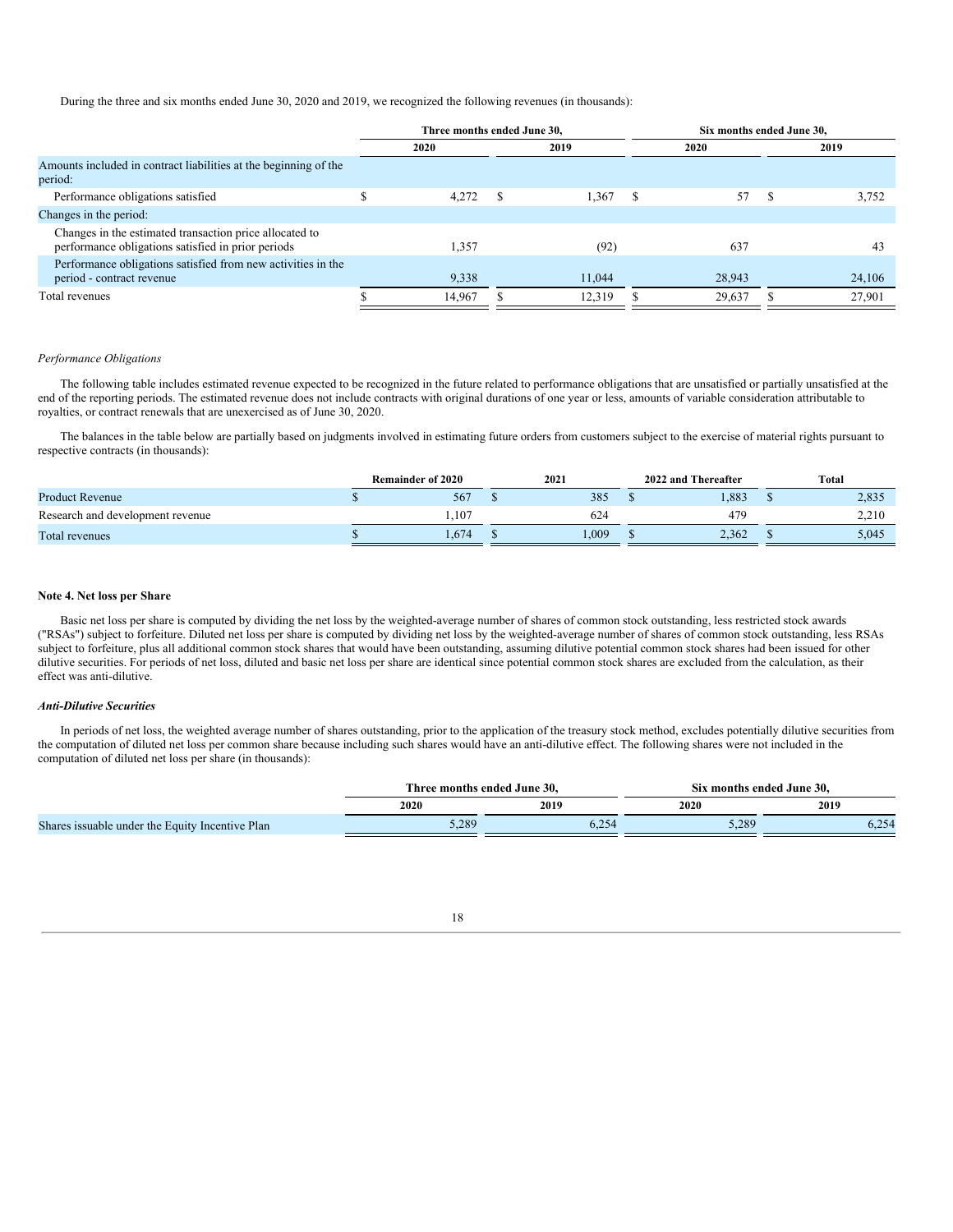During the three and six months ended June 30, 2020 and 2019, we recognized the following revenues (in thousands):

| | Three months ended June 30, | | Six months ended June 30, | |
|---|---|---|---|---|
| | 2020 | 2019 | 2020 | 2019 |
| Amounts included in contract liabilities at the beginning of the period: | | | | |
| Performance obligations satisfied | $ 4,272 | $ 1,367 | $ 57 | $ 3,752 |
| Changes in the period: | | | | |
| Changes in the estimated transaction price allocated to performance obligations satisfied in prior periods | 1,357 | (92) | 637 | 43 |
| Performance obligations satisfied from new activities in the period - contract revenue | 9,338 | 11,044 | 28,943 | 24,106 |
| Total revenues | $ 14,967 | $ 12,319 | $ 29,637 | $ 27,901 |

*Performance Obligations*

The following table includes estimated revenue expected to be recognized in the future related to performance obligations that are unsatisfied or partially unsatisfied at the end of the reporting periods. The estimated revenue does not include contracts with original durations of one year or less, amounts of variable consideration attributable to royalties, or contract renewals that are unexercised as of June 30, 2020.

The balances in the table below are partially based on judgments involved in estimating future orders from customers subject to the exercise of material rights pursuant to respective contracts (in thousands):

| | Remainder of 2020 | 2021 | 2022 and Thereafter | Total |
|---|---|---|---|---|
| Product Revenue | $ 567 | $ 385 | $ 1,883 | $ 2,835 |
| Research and development revenue | 1,107 | 624 | 479 | 2,210 |
| Total revenues | $ 1,674 | $ 1,009 | $ 2,362 | $ 5,045 |

**Note 4. Net loss per Share**

Basic net loss per share is computed by dividing the net loss by the weighted-average number of shares of common stock outstanding, less restricted stock awards ("RSAs") subject to forfeiture. Diluted net loss per share is computed by dividing net loss by the weighted-average number of shares of common stock outstanding, less RSAs subject to forfeiture, plus all additional common stock shares that would have been outstanding, assuming dilutive potential common stock shares had been issued for other dilutive securities. For periods of net loss, diluted and basic net loss per share are identical since potential common stock shares are excluded from the calculation, as their effect was anti-dilutive.

***Anti-Dilutive Securities***

In periods of net loss, the weighted average number of shares outstanding, prior to the application of the treasury stock method, excludes potentially dilutive securities from the computation of diluted net loss per common share because including such shares would have an anti-dilutive effect. The following shares were not included in the computation of diluted net loss per share (in thousands):

| | Three months ended June 30, | | Six months ended June 30, | |
|---|---|---|---|---|
| | 2020 | 2019 | 2020 | 2019 |
| Shares issuable under the Equity Incentive Plan | 5,289 | 6,254 | 5,289 | 6,254 |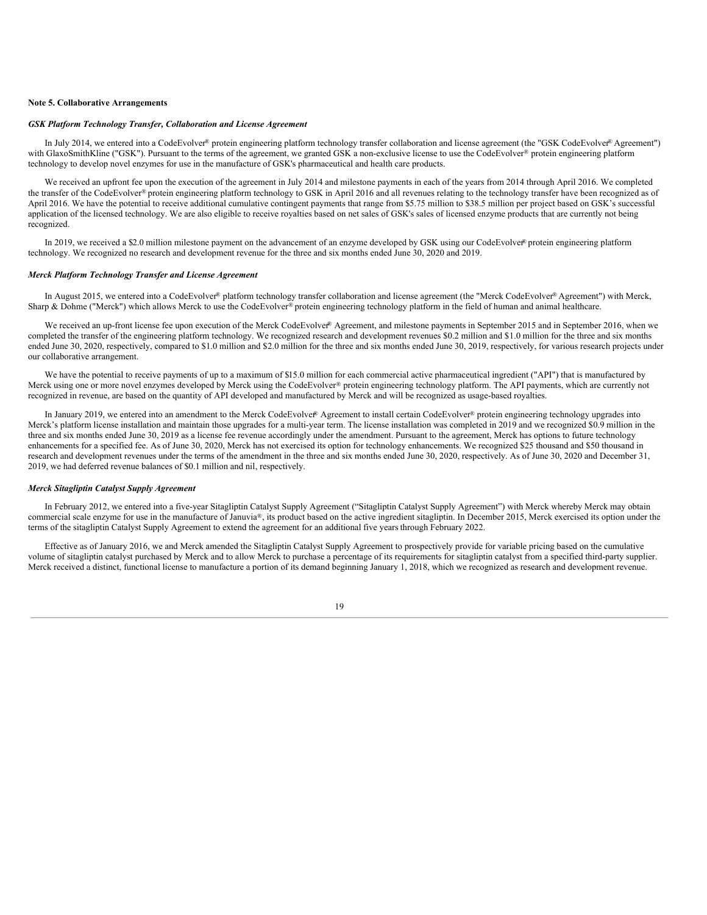**Note 5. Collaborative Arrangements**

***GSK Platform Technology Transfer, Collaboration and License Agreement***

In July 2014, we entered into a CodeEvolver® protein engineering platform technology transfer collaboration and license agreement (the "GSK CodeEvolver® Agreement") with GlaxoSmithKline ("GSK"). Pursuant to the terms of the agreement, we granted GSK a non-exclusive license to use the CodeEvolver® protein engineering platform technology to develop novel enzymes for use in the manufacture of GSK's pharmaceutical and health care products.

We received an upfront fee upon the execution of the agreement in July 2014 and milestone payments in each of the years from 2014 through April 2016. We completed the transfer of the CodeEvolver® protein engineering platform technology to GSK in April 2016 and all revenues relating to the technology transfer have been recognized as of April 2016. We have the potential to receive additional cumulative contingent payments that range from $5.75 million to $38.5 million per project based on GSK's successful application of the licensed technology. We are also eligible to receive royalties based on net sales of GSK's sales of licensed enzyme products that are currently not being recognized.

In 2019, we received a $2.0 million milestone payment on the advancement of an enzyme developed by GSK using our CodeEvolver® protein engineering platform technology. We recognized no research and development revenue for the three and six months ended June 30, 2020 and 2019.

***Merck Platform Technology Transfer and License Agreement***

In August 2015, we entered into a CodeEvolver® platform technology transfer collaboration and license agreement (the "Merck CodeEvolver® Agreement") with Merck, Sharp & Dohme ("Merck") which allows Merck to use the CodeEvolver® protein engineering technology platform in the field of human and animal healthcare.

We received an up-front license fee upon execution of the Merck CodeEvolver® Agreement, and milestone payments in September 2015 and in September 2016, when we completed the transfer of the engineering platform technology. We recognized research and development revenues $0.2 million and $1.0 million for the three and six months ended June 30, 2020, respectively, compared to $1.0 million and $2.0 million for the three and six months ended June 30, 2019, respectively, for various research projects under our collaborative arrangement.

We have the potential to receive payments of up to a maximum of $15.0 million for each commercial active pharmaceutical ingredient ("API") that is manufactured by Merck using one or more novel enzymes developed by Merck using the CodeEvolver® protein engineering technology platform. The API payments, which are currently not recognized in revenue, are based on the quantity of API developed and manufactured by Merck and will be recognized as usage-based royalties.

In January 2019, we entered into an amendment to the Merck CodeEvolver® Agreement to install certain CodeEvolver® protein engineering technology upgrades into Merck's platform license installation and maintain those upgrades for a multi-year term. The license installation was completed in 2019 and we recognized $0.9 million in the three and six months ended June 30, 2019 as a license fee revenue accordingly under the amendment. Pursuant to the agreement, Merck has options to future technology enhancements for a specified fee. As of June 30, 2020, Merck has not exercised its option for technology enhancements. We recognized $25 thousand and $50 thousand in research and development revenues under the terms of the amendment in the three and six months ended June 30, 2020, respectively. As of June 30, 2020 and December 31, 2019, we had deferred revenue balances of $0.1 million and nil, respectively.

***Merck Sitagliptin Catalyst Supply Agreement***

In February 2012, we entered into a five-year Sitagliptin Catalyst Supply Agreement ("Sitagliptin Catalyst Supply Agreement") with Merck whereby Merck may obtain commercial scale enzyme for use in the manufacture of Januvia®, its product based on the active ingredient sitagliptin. In December 2015, Merck exercised its option under the terms of the sitagliptin Catalyst Supply Agreement to extend the agreement for an additional five years through February 2022.

Effective as of January 2016, we and Merck amended the Sitagliptin Catalyst Supply Agreement to prospectively provide for variable pricing based on the cumulative volume of sitagliptin catalyst purchased by Merck and to allow Merck to purchase a percentage of its requirements for sitagliptin catalyst from a specified third-party supplier. Merck received a distinct, functional license to manufacture a portion of its demand beginning January 1, 2018, which we recognized as research and development revenue.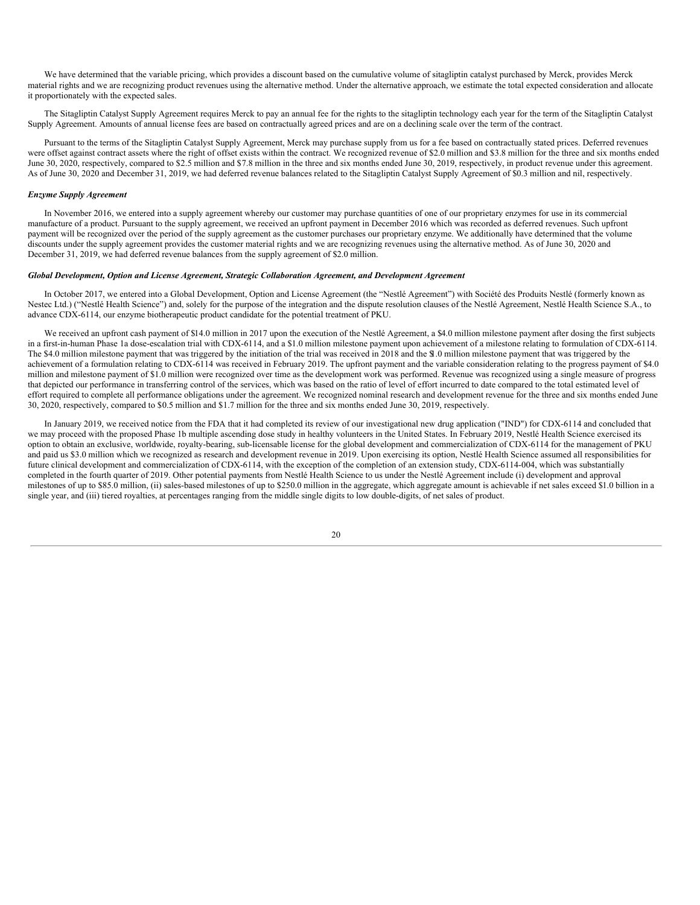We have determined that the variable pricing, which provides a discount based on the cumulative volume of sitagliptin catalyst purchased by Merck, provides Merck material rights and we are recognizing product revenues using the alternative method. Under the alternative approach, we estimate the total expected consideration and allocate it proportionately with the expected sales.

The Sitagliptin Catalyst Supply Agreement requires Merck to pay an annual fee for the rights to the sitagliptin technology each year for the term of the Sitagliptin Catalyst Supply Agreement. Amounts of annual license fees are based on contractually agreed prices and are on a declining scale over the term of the contract.

Pursuant to the terms of the Sitagliptin Catalyst Supply Agreement, Merck may purchase supply from us for a fee based on contractually stated prices. Deferred revenues were offset against contract assets where the right of offset exists within the contract. We recognized revenue of $2.0 million and $3.8 million for the three and six months ended June 30, 2020, respectively, compared to $2.5 million and $7.8 million in the three and six months ended June 30, 2019, respectively, in product revenue under this agreement. As of June 30, 2020 and December 31, 2019, we had deferred revenue balances related to the Sitagliptin Catalyst Supply Agreement of $0.3 million and nil, respectively.

***Enzyme Supply Agreement***

In November 2016, we entered into a supply agreement whereby our customer may purchase quantities of one of our proprietary enzymes for use in its commercial manufacture of a product. Pursuant to the supply agreement, we received an upfront payment in December 2016 which was recorded as deferred revenues. Such upfront payment will be recognized over the period of the supply agreement as the customer purchases our proprietary enzyme. We additionally have determined that the volume discounts under the supply agreement provides the customer material rights and we are recognizing revenues using the alternative method. As of June 30, 2020 and December 31, 2019, we had deferred revenue balances from the supply agreement of $2.0 million.

***Global Development, Option and License Agreement, Strategic Collaboration Agreement, and Development Agreement***

In October 2017, we entered into a Global Development, Option and License Agreement (the "Nestlé Agreement") with Société des Produits Nestlé (formerly known as Nestec Ltd.) ("Nestlé Health Science") and, solely for the purpose of the integration and the dispute resolution clauses of the Nestlé Agreement, Nestlé Health Science S.A., to advance CDX-6114, our enzyme biotherapeutic product candidate for the potential treatment of PKU.

We received an upfront cash payment of $14.0 million in 2017 upon the execution of the Nestlé Agreement, a $4.0 million milestone payment after dosing the first subjects in a first-in-human Phase 1a dose-escalation trial with CDX-6114, and a $1.0 million milestone payment upon achievement of a milestone relating to formulation of CDX-6114. The $4.0 million milestone payment that was triggered by the initiation of the trial was received in 2018 and the $1.0 million milestone payment that was triggered by the achievement of a formulation relating to CDX-6114 was received in February 2019. The upfront payment and the variable consideration relating to the progress payment of $4.0 million and milestone payment of $1.0 million were recognized over time as the development work was performed. Revenue was recognized using a single measure of progress that depicted our performance in transferring control of the services, which was based on the ratio of level of effort incurred to date compared to the total estimated level of effort required to complete all performance obligations under the agreement. We recognized nominal research and development revenue for the three and six months ended June 30, 2020, respectively, compared to $0.5 million and $1.7 million for the three and six months ended June 30, 2019, respectively.

In January 2019, we received notice from the FDA that it had completed its review of our investigational new drug application ("IND") for CDX-6114 and concluded that we may proceed with the proposed Phase 1b multiple ascending dose study in healthy volunteers in the United States. In February 2019, Nestlé Health Science exercised its option to obtain an exclusive, worldwide, royalty-bearing, sub-licensable license for the global development and commercialization of CDX-6114 for the management of PKU and paid us $3.0 million which we recognized as research and development revenue in 2019. Upon exercising its option, Nestlé Health Science assumed all responsibilities for future clinical development and commercialization of CDX-6114, with the exception of the completion of an extension study, CDX-6114-004, which was substantially completed in the fourth quarter of 2019. Other potential payments from Nestlé Health Science to us under the Nestlé Agreement include (i) development and approval milestones of up to $85.0 million, (ii) sales-based milestones of up to $250.0 million in the aggregate, which aggregate amount is achievable if net sales exceed $1.0 billion in a single year, and (iii) tiered royalties, at percentages ranging from the middle single digits to low double-digits, of net sales of product.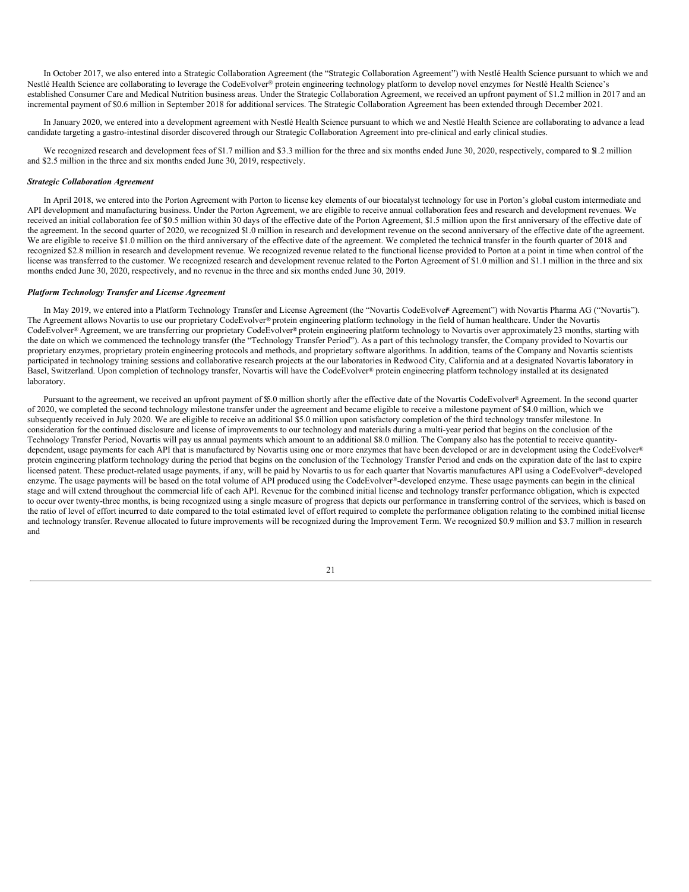In October 2017, we also entered into a Strategic Collaboration Agreement (the "Strategic Collaboration Agreement") with Nestlé Health Science pursuant to which we and Nestlé Health Science are collaborating to leverage the CodeEvolver® protein engineering technology platform to develop novel enzymes for Nestlé Health Science's established Consumer Care and Medical Nutrition business areas. Under the Strategic Collaboration Agreement, we received an upfront payment of $1.2 million in 2017 and an incremental payment of $0.6 million in September 2018 for additional services. The Strategic Collaboration Agreement has been extended through December 2021.

In January 2020, we entered into a development agreement with Nestlé Health Science pursuant to which we and Nestlé Health Science are collaborating to advance a lead candidate targeting a gastro-intestinal disorder discovered through our Strategic Collaboration Agreement into pre-clinical and early clinical studies.

We recognized research and development fees of $1.7 million and $3.3 million for the three and six months ended June 30, 2020, respectively, compared to $1.2 million and $2.5 million in the three and six months ended June 30, 2019, respectively.

***Strategic Collaboration Agreement***

In April 2018, we entered into the Porton Agreement with Porton to license key elements of our biocatalyst technology for use in Porton's global custom intermediate and API development and manufacturing business. Under the Porton Agreement, we are eligible to receive annual collaboration fees and research and development revenues. We received an initial collaboration fee of $0.5 million within 30 days of the effective date of the Porton Agreement, $1.5 million upon the first anniversary of the effective date of the agreement. In the second quarter of 2020, we recognized $1.0 million in research and development revenue on the second anniversary of the effective date of the agreement. We are eligible to receive $1.0 million on the third anniversary of the effective date of the agreement. We completed the technical transfer in the fourth quarter of 2018 and recognized $2.8 million in research and development revenue. We recognized revenue related to the functional license provided to Porton at a point in time when control of the license was transferred to the customer. We recognized research and development revenue related to the Porton Agreement of $1.0 million and $1.1 million in the three and six months ended June 30, 2020, respectively, and no revenue in the three and six months ended June 30, 2019.

***Platform Technology Transfer and License Agreement***

In May 2019, we entered into a Platform Technology Transfer and License Agreement (the "Novartis CodeEvolver® Agreement") with Novartis Pharma AG ("Novartis"). The Agreement allows Novartis to use our proprietary CodeEvolver® protein engineering platform technology in the field of human healthcare. Under the Novartis CodeEvolver® Agreement, we are transferring our proprietary CodeEvolver® protein engineering platform technology to Novartis over approximately 23 months, starting with the date on which we commenced the technology transfer (the "Technology Transfer Period"). As a part of this technology transfer, the Company provided to Novartis our proprietary enzymes, proprietary protein engineering protocols and methods, and proprietary software algorithms. In addition, teams of the Company and Novartis scientists participated in technology training sessions and collaborative research projects at the our laboratories in Redwood City, California and at a designated Novartis laboratory in Basel, Switzerland. Upon completion of technology transfer, Novartis will have the CodeEvolver® protein engineering platform technology installed at its designated laboratory.

Pursuant to the agreement, we received an upfront payment of $5.0 million shortly after the effective date of the Novartis CodeEvolver® Agreement. In the second quarter of 2020, we completed the second technology milestone transfer under the agreement and became eligible to receive a milestone payment of $4.0 million, which we subsequently received in July 2020. We are eligible to receive an additional $5.0 million upon satisfactory completion of the third technology transfer milestone. In consideration for the continued disclosure and license of improvements to our technology and materials during a multi-year period that begins on the conclusion of the Technology Transfer Period, Novartis will pay us annual payments which amount to an additional $8.0 million. The Company also has the potential to receive quantity-dependent, usage payments for each API that is manufactured by Novartis using one or more enzymes that have been developed or are in development using the CodeEvolver® protein engineering platform technology during the period that begins on the conclusion of the Technology Transfer Period and ends on the expiration date of the last to expire licensed patent. These product-related usage payments, if any, will be paid by Novartis to us for each quarter that Novartis manufactures API using a CodeEvolver®-developed enzyme. The usage payments will be based on the total volume of API produced using the CodeEvolver®-developed enzyme. These usage payments can begin in the clinical stage and will extend throughout the commercial life of each API. Revenue for the combined initial license and technology transfer performance obligation, which is expected to occur over twenty-three months, is being recognized using a single measure of progress that depicts our performance in transferring control of the services, which is based on the ratio of level of effort incurred to date compared to the total estimated level of effort required to complete the performance obligation relating to the combined initial license and technology transfer. Revenue allocated to future improvements will be recognized during the Improvement Term. We recognized $0.9 million and $3.7 million in research and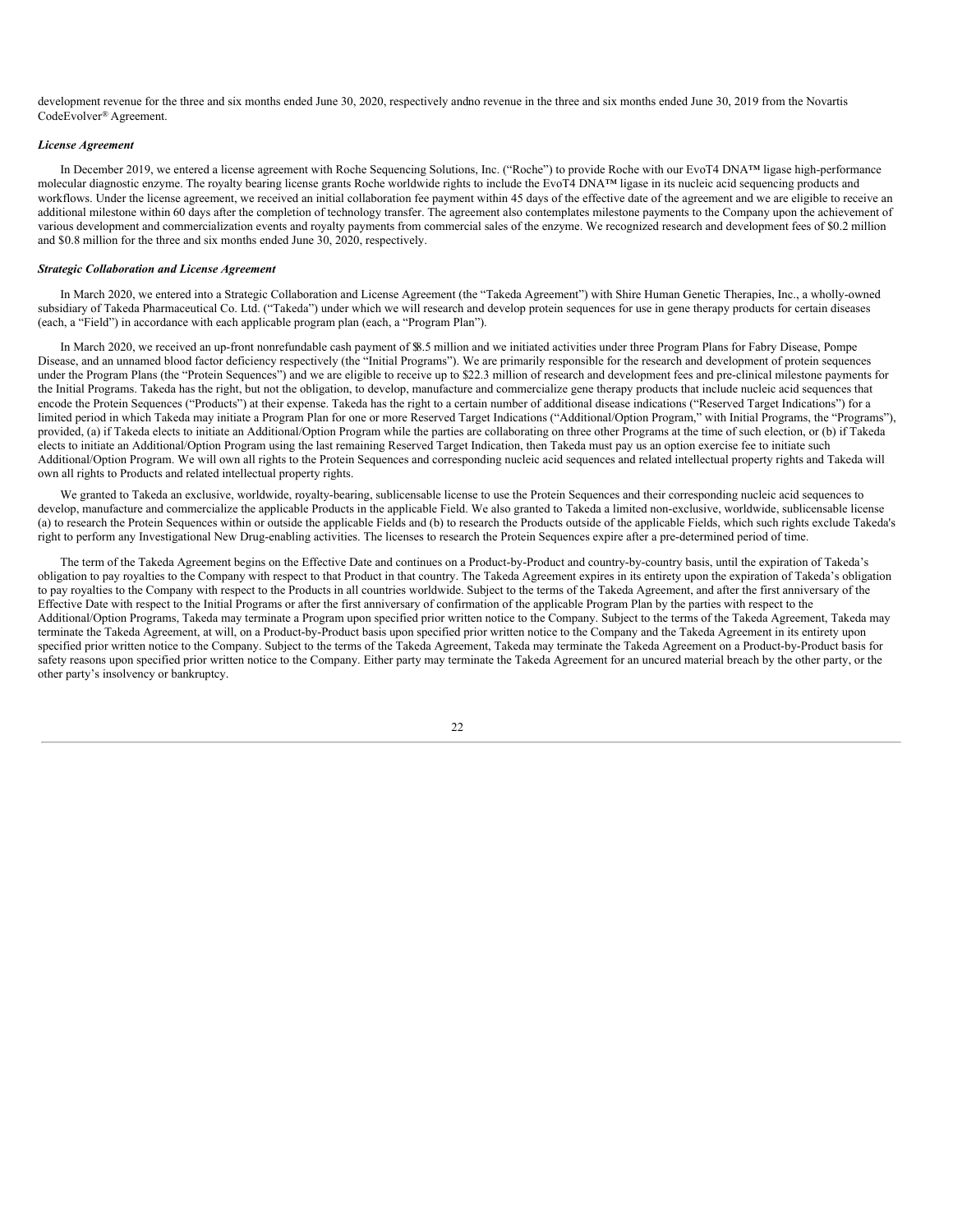development revenue for the three and six months ended June 30, 2020, respectively and no revenue in the three and six months ended June 30, 2019 from the Novartis CodeEvolver® Agreement.

***License Agreement***

In December 2019, we entered a license agreement with Roche Sequencing Solutions, Inc. ("Roche") to provide Roche with our EvoT4 DNA™ ligase high-performance molecular diagnostic enzyme. The royalty bearing license grants Roche worldwide rights to include the EvoT4 DNA™ ligase in its nucleic acid sequencing products and workflows. Under the license agreement, we received an initial collaboration fee payment within 45 days of the effective date of the agreement and we are eligible to receive an additional milestone within 60 days after the completion of technology transfer. The agreement also contemplates milestone payments to the Company upon the achievement of various development and commercialization events and royalty payments from commercial sales of the enzyme. We recognized research and development fees of $0.2 million and $0.8 million for the three and six months ended June 30, 2020, respectively.

***Strategic Collaboration and License Agreement***

In March 2020, we entered into a Strategic Collaboration and License Agreement (the "Takeda Agreement") with Shire Human Genetic Therapies, Inc., a wholly-owned subsidiary of Takeda Pharmaceutical Co. Ltd. ("Takeda") under which we will research and develop protein sequences for use in gene therapy products for certain diseases (each, a "Field") in accordance with each applicable program plan (each, a "Program Plan").

In March 2020, we received an up-front nonrefundable cash payment of $8.5 million and we initiated activities under three Program Plans for Fabry Disease, Pompe Disease, and an unnamed blood factor deficiency respectively (the "Initial Programs"). We are primarily responsible for the research and development of protein sequences under the Program Plans (the "Protein Sequences") and we are eligible to receive up to $22.3 million of research and development fees and pre-clinical milestone payments for the Initial Programs. Takeda has the right, but not the obligation, to develop, manufacture and commercialize gene therapy products that include nucleic acid sequences that encode the Protein Sequences ("Products") at their expense. Takeda has the right to a certain number of additional disease indications ("Reserved Target Indications") for a limited period in which Takeda may initiate a Program Plan for one or more Reserved Target Indications ("Additional/Option Program," with Initial Programs, the "Programs"), provided, (a) if Takeda elects to initiate an Additional/Option Program while the parties are collaborating on three other Programs at the time of such election, or (b) if Takeda elects to initiate an Additional/Option Program using the last remaining Reserved Target Indication, then Takeda must pay us an option exercise fee to initiate such Additional/Option Program. We will own all rights to the Protein Sequences and corresponding nucleic acid sequences and related intellectual property rights and Takeda will own all rights to Products and related intellectual property rights.

We granted to Takeda an exclusive, worldwide, royalty-bearing, sublicensable license to use the Protein Sequences and their corresponding nucleic acid sequences to develop, manufacture and commercialize the applicable Products in the applicable Field. We also granted to Takeda a limited non-exclusive, worldwide, sublicensable license (a) to research the Protein Sequences within or outside the applicable Fields and (b) to research the Products outside of the applicable Fields, which such rights exclude Takeda's right to perform any Investigational New Drug-enabling activities. The licenses to research the Protein Sequences expire after a pre-determined period of time.

The term of the Takeda Agreement begins on the Effective Date and continues on a Product-by-Product and country-by-country basis, until the expiration of Takeda's obligation to pay royalties to the Company with respect to that Product in that country. The Takeda Agreement expires in its entirety upon the expiration of Takeda's obligation to pay royalties to the Company with respect to the Products in all countries worldwide. Subject to the terms of the Takeda Agreement, and after the first anniversary of the Effective Date with respect to the Initial Programs or after the first anniversary of confirmation of the applicable Program Plan by the parties with respect to the Additional/Option Programs, Takeda may terminate a Program upon specified prior written notice to the Company. Subject to the terms of the Takeda Agreement, Takeda may terminate the Takeda Agreement, at will, on a Product-by-Product basis upon specified prior written notice to the Company and the Takeda Agreement in its entirety upon specified prior written notice to the Company. Subject to the terms of the Takeda Agreement, Takeda may terminate the Takeda Agreement on a Product-by-Product basis for safety reasons upon specified prior written notice to the Company. Either party may terminate the Takeda Agreement for an uncured material breach by the other party, or the other party's insolvency or bankruptcy.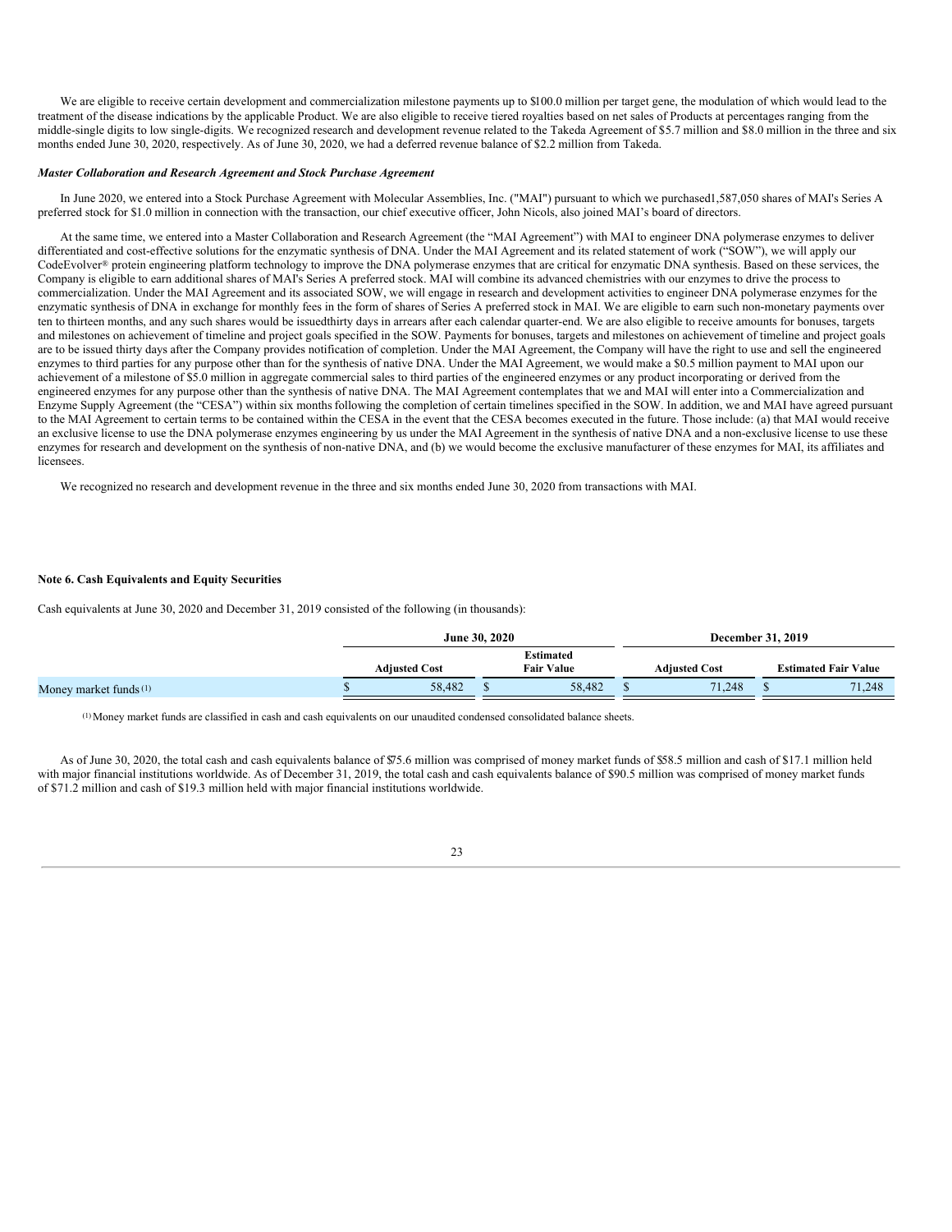We are eligible to receive certain development and commercialization milestone payments up to $100.0 million per target gene, the modulation of which would lead to the treatment of the disease indications by the applicable Product. We are also eligible to receive tiered royalties based on net sales of Products at percentages ranging from the middle-single digits to low single-digits. We recognized research and development revenue related to the Takeda Agreement of $5.7 million and $8.0 million in the three and six months ended June 30, 2020, respectively. As of June 30, 2020, we had a deferred revenue balance of $2.2 million from Takeda.

***Master Collaboration and Research Agreement and Stock Purchase Agreement***

In June 2020, we entered into a Stock Purchase Agreement with Molecular Assemblies, Inc. ("MAI") pursuant to which we purchased1,587,050 shares of MAI's Series A preferred stock for $1.0 million in connection with the transaction, our chief executive officer, John Nicols, also joined MAI's board of directors.

At the same time, we entered into a Master Collaboration and Research Agreement (the "MAI Agreement") with MAI to engineer DNA polymerase enzymes to deliver differentiated and cost-effective solutions for the enzymatic synthesis of DNA. Under the MAI Agreement and its related statement of work ("SOW"), we will apply our CodeEvolver® protein engineering platform technology to improve the DNA polymerase enzymes that are critical for enzymatic DNA synthesis. Based on these services, the Company is eligible to earn additional shares of MAI's Series A preferred stock. MAI will combine its advanced chemistries with our enzymes to drive the process to commercialization. Under the MAI Agreement and its associated SOW, we will engage in research and development activities to engineer DNA polymerase enzymes for the enzymatic synthesis of DNA in exchange for monthly fees in the form of shares of Series A preferred stock in MAI. We are eligible to earn such non-monetary payments over ten to thirteen months, and any such shares would be issuedthirty days in arrears after each calendar quarter-end. We are also eligible to receive amounts for bonuses, targets and milestones on achievement of timeline and project goals specified in the SOW. Payments for bonuses, targets and milestones on achievement of timeline and project goals are to be issued thirty days after the Company provides notification of completion. Under the MAI Agreement, the Company will have the right to use and sell the engineered enzymes to third parties for any purpose other than for the synthesis of native DNA. Under the MAI Agreement, we would make a $0.5 million payment to MAI upon our achievement of a milestone of $5.0 million in aggregate commercial sales to third parties of the engineered enzymes or any product incorporating or derived from the engineered enzymes for any purpose other than the synthesis of native DNA. The MAI Agreement contemplates that we and MAI will enter into a Commercialization and Enzyme Supply Agreement (the "CESA") within six months following the completion of certain timelines specified in the SOW. In addition, we and MAI have agreed pursuant to the MAI Agreement to certain terms to be contained within the CESA in the event that the CESA becomes executed in the future. Those include: (a) that MAI would receive an exclusive license to use the DNA polymerase enzymes engineering by us under the MAI Agreement in the synthesis of native DNA and a non-exclusive license to use these enzymes for research and development on the synthesis of non-native DNA, and (b) we would become the exclusive manufacturer of these enzymes for MAI, its affiliates and licensees.

We recognized no research and development revenue in the three and six months ended June 30, 2020 from transactions with MAI.

**Note 6. Cash Equivalents and Equity Securities**

Cash equivalents at June 30, 2020 and December 31, 2019 consisted of the following (in thousands):

| | June 30, 2020 | | December 31, 2019 | |
|---|---|---|---|---|
| | Adjusted Cost | Estimated Fair Value | Adjusted Cost | Estimated Fair Value |
| Money market funds [(1)] | $ 58,482 | $ 58,482 | $ 71,248 | $ 71,248 |

[(1)] Money market funds are classified in cash and cash equivalents on our unaudited condensed consolidated balance sheets.

As of June 30, 2020, the total cash and cash equivalents balance of $75.6 million was comprised of money market funds of $58.5 million and cash of $17.1 million held with major financial institutions worldwide. As of December 31, 2019, the total cash and cash equivalents balance of $90.5 million was comprised of money market funds of $71.2 million and cash of $19.3 million held with major financial institutions worldwide.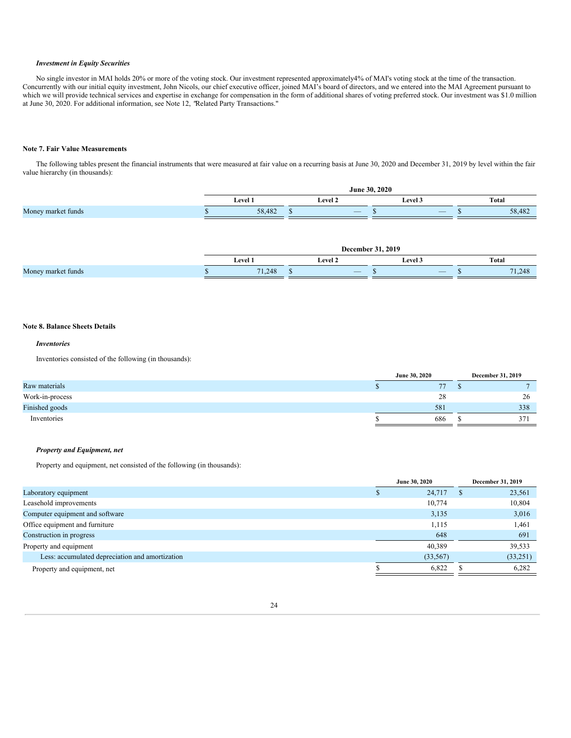### *Investment in Equity Securities*

No single investor in MAI holds 20% or more of the voting stock. Our investment represented approximately4% of MAI's voting stock at the time of the transaction. Concurrently with our initial equity investment, John Nicols, our chief executive officer, joined MAI's board of directors, and we entered into the MAI Agreement pursuant to which we will provide technical services and expertise in exchange for compensation in the form of additional shares of voting preferred stock. Our investment was $1.0 million at June 30, 2020. For additional information, see Note 12, "Related Party Transactions."

## Note 7. Fair Value Measurements

The following tables present the financial instruments that were measured at fair value on a recurring basis at June 30, 2020 and December 31, 2019 by level within the fair value hierarchy (in thousands):

| | June 30, 2020 | | | |
|---|---|---|---|---|
| | Level 1 | Level 2 | Level 3 | Total |
| Money market funds | $ 58,482 | $ — | $ — | $ 58,482 |

| | December 31, 2019 | | | |
|---|---|---|---|---|
| | Level 1 | Level 2 | Level 3 | Total |
| Money market funds | $ 71,248 | $ — | $ — | $ 71,248 |

## Note 8. Balance Sheets Details

### *Inventories*

Inventories consisted of the following (in thousands):

| | June 30, 2020 | December 31, 2019 |
|---|---|---|
| Raw materials | $ 77 | $ 7 |
| Work-in-process | 28 | 26 |
| Finished goods | 581 | 338 |
| Inventories | $ 686 | $ 371 |

### *Property and Equipment, net*

Property and equipment, net consisted of the following (in thousands):

| | June 30, 2020 | December 31, 2019 |
|---|---|---|
| Laboratory equipment | $ 24,717 | $ 23,561 |
| Leasehold improvements | 10,774 | 10,804 |
| Computer equipment and software | 3,135 | 3,016 |
| Office equipment and furniture | 1,115 | 1,461 |
| Construction in progress | 648 | 691 |
| Property and equipment | 40,389 | 39,533 |
| Less: accumulated depreciation and amortization | (33,567) | (33,251) |
| Property and equipment, net | $ 6,822 | $ 6,282 |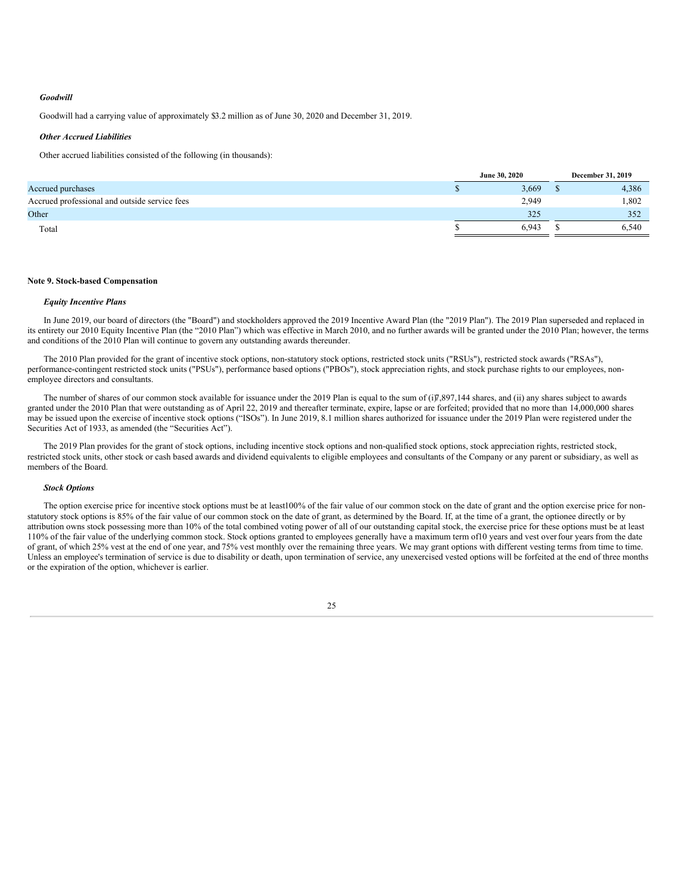***Goodwill***

Goodwill had a carrying value of approximately $3.2 million as of June 30, 2020 and December 31, 2019.

***Other Accrued Liabilities***

Other accrued liabilities consisted of the following (in thousands):

| | June 30, 2020 | December 31, 2019 |
|---|---|---|
| Accrued purchases | $ 3,669 | $ 4,386 |
| Accrued professional and outside service fees | 2,949 | 1,802 |
| Other | 325 | 352 |
| Total | $ 6,943 | $ 6,540 |

**Note 9. Stock-based Compensation**

***Equity Incentive Plans***

In June 2019, our board of directors (the "Board") and stockholders approved the 2019 Incentive Award Plan (the "2019 Plan"). The 2019 Plan superseded and replaced in its entirety our 2010 Equity Incentive Plan (the "2010 Plan") which was effective in March 2010, and no further awards will be granted under the 2010 Plan; however, the terms and conditions of the 2010 Plan will continue to govern any outstanding awards thereunder.

The 2010 Plan provided for the grant of incentive stock options, non-statutory stock options, restricted stock units ("RSUs"), restricted stock awards ("RSAs"), performance-contingent restricted stock units ("PSUs"), performance based options ("PBOs"), stock appreciation rights, and stock purchase rights to our employees, non-employee directors and consultants.

The number of shares of our common stock available for issuance under the 2019 Plan is equal to the sum of (i) 7,897,144 shares, and (ii) any shares subject to awards granted under the 2010 Plan that were outstanding as of April 22, 2019 and thereafter terminate, expire, lapse or are forfeited; provided that no more than 14,000,000 shares may be issued upon the exercise of incentive stock options ("ISOs"). In June 2019, 8.1 million shares authorized for issuance under the 2019 Plan were registered under the Securities Act of 1933, as amended (the "Securities Act").

The 2019 Plan provides for the grant of stock options, including incentive stock options and non-qualified stock options, stock appreciation rights, restricted stock, restricted stock units, other stock or cash based awards and dividend equivalents to eligible employees and consultants of the Company or any parent or subsidiary, as well as members of the Board.

***Stock Options***

The option exercise price for incentive stock options must be at least 100% of the fair value of our common stock on the date of grant and the option exercise price for non-statutory stock options is 85% of the fair value of our common stock on the date of grant, as determined by the Board. If, at the time of a grant, the optionee directly or by attribution owns stock possessing more than 10% of the total combined voting power of all of our outstanding capital stock, the exercise price for these options must be at least 110% of the fair value of the underlying common stock. Stock options granted to employees generally have a maximum term of 10 years and vest over four years from the date of grant, of which 25% vest at the end of one year, and 75% vest monthly over the remaining three years. We may grant options with different vesting terms from time to time. Unless an employee's termination of service is due to disability or death, upon termination of service, any unexercised vested options will be forfeited at the end of three months or the expiration of the option, whichever is earlier.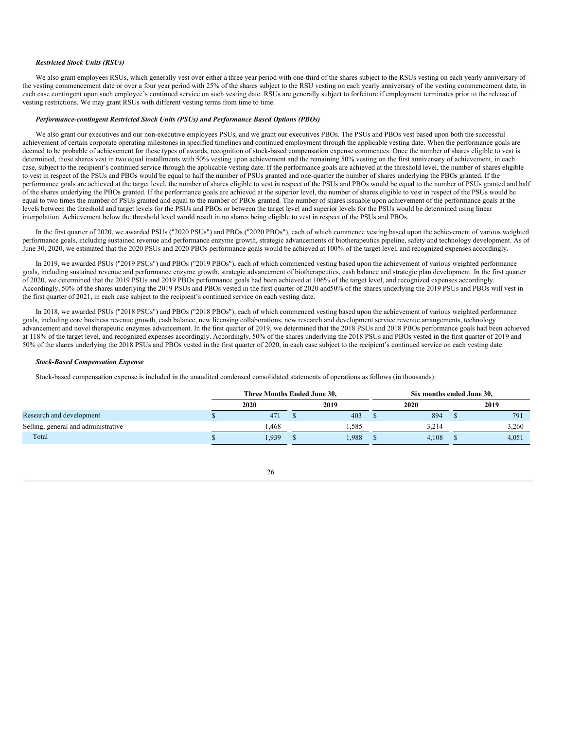***Restricted Stock Units (RSUs)***

We also grant employees RSUs, which generally vest over either a three year period with one-third of the shares subject to the RSUs vesting on each yearly anniversary of the vesting commencement date or over a four year period with 25% of the shares subject to the RSU vesting on each yearly anniversary of the vesting commencement date, in each case contingent upon such employee's continued service on such vesting date. RSUs are generally subject to forfeiture if employment terminates prior to the release of vesting restrictions. We may grant RSUs with different vesting terms from time to time.

***Performance-contingent Restricted Stock Units (PSUs) and Performance Based Options (PBOs)***

We also grant our executives and our non-executive employees PSUs, and we grant our executives PBOs. The PSUs and PBOs vest based upon both the successful achievement of certain corporate operating milestones in specified timelines and continued employment through the applicable vesting date. When the performance goals are deemed to be probable of achievement for these types of awards, recognition of stock-based compensation expense commences. Once the number of shares eligible to vest is determined, those shares vest in two equal installments with 50% vesting upon achievement and the remaining 50% vesting on the first anniversary of achievement, in each case, subject to the recipient's continued service through the applicable vesting date. If the performance goals are achieved at the threshold level, the number of shares eligible to vest in respect of the PSUs and PBOs would be equal to half the number of PSUs granted and one-quarter the number of shares underlying the PBOs granted. If the performance goals are achieved at the target level, the number of shares eligible to vest in respect of the PSUs and PBOs would be equal to the number of PSUs granted and half of the shares underlying the PBOs granted. If the performance goals are achieved at the superior level, the number of shares eligible to vest in respect of the PSUs would be equal to two times the number of PSUs granted and equal to the number of PBOs granted. The number of shares issuable upon achievement of the performance goals at the levels between the threshold and target levels for the PSUs and PBOs or between the target level and superior levels for the PSUs would be determined using linear interpolation. Achievement below the threshold level would result in no shares being eligible to vest in respect of the PSUs and PBOs.

In the first quarter of 2020, we awarded PSUs ("2020 PSUs") and PBOs ("2020 PBOs"), each of which commence vesting based upon the achievement of various weighted performance goals, including sustained revenue and performance enzyme growth, strategic advancements of biotherapeutics pipeline, safety and technology development. As of June 30, 2020, we estimated that the 2020 PSUs and 2020 PBOs performance goals would be achieved at 100% of the target level, and recognized expenses accordingly.

In 2019, we awarded PSUs ("2019 PSUs") and PBOs ("2019 PBOs"), each of which commenced vesting based upon the achievement of various weighted performance goals, including sustained revenue and performance enzyme growth, strategic advancement of biotherapeutics, cash balance and strategic plan development. In the first quarter of 2020, we determined that the 2019 PSUs and 2019 PBOs performance goals had been achieved at 106% of the target level, and recognized expenses accordingly. Accordingly, 50% of the shares underlying the 2019 PSUs and PBOs vested in the first quarter of 2020 and50% of the shares underlying the 2019 PSUs and PBOs will vest in the first quarter of 2021, in each case subject to the recipient's continued service on each vesting date.

In 2018, we awarded PSUs ("2018 PSUs") and PBOs ("2018 PBOs"), each of which commenced vesting based upon the achievement of various weighted performance goals, including core business revenue growth, cash balance, new licensing collaborations, new research and development service revenue arrangements, technology advancement and novel therapeutic enzymes advancement. In the first quarter of 2019, we determined that the 2018 PSUs and 2018 PBOs performance goals had been achieved at 118% of the target level, and recognized expenses accordingly. Accordingly, 50% of the shares underlying the 2018 PSUs and PBOs vested in the first quarter of 2019 and 50% of the shares underlying the 2018 PSUs and PBOs vested in the first quarter of 2020, in each case subject to the recipient's continued service on each vesting date.

***Stock-Based Compensation Expense***

Stock-based compensation expense is included in the unaudited condensed consolidated statements of operations as follows (in thousands):

| | Three Months Ended June 30, | | Six months ended June 30, | |
|---|---|---|---|---|
| | 2020 | 2019 | 2020 | 2019 |
| Research and development | $ 471 | $ 403 | $ 894 | $ 791 |
| Selling, general and administrative | 1,468 | 1,585 | 3,214 | 3,260 |
| Total | $ 1,939 | $ 1,988 | $ 4,108 | $ 4,051 |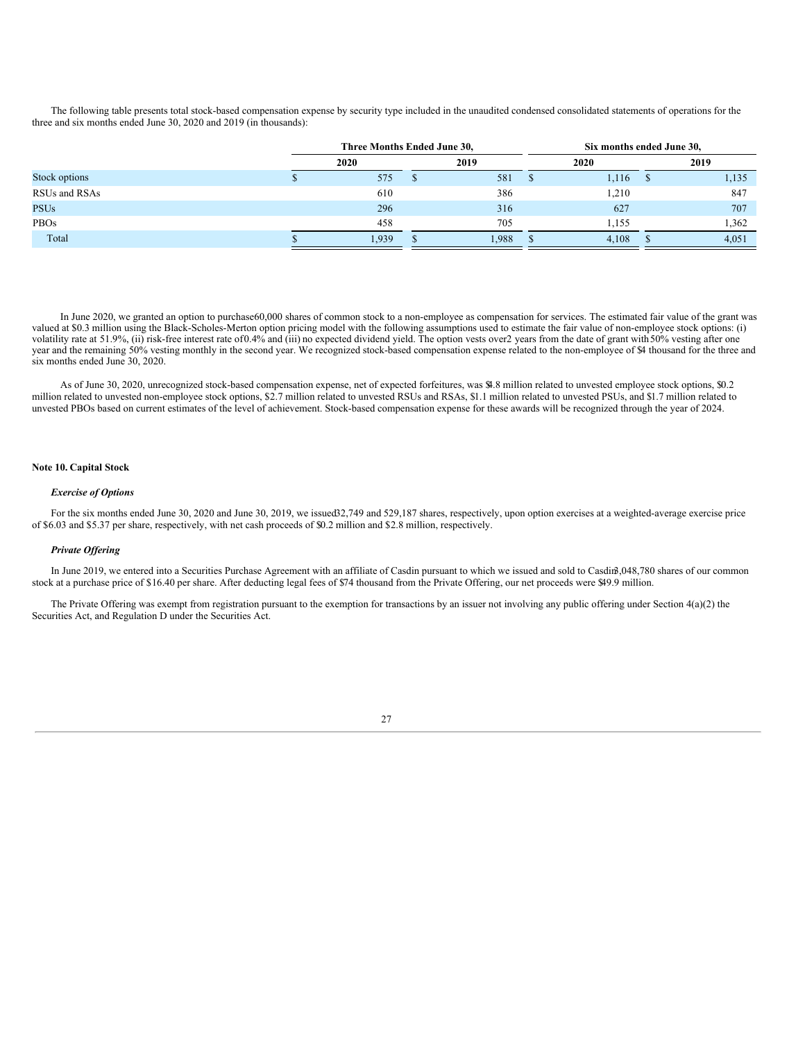The following table presents total stock-based compensation expense by security type included in the unaudited condensed consolidated statements of operations for the three and six months ended June 30, 2020 and 2019 (in thousands):

| | Three Months Ended June 30, | | Six months ended June 30, | |
|---|---|---|---|---|
| | 2020 | 2019 | 2020 | 2019 |
| Stock options | $ 575 | $ 581 | $ 1,116 | $ 1,135 |
| RSUs and RSAs | 610 | 386 | 1,210 | 847 |
| PSUs | 296 | 316 | 627 | 707 |
| PBOs | 458 | 705 | 1,155 | 1,362 |
| Total | $ 1,939 | $ 1,988 | $ 4,108 | $ 4,051 |

In June 2020, we granted an option to purchase 60,000 shares of common stock to a non-employee as compensation for services. The estimated fair value of the grant was valued at $0.3 million using the Black-Scholes-Merton option pricing model with the following assumptions used to estimate the fair value of non-employee stock options: (i) volatility rate at 51.9%, (ii) risk-free interest rate of 0.4% and (iii) no expected dividend yield. The option vests over 2 years from the date of grant with 50% vesting after one year and the remaining 50% vesting monthly in the second year. We recognized stock-based compensation expense related to the non-employee of $4 thousand for the three and six months ended June 30, 2020.

As of June 30, 2020, unrecognized stock-based compensation expense, net of expected forfeitures, was $4.8 million related to unvested employee stock options, $0.2 million related to unvested non-employee stock options, $2.7 million related to unvested RSUs and RSAs, $1.1 million related to unvested PSUs, and $1.7 million related to unvested PBOs based on current estimates of the level of achievement. Stock-based compensation expense for these awards will be recognized through the year of 2024.

**Note 10. Capital Stock**

***Exercise of Options***

For the six months ended June 30, 2020 and June 30, 2019, we issued 32,749 and 529,187 shares, respectively, upon option exercises at a weighted-average exercise price of $6.03 and $5.37 per share, respectively, with net cash proceeds of $0.2 million and $2.8 million, respectively.

***Private Offering***

In June 2019, we entered into a Securities Purchase Agreement with an affiliate of Casdin pursuant to which we issued and sold to Casdin 3,048,780 shares of our common stock at a purchase price of $16.40 per share. After deducting legal fees of $74 thousand from the Private Offering, our net proceeds were $49.9 million.

The Private Offering was exempt from registration pursuant to the exemption for transactions by an issuer not involving any public offering under Section 4(a)(2) the Securities Act, and Regulation D under the Securities Act.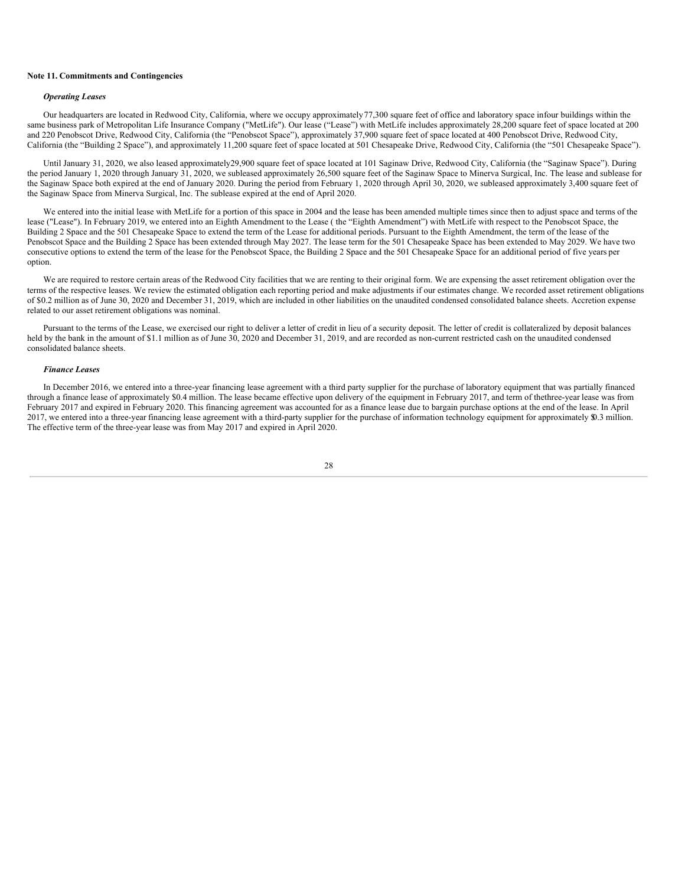**Note 11. Commitments and Contingencies**

***Operating Leases***

Our headquarters are located in Redwood City, California, where we occupy approximately 77,300 square feet of office and laboratory space in four buildings within the same business park of Metropolitan Life Insurance Company ("MetLife"). Our lease ("Lease") with MetLife includes approximately 28,200 square feet of space located at 200 and 220 Penobscot Drive, Redwood City, California (the "Penobscot Space"), approximately 37,900 square feet of space located at 400 Penobscot Drive, Redwood City, California (the "Building 2 Space"), and approximately 11,200 square feet of space located at 501 Chesapeake Drive, Redwood City, California (the "501 Chesapeake Space").

Until January 31, 2020, we also leased approximately 29,900 square feet of space located at 101 Saginaw Drive, Redwood City, California (the "Saginaw Space"). During the period January 1, 2020 through January 31, 2020, we subleased approximately 26,500 square feet of the Saginaw Space to Minerva Surgical, Inc. The lease and sublease for the Saginaw Space both expired at the end of January 2020. During the period from February 1, 2020 through April 30, 2020, we subleased approximately 3,400 square feet of the Saginaw Space from Minerva Surgical, Inc. The sublease expired at the end of April 2020.

We entered into the initial lease with MetLife for a portion of this space in 2004 and the lease has been amended multiple times since then to adjust space and terms of the lease ("Lease"). In February 2019, we entered into an Eighth Amendment to the Lease ( the "Eighth Amendment") with MetLife with respect to the Penobscot Space, the Building 2 Space and the 501 Chesapeake Space to extend the term of the Lease for additional periods. Pursuant to the Eighth Amendment, the term of the lease of the Penobscot Space and the Building 2 Space has been extended through May 2027. The lease term for the 501 Chesapeake Space has been extended to May 2029. We have two consecutive options to extend the term of the lease for the Penobscot Space, the Building 2 Space and the 501 Chesapeake Space for an additional period of five years per option.

We are required to restore certain areas of the Redwood City facilities that we are renting to their original form. We are expensing the asset retirement obligation over the terms of the respective leases. We review the estimated obligation each reporting period and make adjustments if our estimates change. We recorded asset retirement obligations of $0.2 million as of June 30, 2020 and December 31, 2019, which are included in other liabilities on the unaudited condensed consolidated balance sheets. Accretion expense related to our asset retirement obligations was nominal.

Pursuant to the terms of the Lease, we exercised our right to deliver a letter of credit in lieu of a security deposit. The letter of credit is collateralized by deposit balances held by the bank in the amount of $1.1 million as of June 30, 2020 and December 31, 2019, and are recorded as non-current restricted cash on the unaudited condensed consolidated balance sheets.

***Finance Leases***

In December 2016, we entered into a three-year financing lease agreement with a third party supplier for the purchase of laboratory equipment that was partially financed through a finance lease of approximately $0.4 million. The lease became effective upon delivery of the equipment in February 2017, and term of the three-year lease was from February 2017 and expired in February 2020. This financing agreement was accounted for as a finance lease due to bargain purchase options at the end of the lease. In April 2017, we entered into a three-year financing lease agreement with a third-party supplier for the purchase of information technology equipment for approximately $0.3 million. The effective term of the three-year lease was from May 2017 and expired in April 2020.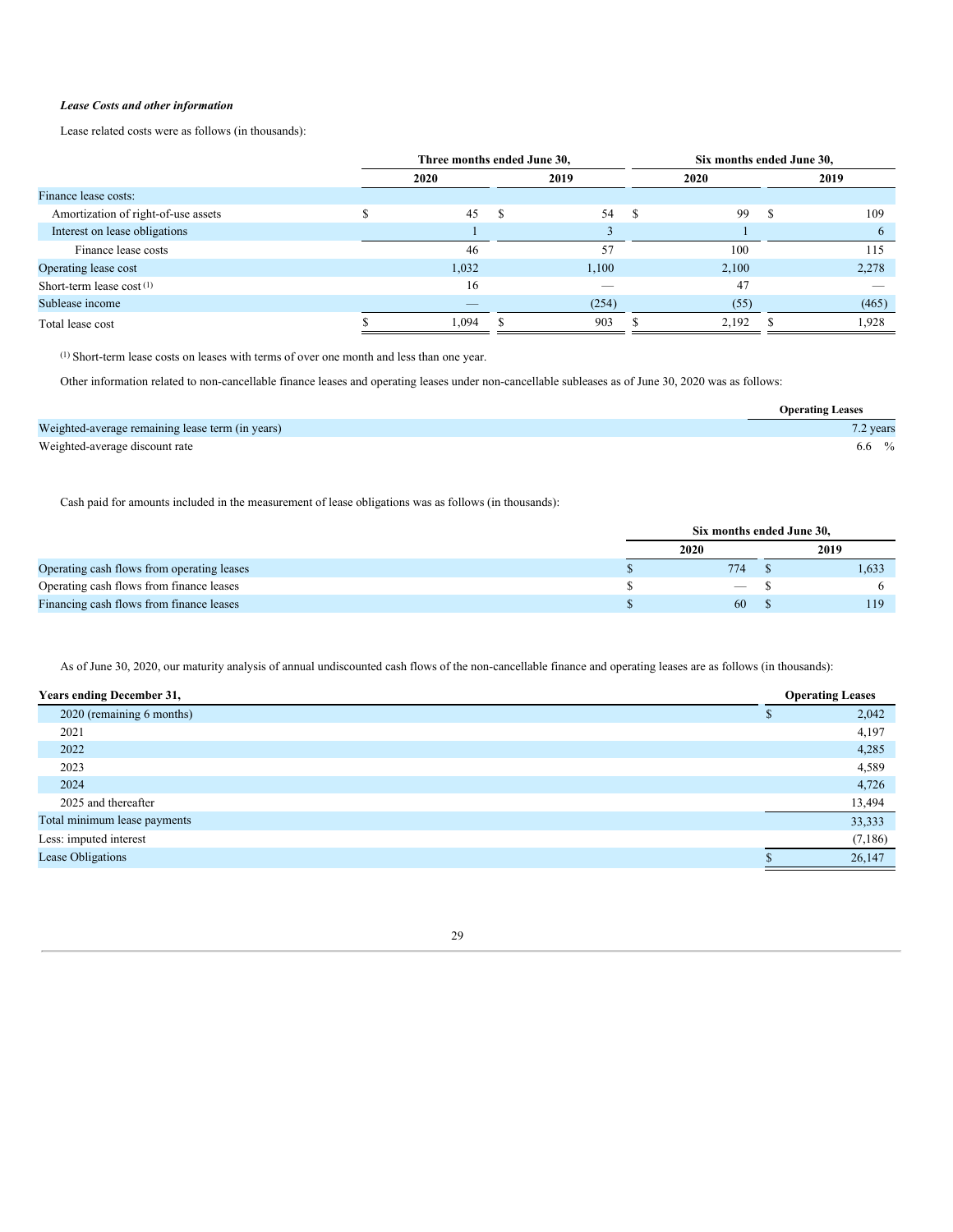***Lease Costs and other information***

Lease related costs were as follows (in thousands):

| | Three months ended June 30, | | Six months ended June 30, | |
|---|---|---|---|---|
| | 2020 | 2019 | 2020 | 2019 |
| Finance lease costs: | | | | |
| Amortization of right-of-use assets | $ 45 | $ 54 | $ 99 | $ 109 |
| Interest on lease obligations | 1 | 3 | 1 | 6 |
| Finance lease costs | 46 | 57 | 100 | 115 |
| Operating lease cost | 1,032 | 1,100 | 2,100 | 2,278 |
| Short-term lease cost [1] | 16 | — | 47 | — |
| Sublease income | — | (254) | (55) | (465) |
| Total lease cost | $ 1,094 | $ 903 | $ 2,192 | $ 1,928 |

[1] Short-term lease costs on leases with terms of over one month and less than one year.

Other information related to non-cancellable finance leases and operating leases under non-cancellable subleases as of June 30, 2020 was as follows:

| | Operating Leases |
|---|---|
| Weighted-average remaining lease term (in years) | 7.2 years |
| Weighted-average discount rate | 6.6 % |

Cash paid for amounts included in the measurement of lease obligations was as follows (in thousands):

| | Six months ended June 30, | |
|---|---|---|
| | 2020 | 2019 |
| Operating cash flows from operating leases | $ 774 | $ 1,633 |
| Operating cash flows from finance leases | $ — | $ 6 |
| Financing cash flows from finance leases | $ 60 | $ 119 |

As of June 30, 2020, our maturity analysis of annual undiscounted cash flows of the non-cancellable finance and operating leases are as follows (in thousands):

| Years ending December 31, | Operating Leases |
|---|---|
| 2020 (remaining 6 months) | $ 2,042 |
| 2021 | 4,197 |
| 2022 | 4,285 |
| 2023 | 4,589 |
| 2024 | 4,726 |
| 2025 and thereafter | 13,494 |
| Total minimum lease payments | 33,333 |
| Less: imputed interest | (7,186) |
| Lease Obligations | $ 26,147 |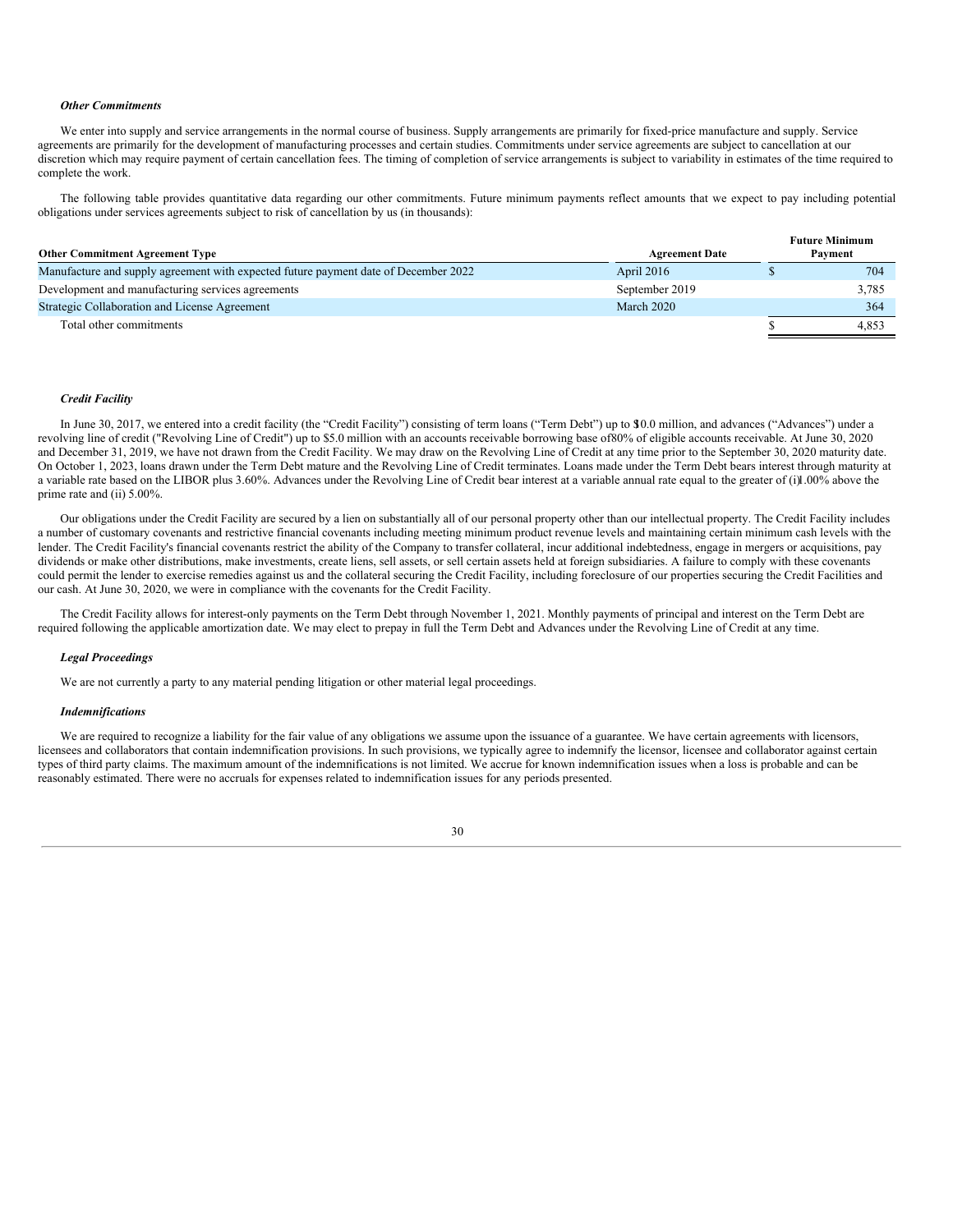### *Other Commitments*

We enter into supply and service arrangements in the normal course of business. Supply arrangements are primarily for fixed-price manufacture and supply. Service agreements are primarily for the development of manufacturing processes and certain studies. Commitments under service agreements are subject to cancellation at our discretion which may require payment of certain cancellation fees. The timing of completion of service arrangements is subject to variability in estimates of the time required to complete the work.

The following table provides quantitative data regarding our other commitments. Future minimum payments reflect amounts that we expect to pay including potential obligations under services agreements subject to risk of cancellation by us (in thousands):

| Other Commitment Agreement Type | Agreement Date | Future Minimum Payment |
|---|---|---|
| Manufacture and supply agreement with expected future payment date of December 2022 | April 2016 | $ 704 |
| Development and manufacturing services agreements | September 2019 | 3,785 |
| Strategic Collaboration and License Agreement | March 2020 | 364 |
| Total other commitments | | $ 4,853 |

### *Credit Facility*

In June 30, 2017, we entered into a credit facility (the "Credit Facility") consisting of term loans ("Term Debt") up to $10.0 million, and advances ("Advances") under a revolving line of credit ("Revolving Line of Credit") up to $5.0 million with an accounts receivable borrowing base of 80% of eligible accounts receivable. At June 30, 2020 and December 31, 2019, we have not drawn from the Credit Facility. We may draw on the Revolving Line of Credit at any time prior to the September 30, 2020 maturity date. On October 1, 2023, loans drawn under the Term Debt mature and the Revolving Line of Credit terminates. Loans made under the Term Debt bears interest through maturity at a variable rate based on the LIBOR plus 3.60%. Advances under the Revolving Line of Credit bear interest at a variable annual rate equal to the greater of (i) 1.00% above the prime rate and (ii) 5.00%.

Our obligations under the Credit Facility are secured by a lien on substantially all of our personal property other than our intellectual property. The Credit Facility includes a number of customary covenants and restrictive financial covenants including meeting minimum product revenue levels and maintaining certain minimum cash levels with the lender. The Credit Facility's financial covenants restrict the ability of the Company to transfer collateral, incur additional indebtedness, engage in mergers or acquisitions, pay dividends or make other distributions, make investments, create liens, sell assets, or sell certain assets held at foreign subsidiaries. A failure to comply with these covenants could permit the lender to exercise remedies against us and the collateral securing the Credit Facility, including foreclosure of our properties securing the Credit Facilities and our cash. At June 30, 2020, we were in compliance with the covenants for the Credit Facility.

The Credit Facility allows for interest-only payments on the Term Debt through November 1, 2021. Monthly payments of principal and interest on the Term Debt are required following the applicable amortization date. We may elect to prepay in full the Term Debt and Advances under the Revolving Line of Credit at any time.

### *Legal Proceedings*

We are not currently a party to any material pending litigation or other material legal proceedings.

### *Indemnifications*

We are required to recognize a liability for the fair value of any obligations we assume upon the issuance of a guarantee. We have certain agreements with licensors, licensees and collaborators that contain indemnification provisions. In such provisions, we typically agree to indemnify the licensor, licensee and collaborator against certain types of third party claims. The maximum amount of the indemnifications is not limited. We accrue for known indemnification issues when a loss is probable and can be reasonably estimated. There were no accruals for expenses related to indemnification issues for any periods presented.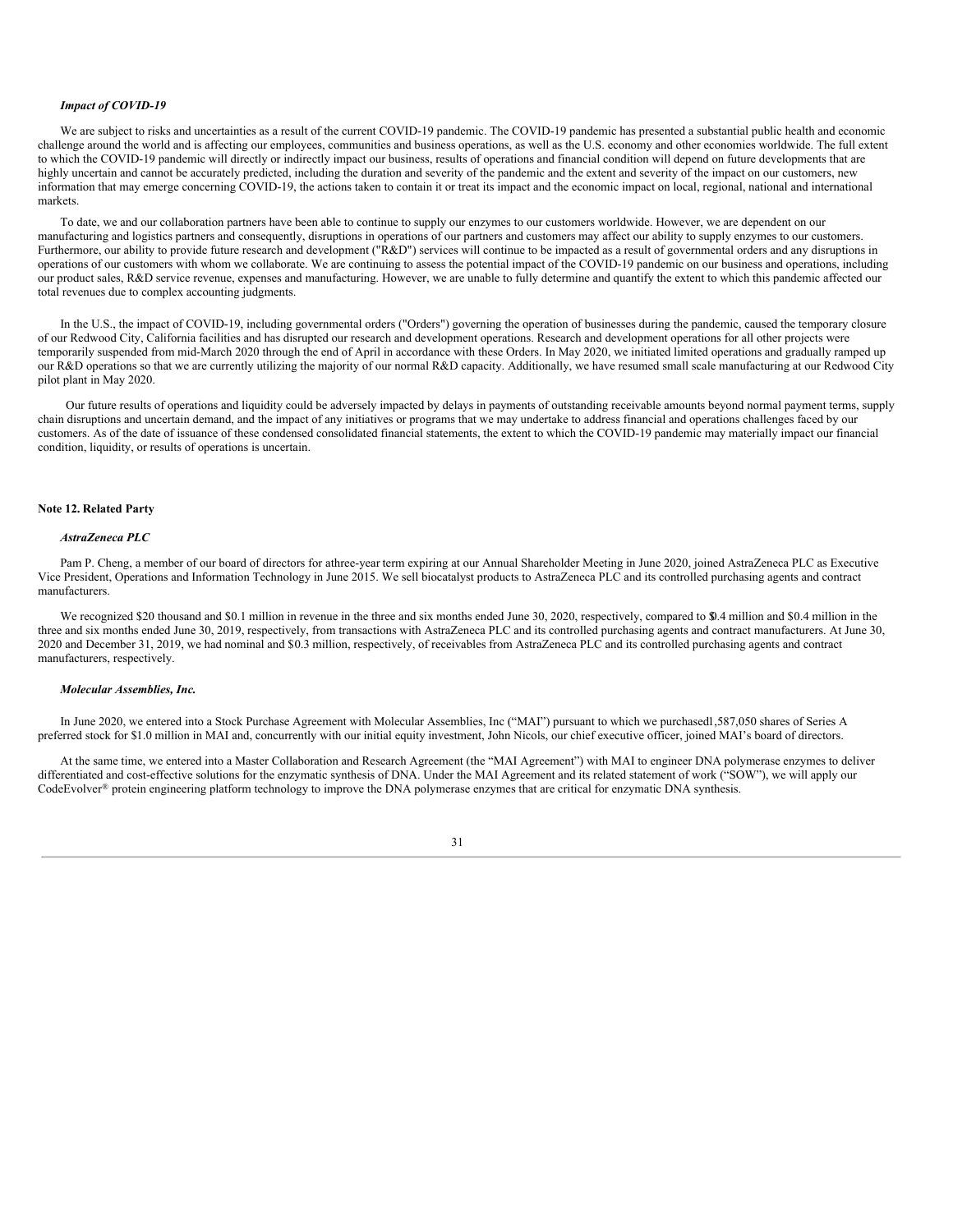***Impact of COVID-19***

We are subject to risks and uncertainties as a result of the current COVID-19 pandemic. The COVID-19 pandemic has presented a substantial public health and economic challenge around the world and is affecting our employees, communities and business operations, as well as the U.S. economy and other economies worldwide. The full extent to which the COVID-19 pandemic will directly or indirectly impact our business, results of operations and financial condition will depend on future developments that are highly uncertain and cannot be accurately predicted, including the duration and severity of the pandemic and the extent and severity of the impact on our customers, new information that may emerge concerning COVID-19, the actions taken to contain it or treat its impact and the economic impact on local, regional, national and international markets.

To date, we and our collaboration partners have been able to continue to supply our enzymes to our customers worldwide. However, we are dependent on our manufacturing and logistics partners and consequently, disruptions in operations of our partners and customers may affect our ability to supply enzymes to our customers. Furthermore, our ability to provide future research and development ("R&D") services will continue to be impacted as a result of governmental orders and any disruptions in operations of our customers with whom we collaborate. We are continuing to assess the potential impact of the COVID-19 pandemic on our business and operations, including our product sales, R&D service revenue, expenses and manufacturing. However, we are unable to fully determine and quantify the extent to which this pandemic affected our total revenues due to complex accounting judgments.

In the U.S., the impact of COVID-19, including governmental orders ("Orders") governing the operation of businesses during the pandemic, caused the temporary closure of our Redwood City, California facilities and has disrupted our research and development operations. Research and development operations for all other projects were temporarily suspended from mid-March 2020 through the end of April in accordance with these Orders. In May 2020, we initiated limited operations and gradually ramped up our R&D operations so that we are currently utilizing the majority of our normal R&D capacity. Additionally, we have resumed small scale manufacturing at our Redwood City pilot plant in May 2020.

Our future results of operations and liquidity could be adversely impacted by delays in payments of outstanding receivable amounts beyond normal payment terms, supply chain disruptions and uncertain demand, and the impact of any initiatives or programs that we may undertake to address financial and operations challenges faced by our customers. As of the date of issuance of these condensed consolidated financial statements, the extent to which the COVID-19 pandemic may materially impact our financial condition, liquidity, or results of operations is uncertain.

**Note 12. Related Party**

***AstraZeneca PLC***

Pam P. Cheng, a member of our board of directors for a three-year term expiring at our Annual Shareholder Meeting in June 2020, joined AstraZeneca PLC as Executive Vice President, Operations and Information Technology in June 2015. We sell biocatalyst products to AstraZeneca PLC and its controlled purchasing agents and contract manufacturers.

We recognized $20 thousand and $0.1 million in revenue in the three and six months ended June 30, 2020, respectively, compared to $0.4 million and $0.4 million in the three and six months ended June 30, 2019, respectively, from transactions with AstraZeneca PLC and its controlled purchasing agents and contract manufacturers. At June 30, 2020 and December 31, 2019, we had nominal and $0.3 million, respectively, of receivables from AstraZeneca PLC and its controlled purchasing agents and contract manufacturers, respectively.

***Molecular Assemblies, Inc.***

In June 2020, we entered into a Stock Purchase Agreement with Molecular Assemblies, Inc ("MAI") pursuant to which we purchased 1,587,050 shares of Series A preferred stock for $1.0 million in MAI and, concurrently with our initial equity investment, John Nicols, our chief executive officer, joined MAI's board of directors.

At the same time, we entered into a Master Collaboration and Research Agreement (the "MAI Agreement") with MAI to engineer DNA polymerase enzymes to deliver differentiated and cost-effective solutions for the enzymatic synthesis of DNA. Under the MAI Agreement and its related statement of work ("SOW"), we will apply our CodeEvolver® protein engineering platform technology to improve the DNA polymerase enzymes that are critical for enzymatic DNA synthesis.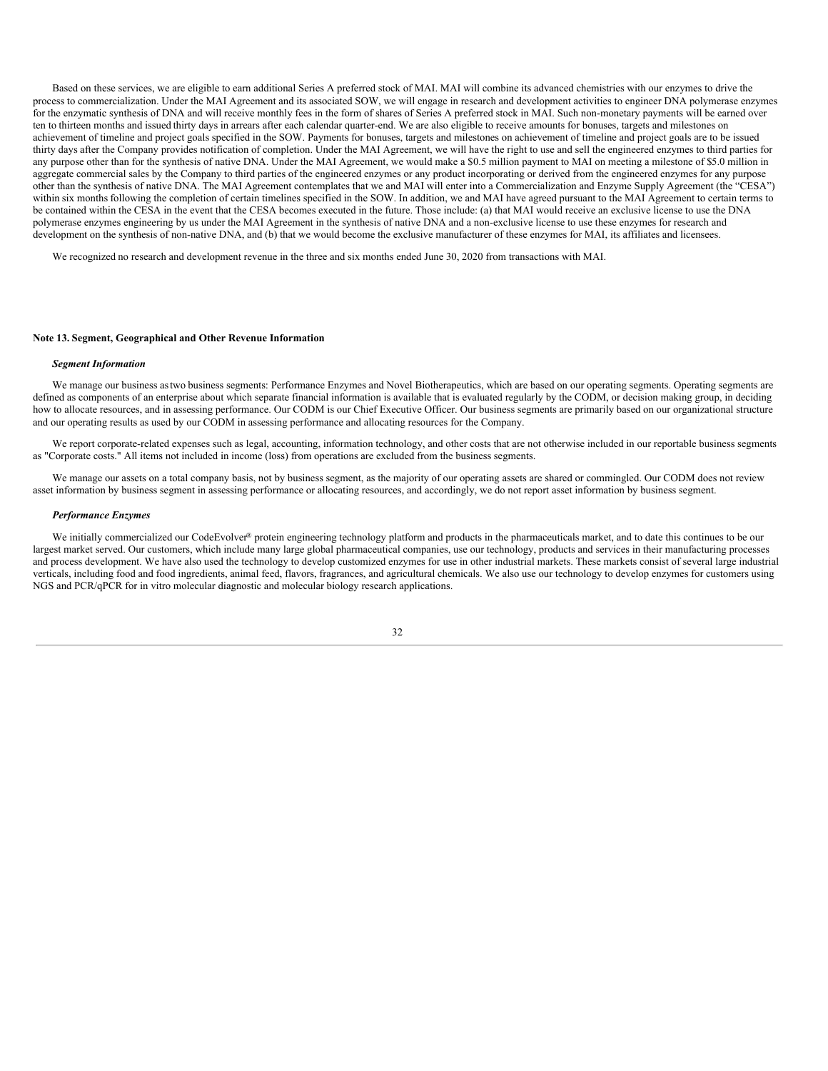Based on these services, we are eligible to earn additional Series A preferred stock of MAI. MAI will combine its advanced chemistries with our enzymes to drive the process to commercialization. Under the MAI Agreement and its associated SOW, we will engage in research and development activities to engineer DNA polymerase enzymes for the enzymatic synthesis of DNA and will receive monthly fees in the form of shares of Series A preferred stock in MAI. Such non-monetary payments will be earned over ten to thirteen months and issued thirty days in arrears after each calendar quarter-end. We are also eligible to receive amounts for bonuses, targets and milestones on achievement of timeline and project goals specified in the SOW. Payments for bonuses, targets and milestones on achievement of timeline and project goals are to be issued thirty days after the Company provides notification of completion. Under the MAI Agreement, we will have the right to use and sell the engineered enzymes to third parties for any purpose other than for the synthesis of native DNA. Under the MAI Agreement, we would make a $0.5 million payment to MAI on meeting a milestone of $5.0 million in aggregate commercial sales by the Company to third parties of the engineered enzymes or any product incorporating or derived from the engineered enzymes for any purpose other than the synthesis of native DNA. The MAI Agreement contemplates that we and MAI will enter into a Commercialization and Enzyme Supply Agreement (the "CESA") within six months following the completion of certain timelines specified in the SOW. In addition, we and MAI have agreed pursuant to the MAI Agreement to certain terms to be contained within the CESA in the event that the CESA becomes executed in the future. Those include: (a) that MAI would receive an exclusive license to use the DNA polymerase enzymes engineering by us under the MAI Agreement in the synthesis of native DNA and a non-exclusive license to use these enzymes for research and development on the synthesis of non-native DNA, and (b) that we would become the exclusive manufacturer of these enzymes for MAI, its affiliates and licensees.

We recognized no research and development revenue in the three and six months ended June 30, 2020 from transactions with MAI.

**Note 13. Segment, Geographical and Other Revenue Information**

***Segment Information***

We manage our business as two business segments: Performance Enzymes and Novel Biotherapeutics, which are based on our operating segments. Operating segments are defined as components of an enterprise about which separate financial information is available that is evaluated regularly by the CODM, or decision making group, in deciding how to allocate resources, and in assessing performance. Our CODM is our Chief Executive Officer. Our business segments are primarily based on our organizational structure and our operating results as used by our CODM in assessing performance and allocating resources for the Company.

We report corporate-related expenses such as legal, accounting, information technology, and other costs that are not otherwise included in our reportable business segments as "Corporate costs." All items not included in income (loss) from operations are excluded from the business segments.

We manage our assets on a total company basis, not by business segment, as the majority of our operating assets are shared or commingled. Our CODM does not review asset information by business segment in assessing performance or allocating resources, and accordingly, we do not report asset information by business segment.

***Performance Enzymes***

We initially commercialized our CodeEvolver® protein engineering technology platform and products in the pharmaceuticals market, and to date this continues to be our largest market served. Our customers, which include many large global pharmaceutical companies, use our technology, products and services in their manufacturing processes and process development. We have also used the technology to develop customized enzymes for use in other industrial markets. These markets consist of several large industrial verticals, including food and food ingredients, animal feed, flavors, fragrances, and agricultural chemicals. We also use our technology to develop enzymes for customers using NGS and PCR/qPCR for in vitro molecular diagnostic and molecular biology research applications.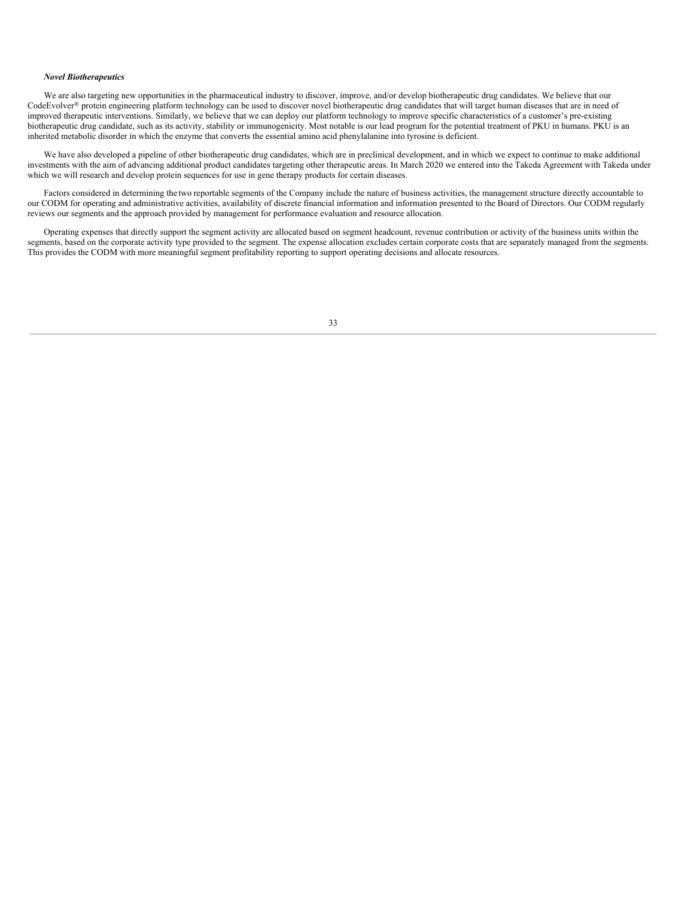***Novel Biotherapeutics***

We are also targeting new opportunities in the pharmaceutical industry to discover, improve, and/or develop biotherapeutic drug candidates. We believe that our CodeEvolver® protein engineering platform technology can be used to discover novel biotherapeutic drug candidates that will target human diseases that are in need of improved therapeutic interventions. Similarly, we believe that we can deploy our platform technology to improve specific characteristics of a customer's pre-existing biotherapeutic drug candidate, such as its activity, stability or immunogenicity. Most notable is our lead program for the potential treatment of PKU in humans. PKU is an inherited metabolic disorder in which the enzyme that converts the essential amino acid phenylalanine into tyrosine is deficient.

We have also developed a pipeline of other biotherapeutic drug candidates, which are in preclinical development, and in which we expect to continue to make additional investments with the aim of advancing additional product candidates targeting other therapeutic areas. In March 2020 we entered into the Takeda Agreement with Takeda under which we will research and develop protein sequences for use in gene therapy products for certain diseases.

Factors considered in determining the two reportable segments of the Company include the nature of business activities, the management structure directly accountable to our CODM for operating and administrative activities, availability of discrete financial information and information presented to the Board of Directors. Our CODM regularly reviews our segments and the approach provided by management for performance evaluation and resource allocation.

Operating expenses that directly support the segment activity are allocated based on segment headcount, revenue contribution or activity of the business units within the segments, based on the corporate activity type provided to the segment. The expense allocation excludes certain corporate costs that are separately managed from the segments. This provides the CODM with more meaningful segment profitability reporting to support operating decisions and allocate resources.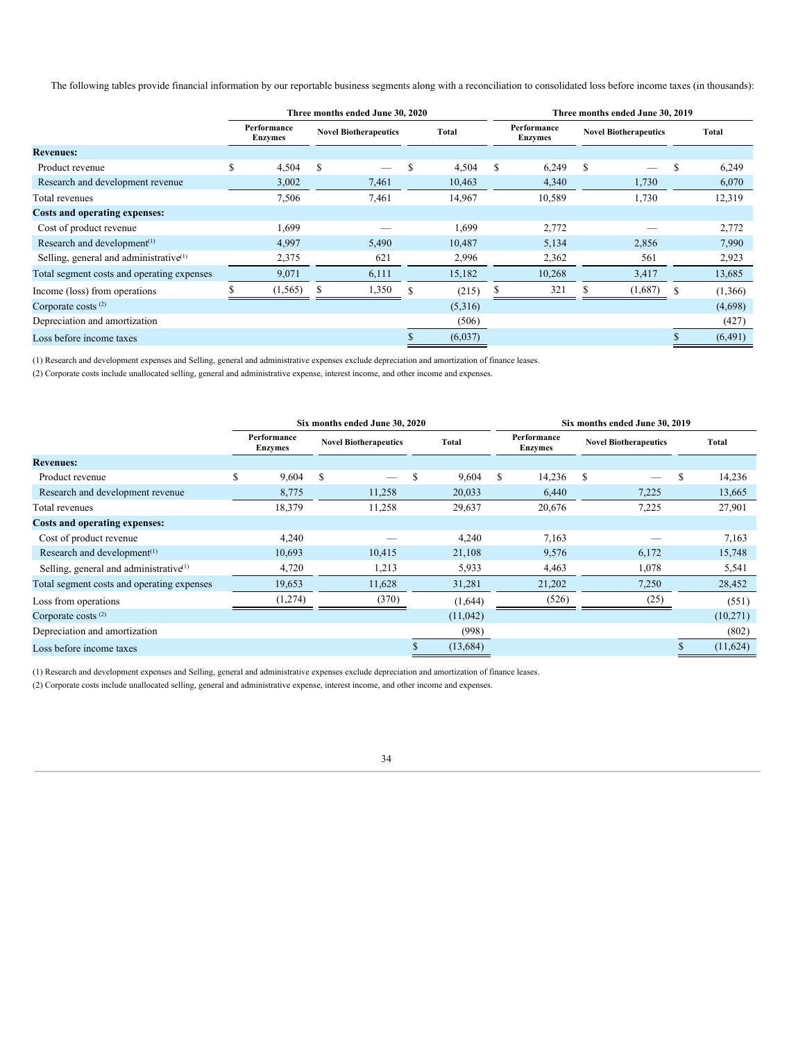The following tables provide financial information by our reportable business segments along with a reconciliation to consolidated loss before income taxes (in thousands):

| | Three months ended June 30, 2020 | | | Three months ended June 30, 2019 | | |
|---|---|---|---|---|---|---|
| | Performance Enzymes | Novel Biotherapeutics | Total | Performance Enzymes | Novel Biotherapeutics | Total |
| **Revenues:** | | | | | | |
| Product revenue | $ 4,504 | $ — | $ 4,504 | $ 6,249 | $ — | $ 6,249 |
| Research and development revenue | 3,002 | 7,461 | 10,463 | 4,340 | 1,730 | 6,070 |
| Total revenues | 7,506 | 7,461 | 14,967 | 10,589 | 1,730 | 12,319 |
| **Costs and operating expenses:** | | | | | | |
| Cost of product revenue | 1,699 | — | 1,699 | 2,772 | — | 2,772 |
| Research and development[(1)] | 4,997 | 5,490 | 10,487 | 5,134 | 2,856 | 7,990 |
| Selling, general and administrative[(1)] | 2,375 | 621 | 2,996 | 2,362 | 561 | 2,923 |
| Total segment costs and operating expenses | 9,071 | 6,111 | 15,182 | 10,268 | 3,417 | 13,685 |
| Income (loss) from operations | $ (1,565) | $ 1,350 | $ (215) | $ 321 | $ (1,687) | $ (1,366) |
| Corporate costs [(2)] | | | (5,316) | | | (4,698) |
| Depreciation and amortization | | | (506) | | | (427) |
| Loss before income taxes | | | $ (6,037) | | | $ (6,491) |

(1) Research and development expenses and Selling, general and administrative expenses exclude depreciation and amortization of finance leases.

(2) Corporate costs include unallocated selling, general and administrative expense, interest income, and other income and expenses.

| | Six months ended June 30, 2020 | | | Six months ended June 30, 2019 | | |
|---|---|---|---|---|---|---|
| | Performance Enzymes | Novel Biotherapeutics | Total | Performance Enzymes | Novel Biotherapeutics | Total |
| **Revenues:** | | | | | | |
| Product revenue | $ 9,604 | $ — | $ 9,604 | $ 14,236 | $ — | $ 14,236 |
| Research and development revenue | 8,775 | 11,258 | 20,033 | 6,440 | 7,225 | 13,665 |
| Total revenues | 18,379 | 11,258 | 29,637 | 20,676 | 7,225 | 27,901 |
| **Costs and operating expenses:** | | | | | | |
| Cost of product revenue | 4,240 | — | 4,240 | 7,163 | — | 7,163 |
| Research and development[(1)] | 10,693 | 10,415 | 21,108 | 9,576 | 6,172 | 15,748 |
| Selling, general and administrative[(1)] | 4,720 | 1,213 | 5,933 | 4,463 | 1,078 | 5,541 |
| Total segment costs and operating expenses | 19,653 | 11,628 | 31,281 | 21,202 | 7,250 | 28,452 |
| Loss from operations | (1,274) | (370) | (1,644) | (526) | (25) | (551) |
| Corporate costs [(2)] | | | (11,042) | | | (10,271) |
| Depreciation and amortization | | | (998) | | | (802) |
| Loss before income taxes | | | $ (13,684) | | | $ (11,624) |

(1) Research and development expenses and Selling, general and administrative expenses exclude depreciation and amortization of finance leases.

(2) Corporate costs include unallocated selling, general and administrative expense, interest income, and other income and expenses.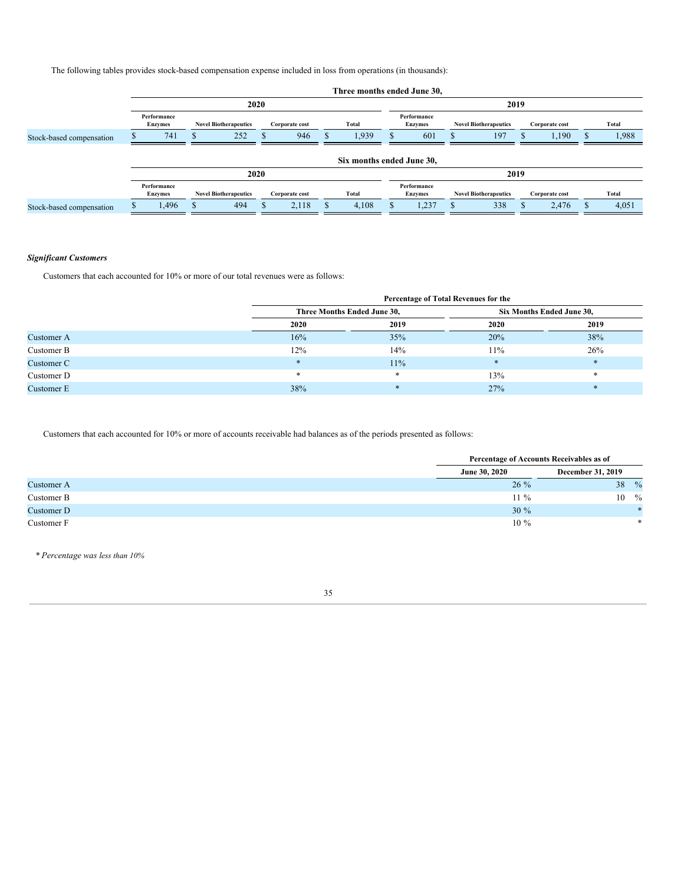The following tables provides stock-based compensation expense included in loss from operations (in thousands):

| | Three months ended June 30, | | | | | | | |
|---|---|---|---|---|---|---|---|---|
| | 2020 | | | | 2019 | | | |
| | Performance Enzymes | Novel Biotherapeutics | Corporate cost | Total | Performance Enzymes | Novel Biotherapeutics | Corporate cost | Total |
| Stock-based compensation | $ 741 | $ 252 | $ 946 | $ 1,939 | $ 601 | $ 197 | $ 1,190 | $ 1,988 |

| | Six months ended June 30, | | | | | | | |
|---|---|---|---|---|---|---|---|---|
| | 2020 | | | | 2019 | | | |
| | Performance Enzymes | Novel Biotherapeutics | Corporate cost | Total | Performance Enzymes | Novel Biotherapeutics | Corporate cost | Total |
| Stock-based compensation | $ 1,496 | $ 494 | $ 2,118 | $ 4,108 | $ 1,237 | $ 338 | $ 2,476 | $ 4,051 |

***Significant Customers***

Customers that each accounted for 10% or more of our total revenues were as follows:

| | Percentage of Total Revenues for the | | | |
|---|---|---|---|---|
| | Three Months Ended June 30, | | Six Months Ended June 30, | |
| | 2020 | 2019 | 2020 | 2019 |
| Customer A | 16% | 35% | 20% | 38% |
| Customer B | 12% | 14% | 11% | 26% |
| Customer C | * | 11% | * | * |
| Customer D | * | * | 13% | * |
| Customer E | 38% | * | 27% | * |

Customers that each accounted for 10% or more of accounts receivable had balances as of the periods presented as follows:

| | Percentage of Accounts Receivables as of | |
|---|---|---|
| | June 30, 2020 | December 31, 2019 |
| Customer A | 26 % | 38 % |
| Customer B | 11 % | 10 % |
| Customer D | 30 % | * |
| Customer F | 10 % | * |

*\* Percentage was less than 10%*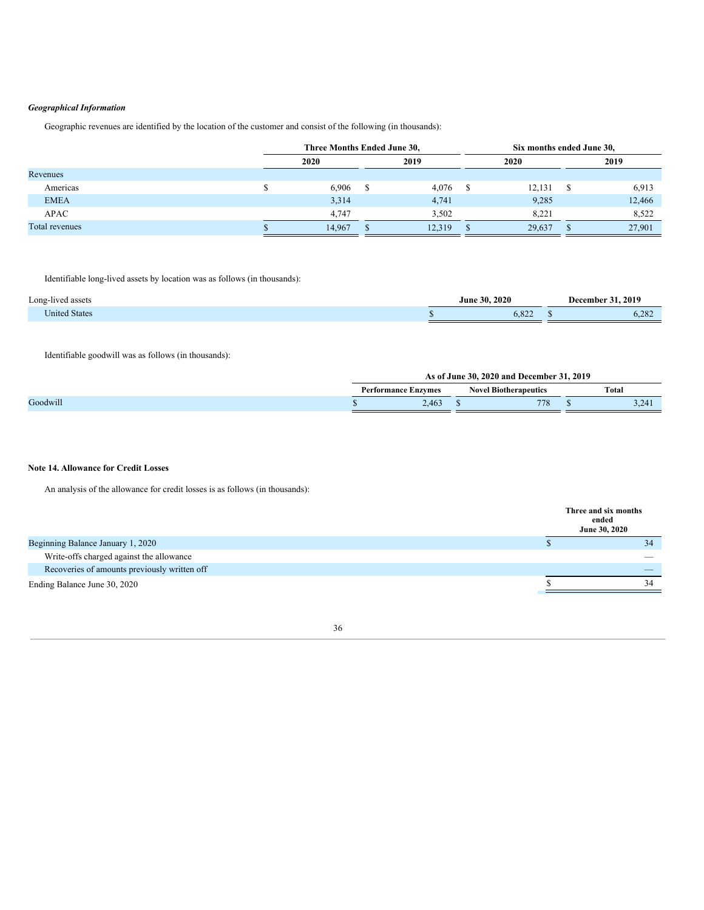*Geographical Information*

Geographic revenues are identified by the location of the customer and consist of the following (in thousands):

| | Three Months Ended June 30, | | Six months ended June 30, | |
|---|---|---|---|---|
| | 2020 | 2019 | 2020 | 2019 |
| Revenues | | | | |
| Americas | $ 6,906 | $ 4,076 | $ 12,131 | $ 6,913 |
| EMEA | 3,314 | 4,741 | 9,285 | 12,466 |
| APAC | 4,747 | 3,502 | 8,221 | 8,522 |
| Total revenues | $ 14,967 | $ 12,319 | $ 29,637 | $ 27,901 |

Identifiable long-lived assets by location was as follows (in thousands):

| Long-lived assets | June 30, 2020 | December 31, 2019 |
|---|---|---|
| United States | $ 6,822 | $ 6,282 |

Identifiable goodwill was as follows (in thousands):

| | As of June 30, 2020 and December 31, 2019 | | |
|---|---|---|---|
| | Performance Enzymes | Novel Biotherapeutics | Total |
| Goodwill | $ 2,463 | $ 778 | $ 3,241 |

**Note 14. Allowance for Credit Losses**

An analysis of the allowance for credit losses is as follows (in thousands):

| | Three and six months ended June 30, 2020 |
|---|---|
| Beginning Balance January 1, 2020 | $ 34 |
| Write-offs charged against the allowance | — |
| Recoveries of amounts previously written off | — |
| Ending Balance June 30, 2020 | $ 34 |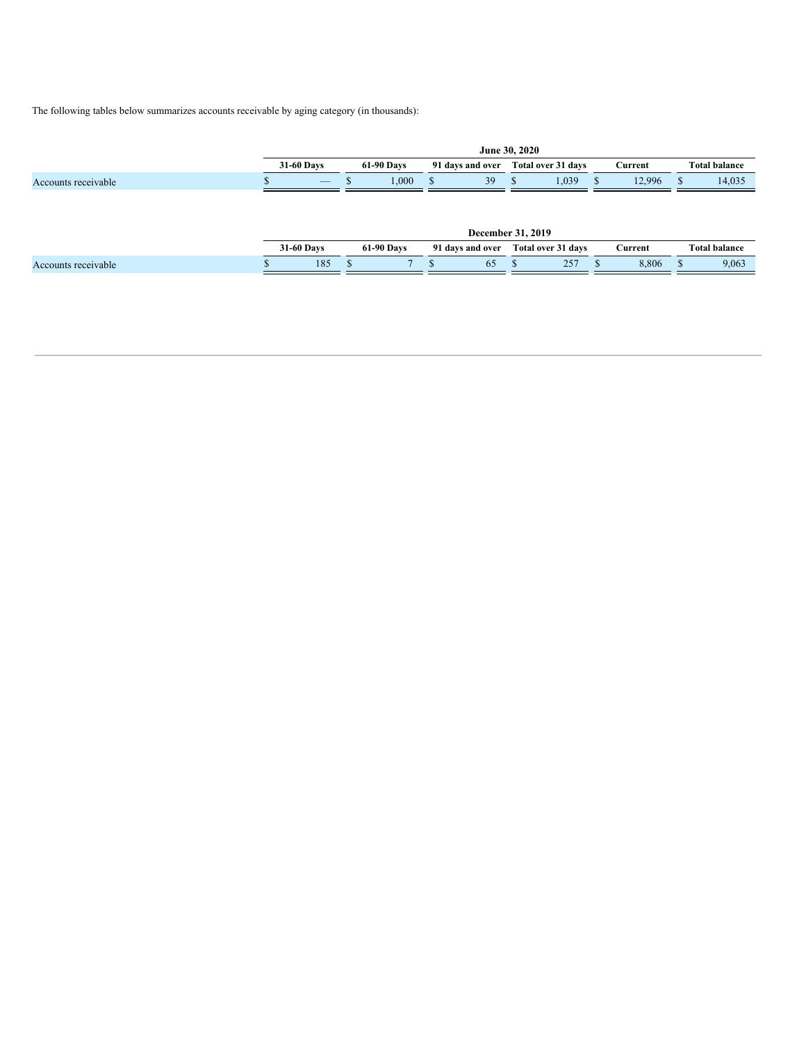The following tables below summarizes accounts receivable by aging category (in thousands):

| | June 30, 2020 | | | | | |
|---|---|---|---|---|---|---|
| | 31-60 Days | 61-90 Days | 91 days and over | Total over 31 days | Current | Total balance |
| Accounts receivable | $ — | $ 1,000 | $ 39 | $ 1,039 | $ 12,996 | $ 14,035 |

| | December 31, 2019 | | | | | |
|---|---|---|---|---|---|---|
| | 31-60 Days | 61-90 Days | 91 days and over | Total over 31 days | Current | Total balance |
| Accounts receivable | $ 185 | $ 7 | $ 65 | $ 257 | $ 8,806 | $ 9,063 |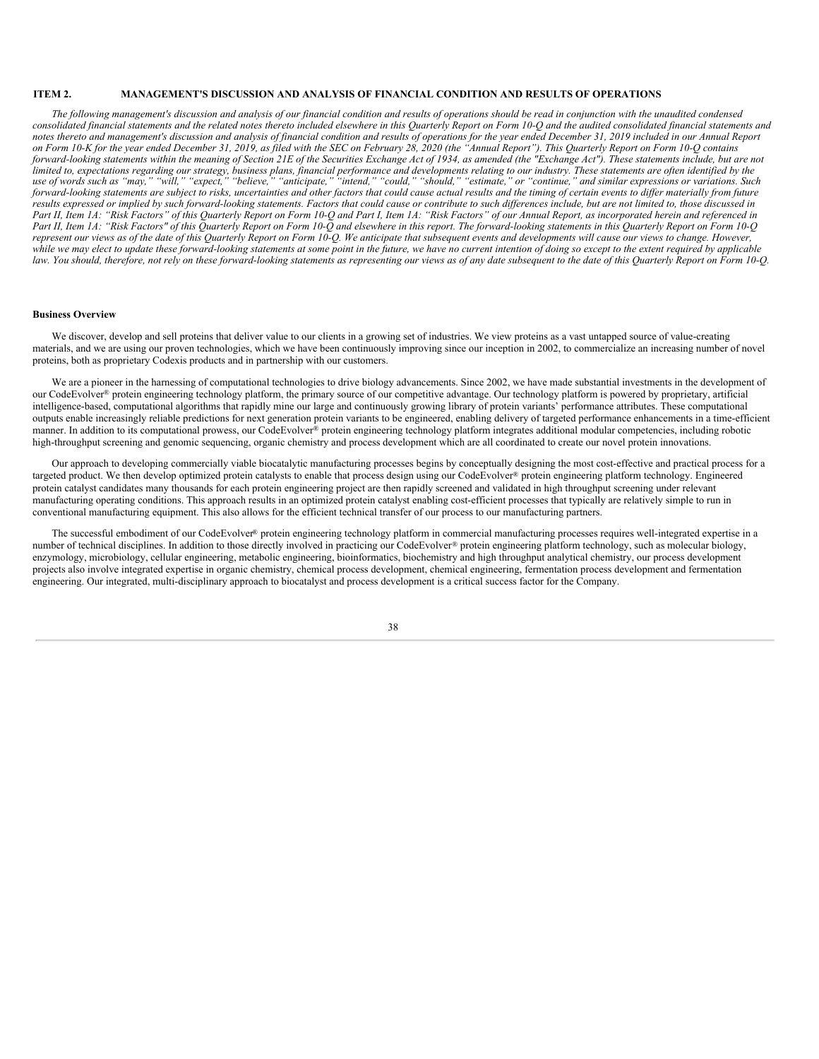## ITEM 2. MANAGEMENT'S DISCUSSION AND ANALYSIS OF FINANCIAL CONDITION AND RESULTS OF OPERATIONS

*The following management's discussion and analysis of our financial condition and results of operations should be read in conjunction with the unaudited condensed consolidated financial statements and the related notes thereto included elsewhere in this Quarterly Report on Form 10-Q and the audited consolidated financial statements and notes thereto and management's discussion and analysis of financial condition and results of operations for the year ended December 31, 2019 included in our Annual Report on Form 10-K for the year ended December 31, 2019, as filed with the SEC on February 28, 2020 (the "Annual Report"). This Quarterly Report on Form 10-Q contains forward-looking statements within the meaning of Section 21E of the Securities Exchange Act of 1934, as amended (the "Exchange Act"). These statements include, but are not limited to, expectations regarding our strategy, business plans, financial performance and developments relating to our industry. These statements are often identified by the use of words such as "may," "will," "expect," "believe," "anticipate," "intend," "could," "should," "estimate," or "continue," and similar expressions or variations. Such forward-looking statements are subject to risks, uncertainties and other factors that could cause actual results and the timing of certain events to differ materially from future results expressed or implied by such forward-looking statements. Factors that could cause or contribute to such differences include, but are not limited to, those discussed in Part II, Item 1A: "Risk Factors" of this Quarterly Report on Form 10-Q and Part I, Item 1A: "Risk Factors" of our Annual Report, as incorporated herein and referenced in Part II, Item 1A: "Risk Factors" of this Quarterly Report on Form 10-Q and elsewhere in this report. The forward-looking statements in this Quarterly Report on Form 10-Q represent our views as of the date of this Quarterly Report on Form 10-Q. We anticipate that subsequent events and developments will cause our views to change. However, while we may elect to update these forward-looking statements at some point in the future, we have no current intention of doing so except to the extent required by applicable law. You should, therefore, not rely on these forward-looking statements as representing our views as of any date subsequent to the date of this Quarterly Report on Form 10-Q.*

### Business Overview

We discover, develop and sell proteins that deliver value to our clients in a growing set of industries. We view proteins as a vast untapped source of value-creating materials, and we are using our proven technologies, which we have been continuously improving since our inception in 2002, to commercialize an increasing number of novel proteins, both as proprietary Codexis products and in partnership with our customers.

We are a pioneer in the harnessing of computational technologies to drive biology advancements. Since 2002, we have made substantial investments in the development of our CodeEvolver® protein engineering technology platform, the primary source of our competitive advantage. Our technology platform is powered by proprietary, artificial intelligence-based, computational algorithms that rapidly mine our large and continuously growing library of protein variants' performance attributes. These computational outputs enable increasingly reliable predictions for next generation protein variants to be engineered, enabling delivery of targeted performance enhancements in a time-efficient manner. In addition to its computational prowess, our CodeEvolver® protein engineering technology platform integrates additional modular competencies, including robotic high-throughput screening and genomic sequencing, organic chemistry and process development which are all coordinated to create our novel protein innovations.

Our approach to developing commercially viable biocatalytic manufacturing processes begins by conceptually designing the most cost-effective and practical process for a targeted product. We then develop optimized protein catalysts to enable that process design using our CodeEvolver® protein engineering platform technology. Engineered protein catalyst candidates many thousands for each protein engineering project are then rapidly screened and validated in high throughput screening under relevant manufacturing operating conditions. This approach results in an optimized protein catalyst enabling cost-efficient processes that typically are relatively simple to run in conventional manufacturing equipment. This also allows for the efficient technical transfer of our process to our manufacturing partners.

The successful embodiment of our CodeEvolver® protein engineering technology platform in commercial manufacturing processes requires well-integrated expertise in a number of technical disciplines. In addition to those directly involved in practicing our CodeEvolver® protein engineering platform technology, such as molecular biology, enzymology, microbiology, cellular engineering, metabolic engineering, bioinformatics, biochemistry and high throughput analytical chemistry, our process development projects also involve integrated expertise in organic chemistry, chemical process development, chemical engineering, fermentation process development and fermentation engineering. Our integrated, multi-disciplinary approach to biocatalyst and process development is a critical success factor for the Company.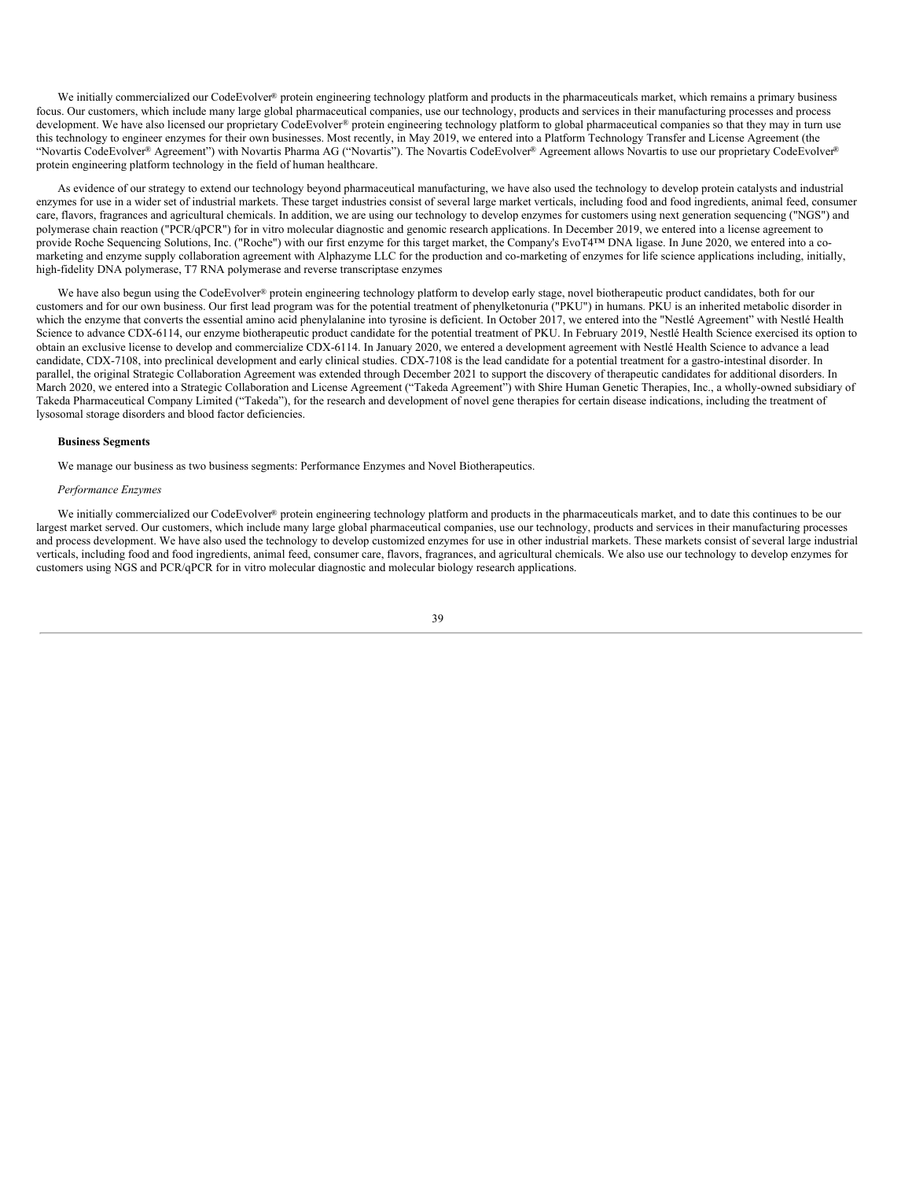We initially commercialized our CodeEvolver® protein engineering technology platform and products in the pharmaceuticals market, which remains a primary business focus. Our customers, which include many large global pharmaceutical companies, use our technology, products and services in their manufacturing processes and process development. We have also licensed our proprietary CodeEvolver® protein engineering technology platform to global pharmaceutical companies so that they may in turn use this technology to engineer enzymes for their own businesses. Most recently, in May 2019, we entered into a Platform Technology Transfer and License Agreement (the "Novartis CodeEvolver® Agreement") with Novartis Pharma AG ("Novartis"). The Novartis CodeEvolver® Agreement allows Novartis to use our proprietary CodeEvolver® protein engineering platform technology in the field of human healthcare.

As evidence of our strategy to extend our technology beyond pharmaceutical manufacturing, we have also used the technology to develop protein catalysts and industrial enzymes for use in a wider set of industrial markets. These target industries consist of several large market verticals, including food and food ingredients, animal feed, consumer care, flavors, fragrances and agricultural chemicals. In addition, we are using our technology to develop enzymes for customers using next generation sequencing ("NGS") and polymerase chain reaction ("PCR/qPCR") for in vitro molecular diagnostic and genomic research applications. In December 2019, we entered into a license agreement to provide Roche Sequencing Solutions, Inc. ("Roche") with our first enzyme for this target market, the Company's EvoT4™ DNA ligase. In June 2020, we entered into a co-marketing and enzyme supply collaboration agreement with Alphazyme LLC for the production and co-marketing of enzymes for life science applications including, initially, high-fidelity DNA polymerase, T7 RNA polymerase and reverse transcriptase enzymes

We have also begun using the CodeEvolver® protein engineering technology platform to develop early stage, novel biotherapeutic product candidates, both for our customers and for our own business. Our first lead program was for the potential treatment of phenylketonuria ("PKU") in humans. PKU is an inherited metabolic disorder in which the enzyme that converts the essential amino acid phenylalanine into tyrosine is deficient. In October 2017, we entered into the "Nestlé Agreement" with Nestlé Health Science to advance CDX-6114, our enzyme biotherapeutic product candidate for the potential treatment of PKU. In February 2019, Nestlé Health Science exercised its option to obtain an exclusive license to develop and commercialize CDX-6114. In January 2020, we entered a development agreement with Nestlé Health Science to advance a lead candidate, CDX-7108, into preclinical development and early clinical studies. CDX-7108 is the lead candidate for a potential treatment for a gastro-intestinal disorder. In parallel, the original Strategic Collaboration Agreement was extended through December 2021 to support the discovery of therapeutic candidates for additional disorders. In March 2020, we entered into a Strategic Collaboration and License Agreement ("Takeda Agreement") with Shire Human Genetic Therapies, Inc., a wholly-owned subsidiary of Takeda Pharmaceutical Company Limited ("Takeda"), for the research and development of novel gene therapies for certain disease indications, including the treatment of lysosomal storage disorders and blood factor deficiencies.

**Business Segments**

We manage our business as two business segments: Performance Enzymes and Novel Biotherapeutics.

*Performance Enzymes*

We initially commercialized our CodeEvolver® protein engineering technology platform and products in the pharmaceuticals market, and to date this continues to be our largest market served. Our customers, which include many large global pharmaceutical companies, use our technology, products and services in their manufacturing processes and process development. We have also used the technology to develop customized enzymes for use in other industrial markets. These markets consist of several large industrial verticals, including food and food ingredients, animal feed, consumer care, flavors, fragrances, and agricultural chemicals. We also use our technology to develop enzymes for customers using NGS and PCR/qPCR for in vitro molecular diagnostic and molecular biology research applications.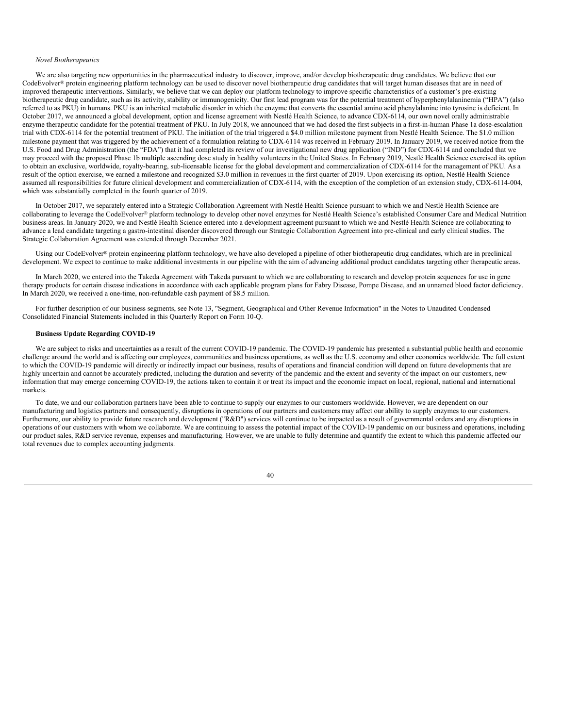*Novel Biotherapeutics*

We are also targeting new opportunities in the pharmaceutical industry to discover, improve, and/or develop biotherapeutic drug candidates. We believe that our CodeEvolver® protein engineering platform technology can be used to discover novel biotherapeutic drug candidates that will target human diseases that are in need of improved therapeutic interventions. Similarly, we believe that we can deploy our platform technology to improve specific characteristics of a customer's pre-existing biotherapeutic drug candidate, such as its activity, stability or immunogenicity. Our first lead program was for the potential treatment of hyperphenylalaninemia ("HPA") (also referred to as PKU) in humans. PKU is an inherited metabolic disorder in which the enzyme that converts the essential amino acid phenylalanine into tyrosine is deficient. In October 2017, we announced a global development, option and license agreement with Nestlé Health Science, to advance CDX-6114, our own novel orally administrable enzyme therapeutic candidate for the potential treatment of PKU. In July 2018, we announced that we had dosed the first subjects in a first-in-human Phase 1a dose-escalation trial with CDX-6114 for the potential treatment of PKU. The initiation of the trial triggered a $4.0 million milestone payment from Nestlé Health Science. The $1.0 million milestone payment that was triggered by the achievement of a formulation relating to CDX-6114 was received in February 2019. In January 2019, we received notice from the U.S. Food and Drug Administration (the "FDA") that it had completed its review of our investigational new drug application ("IND") for CDX-6114 and concluded that we may proceed with the proposed Phase 1b multiple ascending dose study in healthy volunteers in the United States. In February 2019, Nestlé Health Science exercised its option to obtain an exclusive, worldwide, royalty-bearing, sub-licensable license for the global development and commercialization of CDX-6114 for the management of PKU. As a result of the option exercise, we earned a milestone and recognized $3.0 million in revenues in the first quarter of 2019. Upon exercising its option, Nestlé Health Science assumed all responsibilities for future clinical development and commercialization of CDX-6114, with the exception of the completion of an extension study, CDX-6114-004, which was substantially completed in the fourth quarter of 2019.

In October 2017, we separately entered into a Strategic Collaboration Agreement with Nestlé Health Science pursuant to which we and Nestlé Health Science are collaborating to leverage the CodeEvolver® platform technology to develop other novel enzymes for Nestlé Health Science's established Consumer Care and Medical Nutrition business areas. In January 2020, we and Nestlé Health Science entered into a development agreement pursuant to which we and Nestlé Health Science are collaborating to advance a lead candidate targeting a gastro-intestinal disorder discovered through our Strategic Collaboration Agreement into pre-clinical and early clinical studies. The Strategic Collaboration Agreement was extended through December 2021.

Using our CodeEvolver® protein engineering platform technology, we have also developed a pipeline of other biotherapeutic drug candidates, which are in preclinical development. We expect to continue to make additional investments in our pipeline with the aim of advancing additional product candidates targeting other therapeutic areas.

In March 2020, we entered into the Takeda Agreement with Takeda pursuant to which we are collaborating to research and develop protein sequences for use in gene therapy products for certain disease indications in accordance with each applicable program plans for Fabry Disease, Pompe Disease, and an unnamed blood factor deficiency. In March 2020, we received a one-time, non-refundable cash payment of $8.5 million.

For further description of our business segments, see Note 13, "Segment, Geographical and Other Revenue Information" in the Notes to Unaudited Condensed Consolidated Financial Statements included in this Quarterly Report on Form 10-Q.

**Business Update Regarding COVID-19**

We are subject to risks and uncertainties as a result of the current COVID-19 pandemic. The COVID-19 pandemic has presented a substantial public health and economic challenge around the world and is affecting our employees, communities and business operations, as well as the U.S. economy and other economies worldwide. The full extent to which the COVID-19 pandemic will directly or indirectly impact our business, results of operations and financial condition will depend on future developments that are highly uncertain and cannot be accurately predicted, including the duration and severity of the pandemic and the extent and severity of the impact on our customers, new information that may emerge concerning COVID-19, the actions taken to contain it or treat its impact and the economic impact on local, regional, national and international markets.

To date, we and our collaboration partners have been able to continue to supply our enzymes to our customers worldwide. However, we are dependent on our manufacturing and logistics partners and consequently, disruptions in operations of our partners and customers may affect our ability to supply enzymes to our customers. Furthermore, our ability to provide future research and development ("R&D") services will continue to be impacted as a result of governmental orders and any disruptions in operations of our customers with whom we collaborate. We are continuing to assess the potential impact of the COVID-19 pandemic on our business and operations, including our product sales, R&D service revenue, expenses and manufacturing. However, we are unable to fully determine and quantify the extent to which this pandemic affected our total revenues due to complex accounting judgments.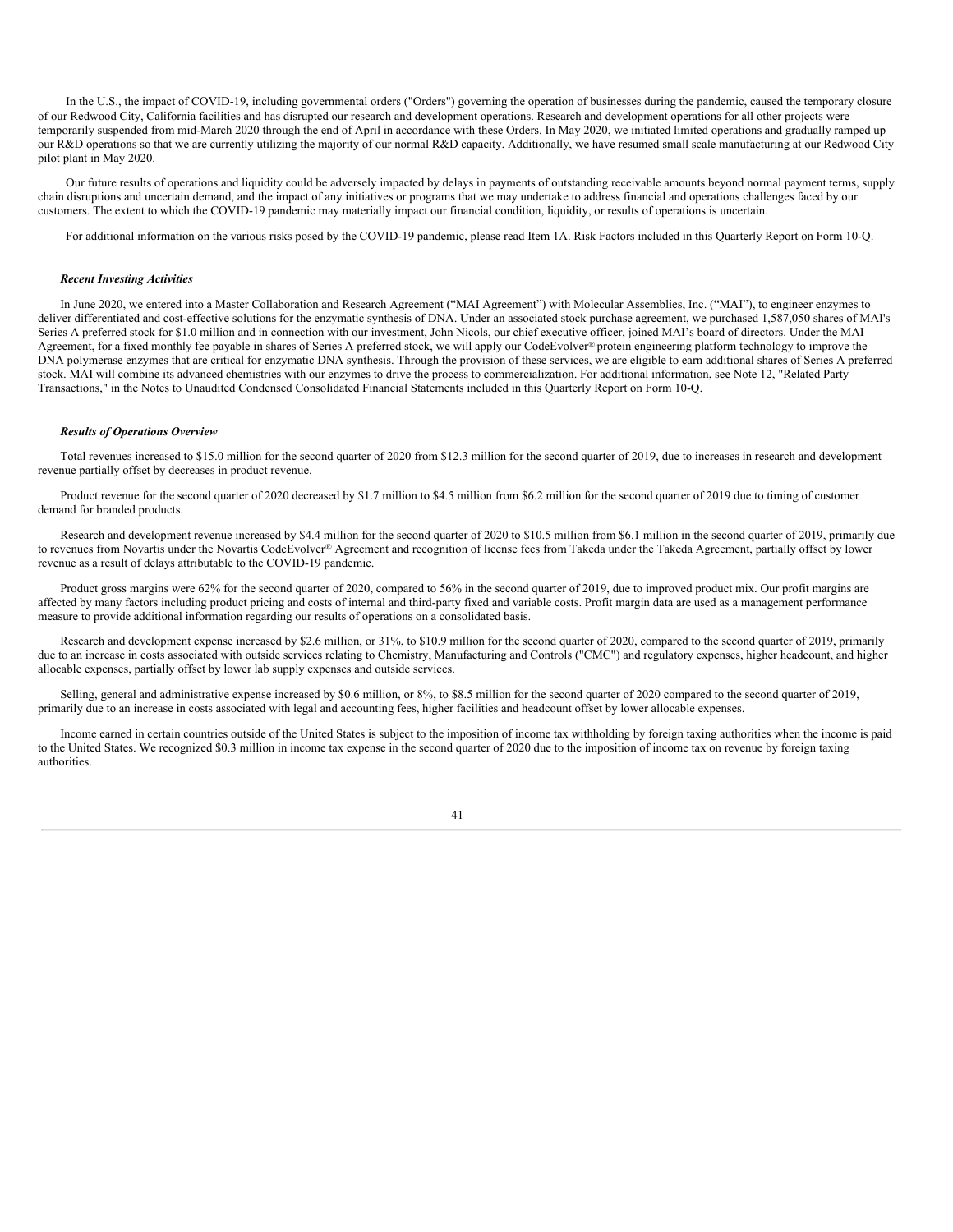In the U.S., the impact of COVID-19, including governmental orders ("Orders") governing the operation of businesses during the pandemic, caused the temporary closure of our Redwood City, California facilities and has disrupted our research and development operations. Research and development operations for all other projects were temporarily suspended from mid-March 2020 through the end of April in accordance with these Orders. In May 2020, we initiated limited operations and gradually ramped up our R&D operations so that we are currently utilizing the majority of our normal R&D capacity. Additionally, we have resumed small scale manufacturing at our Redwood City pilot plant in May 2020.

Our future results of operations and liquidity could be adversely impacted by delays in payments of outstanding receivable amounts beyond normal payment terms, supply chain disruptions and uncertain demand, and the impact of any initiatives or programs that we may undertake to address financial and operations challenges faced by our customers. The extent to which the COVID-19 pandemic may materially impact our financial condition, liquidity, or results of operations is uncertain.

For additional information on the various risks posed by the COVID-19 pandemic, please read Item 1A. Risk Factors included in this Quarterly Report on Form 10-Q.

***Recent Investing Activities***

In June 2020, we entered into a Master Collaboration and Research Agreement ("MAI Agreement") with Molecular Assemblies, Inc. ("MAI"), to engineer enzymes to deliver differentiated and cost-effective solutions for the enzymatic synthesis of DNA. Under an associated stock purchase agreement, we purchased 1,587,050 shares of MAI's Series A preferred stock for $1.0 million and in connection with our investment, John Nicols, our chief executive officer, joined MAI's board of directors. Under the MAI Agreement, for a fixed monthly fee payable in shares of Series A preferred stock, we will apply our CodeEvolver® protein engineering platform technology to improve the DNA polymerase enzymes that are critical for enzymatic DNA synthesis. Through the provision of these services, we are eligible to earn additional shares of Series A preferred stock. MAI will combine its advanced chemistries with our enzymes to drive the process to commercialization. For additional information, see Note 12, "Related Party Transactions," in the Notes to Unaudited Condensed Consolidated Financial Statements included in this Quarterly Report on Form 10-Q.

***Results of Operations Overview***

Total revenues increased to $15.0 million for the second quarter of 2020 from $12.3 million for the second quarter of 2019, due to increases in research and development revenue partially offset by decreases in product revenue.

Product revenue for the second quarter of 2020 decreased by $1.7 million to $4.5 million from $6.2 million for the second quarter of 2019 due to timing of customer demand for branded products.

Research and development revenue increased by $4.4 million for the second quarter of 2020 to $10.5 million from $6.1 million in the second quarter of 2019, primarily due to revenues from Novartis under the Novartis CodeEvolver® Agreement and recognition of license fees from Takeda under the Takeda Agreement, partially offset by lower revenue as a result of delays attributable to the COVID-19 pandemic.

Product gross margins were 62% for the second quarter of 2020, compared to 56% in the second quarter of 2019, due to improved product mix. Our profit margins are affected by many factors including product pricing and costs of internal and third-party fixed and variable costs. Profit margin data are used as a management performance measure to provide additional information regarding our results of operations on a consolidated basis.

Research and development expense increased by $2.6 million, or 31%, to $10.9 million for the second quarter of 2020, compared to the second quarter of 2019, primarily due to an increase in costs associated with outside services relating to Chemistry, Manufacturing and Controls ("CMC") and regulatory expenses, higher headcount, and higher allocable expenses, partially offset by lower lab supply expenses and outside services.

Selling, general and administrative expense increased by $0.6 million, or 8%, to $8.5 million for the second quarter of 2020 compared to the second quarter of 2019, primarily due to an increase in costs associated with legal and accounting fees, higher facilities and headcount offset by lower allocable expenses.

Income earned in certain countries outside of the United States is subject to the imposition of income tax withholding by foreign taxing authorities when the income is paid to the United States. We recognized $0.3 million in income tax expense in the second quarter of 2020 due to the imposition of income tax on revenue by foreign taxing authorities.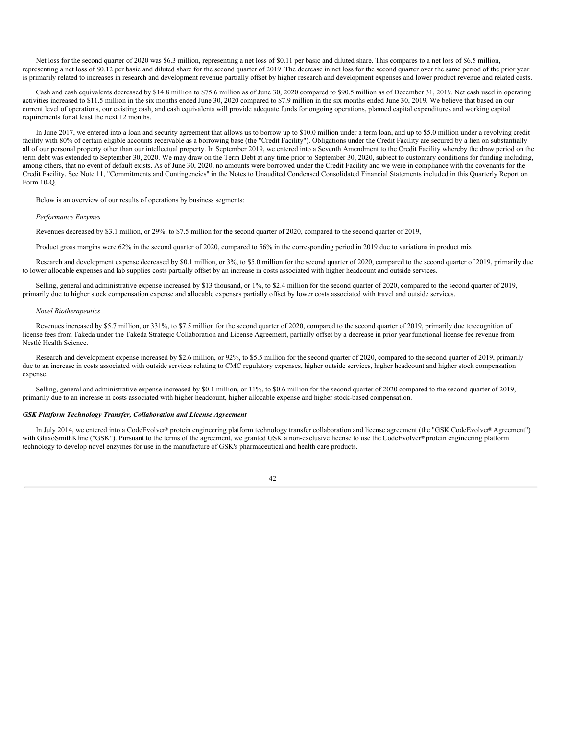Net loss for the second quarter of 2020 was $6.3 million, representing a net loss of $0.11 per basic and diluted share. This compares to a net loss of $6.5 million, representing a net loss of $0.12 per basic and diluted share for the second quarter of 2019. The decrease in net loss for the second quarter over the same period of the prior year is primarily related to increases in research and development revenue partially offset by higher research and development expenses and lower product revenue and related costs.

Cash and cash equivalents decreased by $14.8 million to $75.6 million as of June 30, 2020 compared to $90.5 million as of December 31, 2019. Net cash used in operating activities increased to $11.5 million in the six months ended June 30, 2020 compared to $7.9 million in the six months ended June 30, 2019. We believe that based on our current level of operations, our existing cash, and cash equivalents will provide adequate funds for ongoing operations, planned capital expenditures and working capital requirements for at least the next 12 months.

In June 2017, we entered into a loan and security agreement that allows us to borrow up to $10.0 million under a term loan, and up to $5.0 million under a revolving credit facility with 80% of certain eligible accounts receivable as a borrowing base (the "Credit Facility"). Obligations under the Credit Facility are secured by a lien on substantially all of our personal property other than our intellectual property. In September 2019, we entered into a Seventh Amendment to the Credit Facility whereby the draw period on the term debt was extended to September 30, 2020. We may draw on the Term Debt at any time prior to September 30, 2020, subject to customary conditions for funding including, among others, that no event of default exists. As of June 30, 2020, no amounts were borrowed under the Credit Facility and we were in compliance with the covenants for the Credit Facility. See Note 11, "Commitments and Contingencies" in the Notes to Unaudited Condensed Consolidated Financial Statements included in this Quarterly Report on Form 10-Q.

Below is an overview of our results of operations by business segments:

*Performance Enzymes*

Revenues decreased by $3.1 million, or 29%, to $7.5 million for the second quarter of 2020, compared to the second quarter of 2019,

Product gross margins were 62% in the second quarter of 2020, compared to 56% in the corresponding period in 2019 due to variations in product mix.

Research and development expense decreased by $0.1 million, or 3%, to $5.0 million for the second quarter of 2020, compared to the second quarter of 2019, primarily due to lower allocable expenses and lab supplies costs partially offset by an increase in costs associated with higher headcount and outside services.

Selling, general and administrative expense increased by $13 thousand, or 1%, to $2.4 million for the second quarter of 2020, compared to the second quarter of 2019, primarily due to higher stock compensation expense and allocable expenses partially offset by lower costs associated with travel and outside services.

*Novel Biotherapeutics*

Revenues increased by $5.7 million, or 331%, to $7.5 million for the second quarter of 2020, compared to the second quarter of 2019, primarily due torecognition of license fees from Takeda under the Takeda Strategic Collaboration and License Agreement, partially offset by a decrease in prior year functional license fee revenue from Nestlé Health Science.

Research and development expense increased by $2.6 million, or 92%, to $5.5 million for the second quarter of 2020, compared to the second quarter of 2019, primarily due to an increase in costs associated with outside services relating to CMC regulatory expenses, higher outside services, higher headcount and higher stock compensation expense.

Selling, general and administrative expense increased by $0.1 million, or 11%, to $0.6 million for the second quarter of 2020 compared to the second quarter of 2019, primarily due to an increase in costs associated with higher headcount, higher allocable expense and higher stock-based compensation.

***GSK Platform Technology Transfer, Collaboration and License Agreement***

In July 2014, we entered into a CodeEvolver® protein engineering platform technology transfer collaboration and license agreement (the "GSK CodeEvolver® Agreement") with GlaxoSmithKline ("GSK"). Pursuant to the terms of the agreement, we granted GSK a non-exclusive license to use the CodeEvolver® protein engineering platform technology to develop novel enzymes for use in the manufacture of GSK's pharmaceutical and health care products.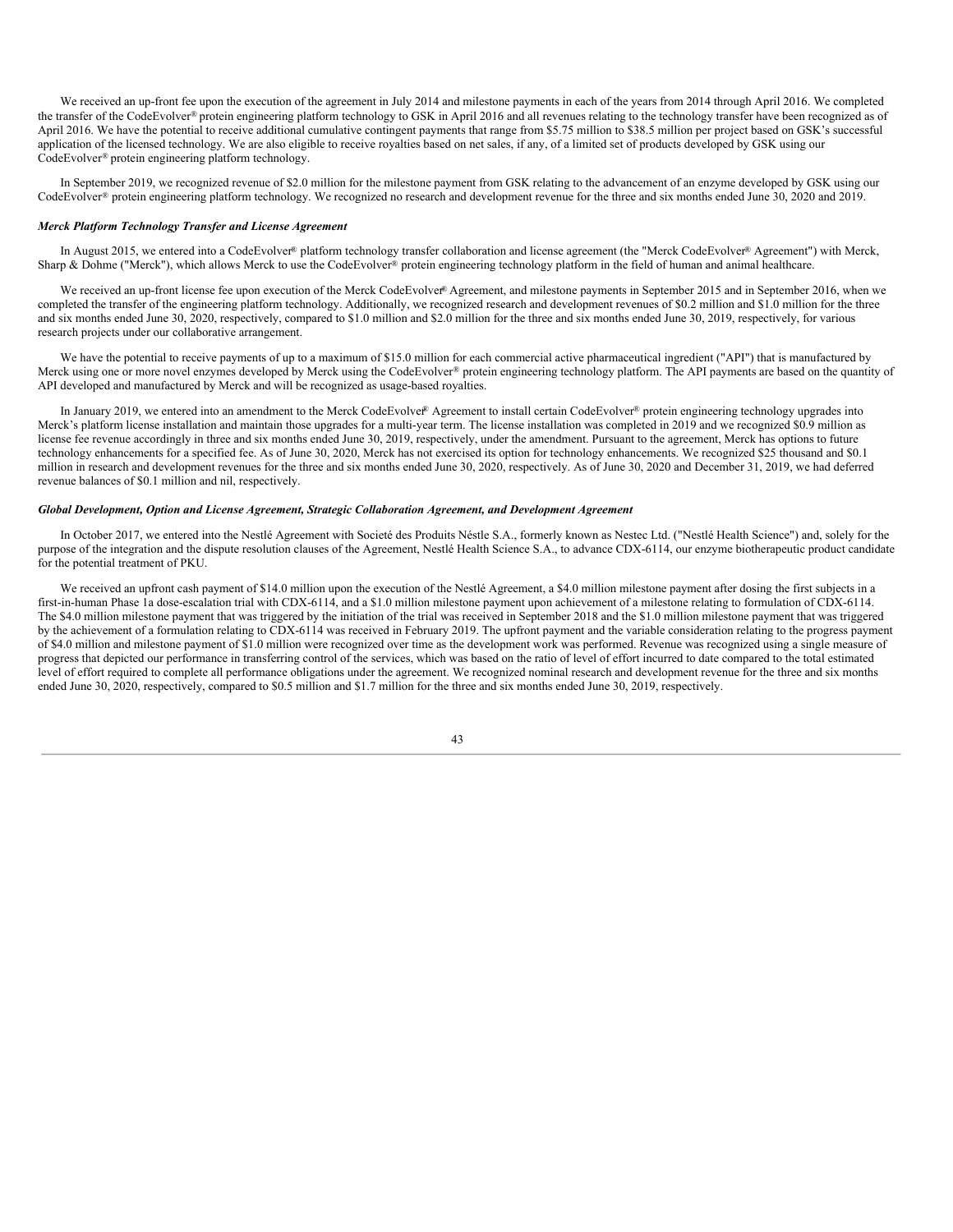We received an up-front fee upon the execution of the agreement in July 2014 and milestone payments in each of the years from 2014 through April 2016. We completed the transfer of the CodeEvolver® protein engineering platform technology to GSK in April 2016 and all revenues relating to the technology transfer have been recognized as of April 2016. We have the potential to receive additional cumulative contingent payments that range from $5.75 million to $38.5 million per project based on GSK's successful application of the licensed technology. We are also eligible to receive royalties based on net sales, if any, of a limited set of products developed by GSK using our CodeEvolver® protein engineering platform technology.

In September 2019, we recognized revenue of $2.0 million for the milestone payment from GSK relating to the advancement of an enzyme developed by GSK using our CodeEvolver® protein engineering platform technology. We recognized no research and development revenue for the three and six months ended June 30, 2020 and 2019.

***Merck Platform Technology Transfer and License Agreement***

In August 2015, we entered into a CodeEvolver® platform technology transfer collaboration and license agreement (the "Merck CodeEvolver® Agreement") with Merck, Sharp & Dohme ("Merck"), which allows Merck to use the CodeEvolver® protein engineering technology platform in the field of human and animal healthcare.

We received an up-front license fee upon execution of the Merck CodeEvolver® Agreement, and milestone payments in September 2015 and in September 2016, when we completed the transfer of the engineering platform technology. Additionally, we recognized research and development revenues of $0.2 million and $1.0 million for the three and six months ended June 30, 2020, respectively, compared to $1.0 million and $2.0 million for the three and six months ended June 30, 2019, respectively, for various research projects under our collaborative arrangement.

We have the potential to receive payments of up to a maximum of $15.0 million for each commercial active pharmaceutical ingredient ("API") that is manufactured by Merck using one or more novel enzymes developed by Merck using the CodeEvolver® protein engineering technology platform. The API payments are based on the quantity of API developed and manufactured by Merck and will be recognized as usage-based royalties.

In January 2019, we entered into an amendment to the Merck CodeEvolver® Agreement to install certain CodeEvolver® protein engineering technology upgrades into Merck's platform license installation and maintain those upgrades for a multi-year term. The license installation was completed in 2019 and we recognized $0.9 million as license fee revenue accordingly in three and six months ended June 30, 2019, respectively, under the amendment. Pursuant to the agreement, Merck has options to future technology enhancements for a specified fee. As of June 30, 2020, Merck has not exercised its option for technology enhancements. We recognized $25 thousand and $0.1 million in research and development revenues for the three and six months ended June 30, 2020, respectively. As of June 30, 2020 and December 31, 2019, we had deferred revenue balances of $0.1 million and nil, respectively.

***Global Development, Option and License Agreement, Strategic Collaboration Agreement, and Development Agreement***

In October 2017, we entered into the Nestlé Agreement with Societé des Produits Néstle S.A., formerly known as Nestec Ltd. ("Nestlé Health Science") and, solely for the purpose of the integration and the dispute resolution clauses of the Agreement, Nestlé Health Science S.A., to advance CDX-6114, our enzyme biotherapeutic product candidate for the potential treatment of PKU.

We received an upfront cash payment of $14.0 million upon the execution of the Nestlé Agreement, a $4.0 million milestone payment after dosing the first subjects in a first-in-human Phase 1a dose-escalation trial with CDX-6114, and a $1.0 million milestone payment upon achievement of a milestone relating to formulation of CDX-6114. The $4.0 million milestone payment that was triggered by the initiation of the trial was received in September 2018 and the $1.0 million milestone payment that was triggered by the achievement of a formulation relating to CDX-6114 was received in February 2019. The upfront payment and the variable consideration relating to the progress payment of $4.0 million and milestone payment of $1.0 million were recognized over time as the development work was performed. Revenue was recognized using a single measure of progress that depicted our performance in transferring control of the services, which was based on the ratio of level of effort incurred to date compared to the total estimated level of effort required to complete all performance obligations under the agreement. We recognized nominal research and development revenue for the three and six months ended June 30, 2020, respectively, compared to $0.5 million and $1.7 million for the three and six months ended June 30, 2019, respectively.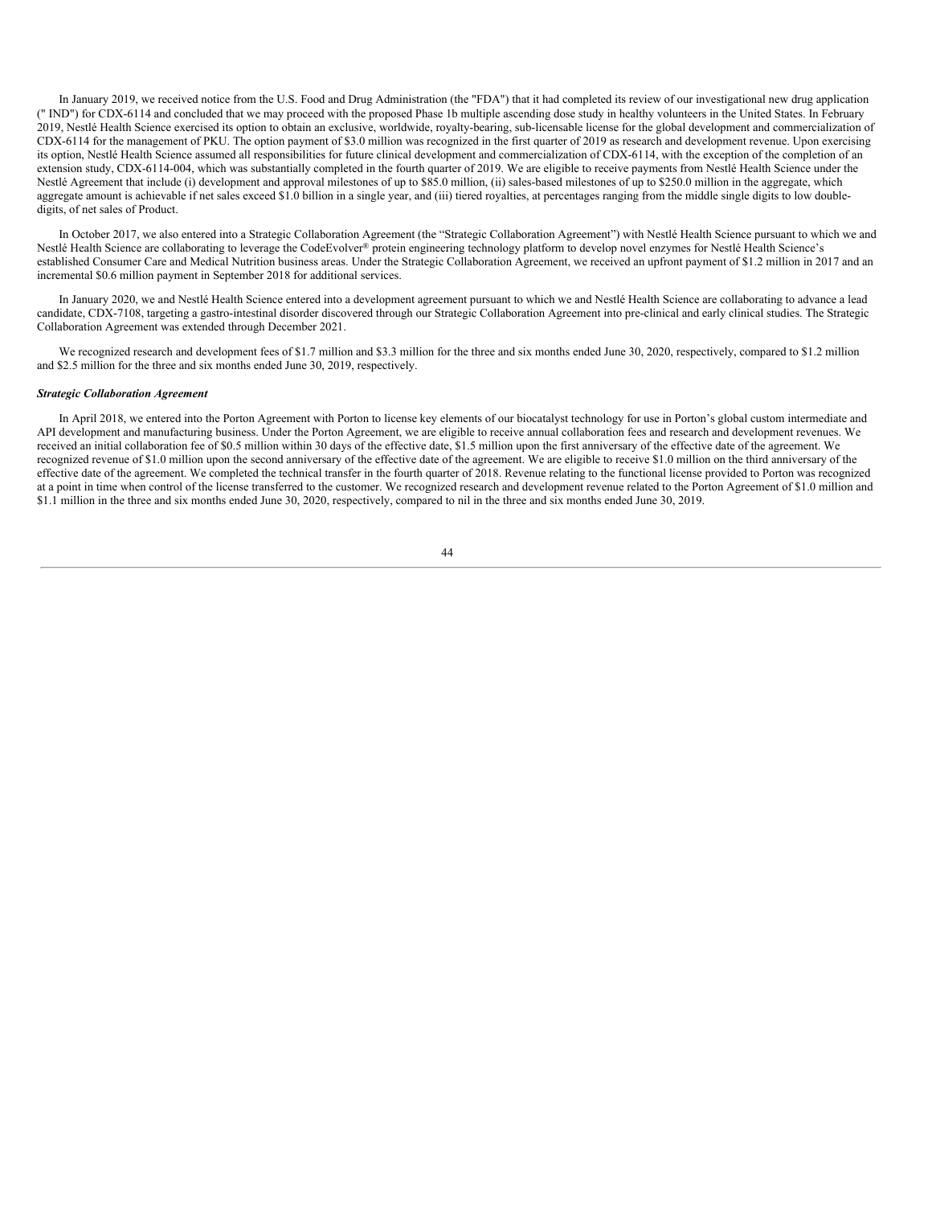In January 2019, we received notice from the U.S. Food and Drug Administration (the "FDA") that it had completed its review of our investigational new drug application (" IND") for CDX-6114 and concluded that we may proceed with the proposed Phase 1b multiple ascending dose study in healthy volunteers in the United States. In February 2019, Nestlé Health Science exercised its option to obtain an exclusive, worldwide, royalty-bearing, sub-licensable license for the global development and commercialization of CDX-6114 for the management of PKU. The option payment of $3.0 million was recognized in the first quarter of 2019 as research and development revenue. Upon exercising its option, Nestlé Health Science assumed all responsibilities for future clinical development and commercialization of CDX-6114, with the exception of the completion of an extension study, CDX-6114-004, which was substantially completed in the fourth quarter of 2019. We are eligible to receive payments from Nestlé Health Science under the Nestlé Agreement that include (i) development and approval milestones of up to $85.0 million, (ii) sales-based milestones of up to $250.0 million in the aggregate, which aggregate amount is achievable if net sales exceed $1.0 billion in a single year, and (iii) tiered royalties, at percentages ranging from the middle single digits to low double-digits, of net sales of Product.

In October 2017, we also entered into a Strategic Collaboration Agreement (the "Strategic Collaboration Agreement") with Nestlé Health Science pursuant to which we and Nestlé Health Science are collaborating to leverage the CodeEvolver® protein engineering technology platform to develop novel enzymes for Nestlé Health Science's established Consumer Care and Medical Nutrition business areas. Under the Strategic Collaboration Agreement, we received an upfront payment of $1.2 million in 2017 and an incremental $0.6 million payment in September 2018 for additional services.

In January 2020, we and Nestlé Health Science entered into a development agreement pursuant to which we and Nestlé Health Science are collaborating to advance a lead candidate, CDX-7108, targeting a gastro-intestinal disorder discovered through our Strategic Collaboration Agreement into pre-clinical and early clinical studies. The Strategic Collaboration Agreement was extended through December 2021.

We recognized research and development fees of $1.7 million and $3.3 million for the three and six months ended June 30, 2020, respectively, compared to $1.2 million and $2.5 million for the three and six months ended June 30, 2019, respectively.

***Strategic Collaboration Agreement***

In April 2018, we entered into the Porton Agreement with Porton to license key elements of our biocatalyst technology for use in Porton's global custom intermediate and API development and manufacturing business. Under the Porton Agreement, we are eligible to receive annual collaboration fees and research and development revenues. We received an initial collaboration fee of $0.5 million within 30 days of the effective date, $1.5 million upon the first anniversary of the effective date of the agreement. We recognized revenue of $1.0 million upon the second anniversary of the effective date of the agreement. We are eligible to receive $1.0 million on the third anniversary of the effective date of the agreement. We completed the technical transfer in the fourth quarter of 2018. Revenue relating to the functional license provided to Porton was recognized at a point in time when control of the license transferred to the customer. We recognized research and development revenue related to the Porton Agreement of $1.0 million and $1.1 million in the three and six months ended June 30, 2020, respectively, compared to nil in the three and six months ended June 30, 2019.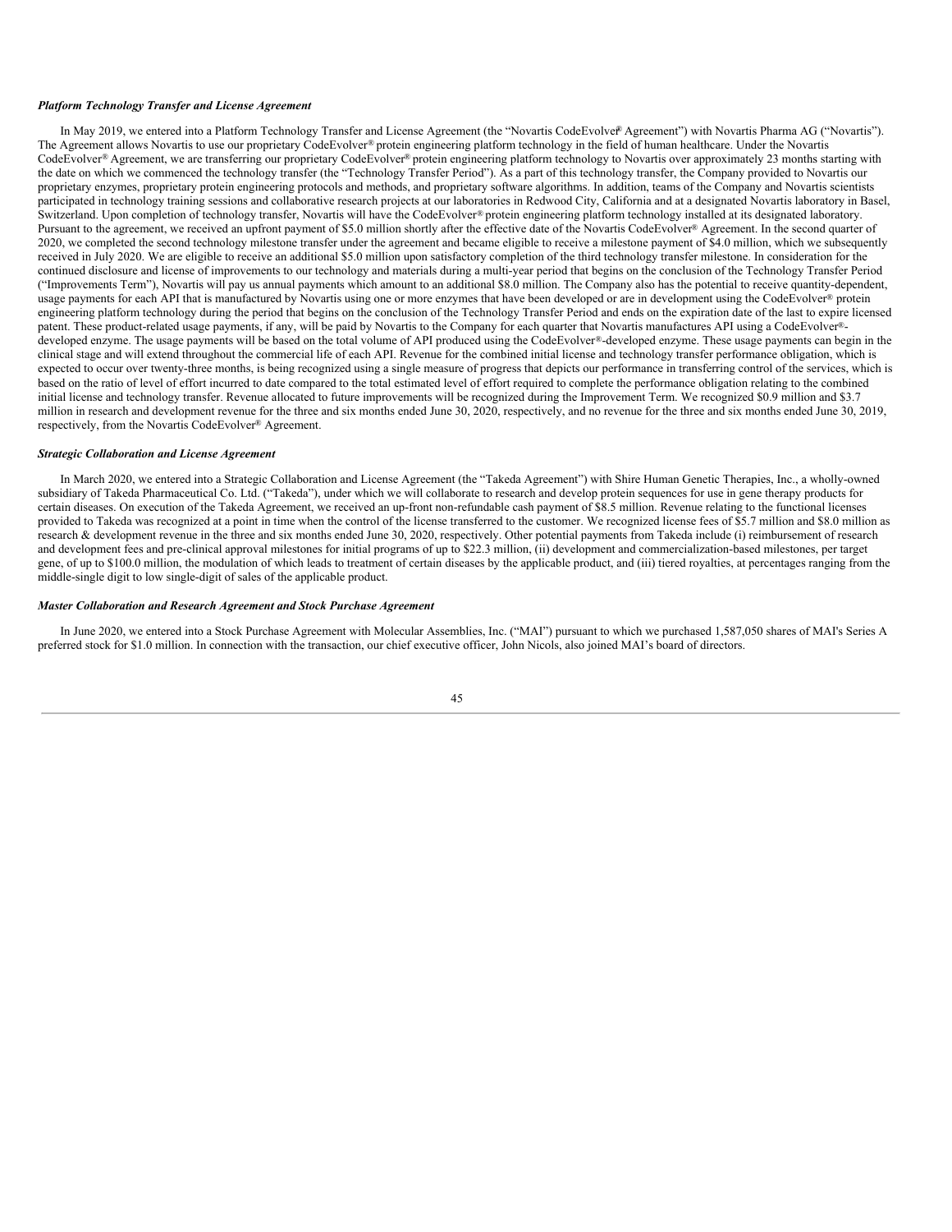***Platform Technology Transfer and License Agreement***

In May 2019, we entered into a Platform Technology Transfer and License Agreement (the "Novartis CodeEvolver® Agreement") with Novartis Pharma AG ("Novartis"). The Agreement allows Novartis to use our proprietary CodeEvolver® protein engineering platform technology in the field of human healthcare. Under the Novartis CodeEvolver® Agreement, we are transferring our proprietary CodeEvolver® protein engineering platform technology to Novartis over approximately 23 months starting with the date on which we commenced the technology transfer (the "Technology Transfer Period"). As a part of this technology transfer, the Company provided to Novartis our proprietary enzymes, proprietary protein engineering protocols and methods, and proprietary software algorithms. In addition, teams of the Company and Novartis scientists participated in technology training sessions and collaborative research projects at our laboratories in Redwood City, California and at a designated Novartis laboratory in Basel, Switzerland. Upon completion of technology transfer, Novartis will have the CodeEvolver® protein engineering platform technology installed at its designated laboratory. Pursuant to the agreement, we received an upfront payment of $5.0 million shortly after the effective date of the Novartis CodeEvolver® Agreement. In the second quarter of 2020, we completed the second technology milestone transfer under the agreement and became eligible to receive a milestone payment of $4.0 million, which we subsequently received in July 2020. We are eligible to receive an additional $5.0 million upon satisfactory completion of the third technology transfer milestone. In consideration for the continued disclosure and license of improvements to our technology and materials during a multi-year period that begins on the conclusion of the Technology Transfer Period ("Improvements Term"), Novartis will pay us annual payments which amount to an additional $8.0 million. The Company also has the potential to receive quantity-dependent, usage payments for each API that is manufactured by Novartis using one or more enzymes that have been developed or are in development using the CodeEvolver® protein engineering platform technology during the period that begins on the conclusion of the Technology Transfer Period and ends on the expiration date of the last to expire licensed patent. These product-related usage payments, if any, will be paid by Novartis to the Company for each quarter that Novartis manufactures API using a CodeEvolver®-developed enzyme. The usage payments will be based on the total volume of API produced using the CodeEvolver®-developed enzyme. These usage payments can begin in the clinical stage and will extend throughout the commercial life of each API. Revenue for the combined initial license and technology transfer performance obligation, which is expected to occur over twenty-three months, is being recognized using a single measure of progress that depicts our performance in transferring control of the services, which is based on the ratio of level of effort incurred to date compared to the total estimated level of effort required to complete the performance obligation relating to the combined initial license and technology transfer. Revenue allocated to future improvements will be recognized during the Improvement Term. We recognized $0.9 million and $3.7 million in research and development revenue for the three and six months ended June 30, 2020, respectively, and no revenue for the three and six months ended June 30, 2019, respectively, from the Novartis CodeEvolver® Agreement.

***Strategic Collaboration and License Agreement***

In March 2020, we entered into a Strategic Collaboration and License Agreement (the "Takeda Agreement") with Shire Human Genetic Therapies, Inc., a wholly-owned subsidiary of Takeda Pharmaceutical Co. Ltd. ("Takeda"), under which we will collaborate to research and develop protein sequences for use in gene therapy products for certain diseases. On execution of the Takeda Agreement, we received an up-front non-refundable cash payment of $8.5 million. Revenue relating to the functional licenses provided to Takeda was recognized at a point in time when the control of the license transferred to the customer. We recognized license fees of $5.7 million and $8.0 million as research & development revenue in the three and six months ended June 30, 2020, respectively. Other potential payments from Takeda include (i) reimbursement of research and development fees and pre-clinical approval milestones for initial programs of up to $22.3 million, (ii) development and commercialization-based milestones, per target gene, of up to $100.0 million, the modulation of which leads to treatment of certain diseases by the applicable product, and (iii) tiered royalties, at percentages ranging from the middle-single digit to low single-digit of sales of the applicable product.

***Master Collaboration and Research Agreement and Stock Purchase Agreement***

In June 2020, we entered into a Stock Purchase Agreement with Molecular Assemblies, Inc. ("MAI") pursuant to which we purchased 1,587,050 shares of MAI's Series A preferred stock for $1.0 million. In connection with the transaction, our chief executive officer, John Nicols, also joined MAI's board of directors.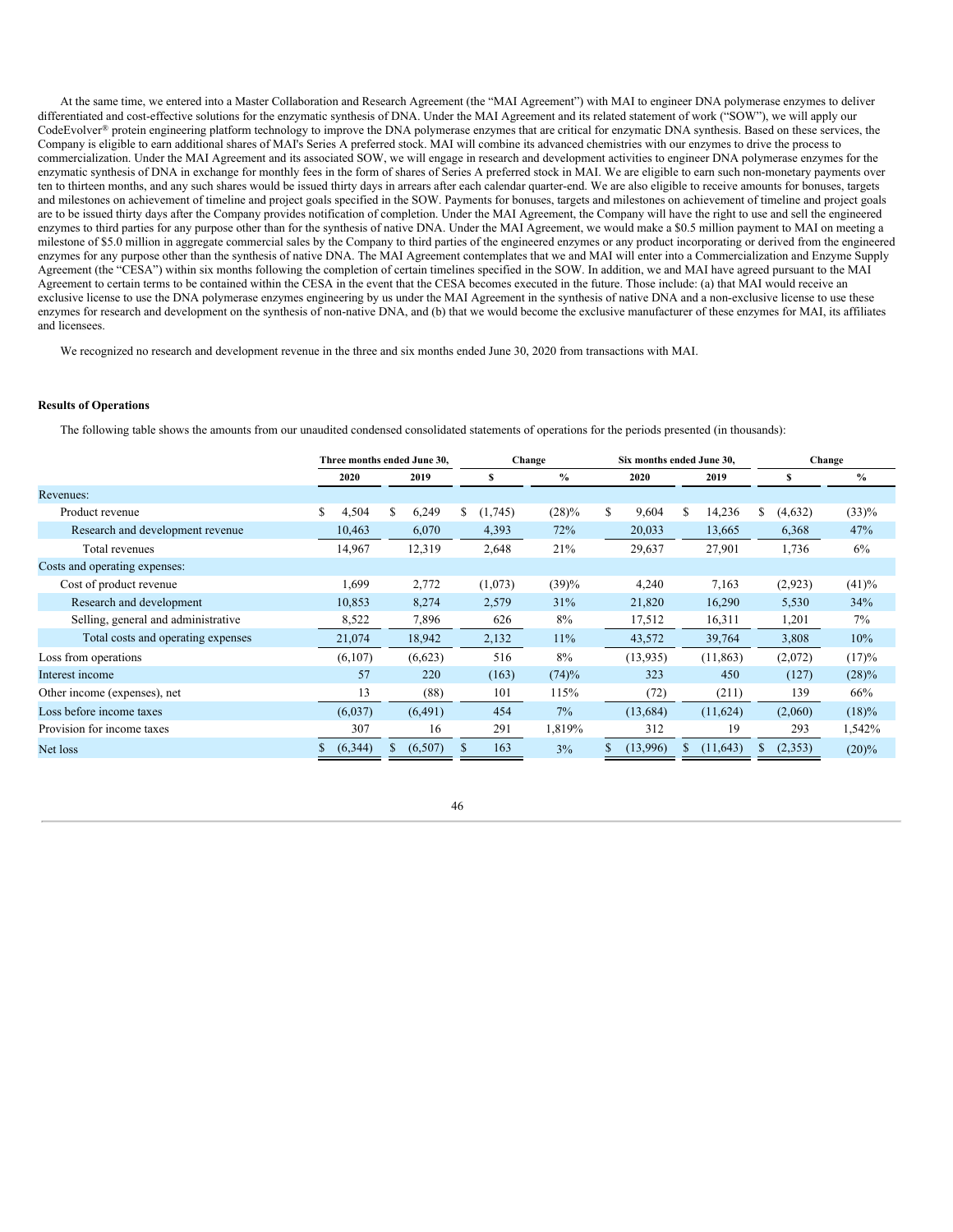At the same time, we entered into a Master Collaboration and Research Agreement (the "MAI Agreement") with MAI to engineer DNA polymerase enzymes to deliver differentiated and cost-effective solutions for the enzymatic synthesis of DNA. Under the MAI Agreement and its related statement of work ("SOW"), we will apply our CodeEvolver® protein engineering platform technology to improve the DNA polymerase enzymes that are critical for enzymatic DNA synthesis. Based on these services, the Company is eligible to earn additional shares of MAI's Series A preferred stock. MAI will combine its advanced chemistries with our enzymes to drive the process to commercialization. Under the MAI Agreement and its associated SOW, we will engage in research and development activities to engineer DNA polymerase enzymes for the enzymatic synthesis of DNA in exchange for monthly fees in the form of shares of Series A preferred stock in MAI. We are eligible to earn such non-monetary payments over ten to thirteen months, and any such shares would be issued thirty days in arrears after each calendar quarter-end. We are also eligible to receive amounts for bonuses, targets and milestones on achievement of timeline and project goals specified in the SOW. Payments for bonuses, targets and milestones on achievement of timeline and project goals are to be issued thirty days after the Company provides notification of completion. Under the MAI Agreement, the Company will have the right to use and sell the engineered enzymes to third parties for any purpose other than for the synthesis of native DNA. Under the MAI Agreement, we would make a $0.5 million payment to MAI on meeting a milestone of $5.0 million in aggregate commercial sales by the Company to third parties of the engineered enzymes or any product incorporating or derived from the engineered enzymes for any purpose other than the synthesis of native DNA. The MAI Agreement contemplates that we and MAI will enter into a Commercialization and Enzyme Supply Agreement (the "CESA") within six months following the completion of certain timelines specified in the SOW. In addition, we and MAI have agreed pursuant to the MAI Agreement to certain terms to be contained within the CESA in the event that the CESA becomes executed in the future. Those include: (a) that MAI would receive an exclusive license to use the DNA polymerase enzymes engineering by us under the MAI Agreement in the synthesis of native DNA and a non-exclusive license to use these enzymes for research and development on the synthesis of non-native DNA, and (b) that we would become the exclusive manufacturer of these enzymes for MAI, its affiliates and licensees.

We recognized no research and development revenue in the three and six months ended June 30, 2020 from transactions with MAI.

**Results of Operations**

The following table shows the amounts from our unaudited condensed consolidated statements of operations for the periods presented (in thousands):

| | Three months ended June 30, | | Change | | Six months ended June 30, | | Change | |
|---|---|---|---|---|---|---|---|---|
| | 2020 | 2019 | $ | % | 2020 | 2019 | $ | % |
| Revenues: | | | | | | | | |
| Product revenue | $ 4,504 | $ 6,249 | $ (1,745) | (28)% | $ 9,604 | $ 14,236 | $ (4,632) | (33)% |
| Research and development revenue | 10,463 | 6,070 | 4,393 | 72% | 20,033 | 13,665 | 6,368 | 47% |
| Total revenues | 14,967 | 12,319 | 2,648 | 21% | 29,637 | 27,901 | 1,736 | 6% |
| Costs and operating expenses: | | | | | | | | |
| Cost of product revenue | 1,699 | 2,772 | (1,073) | (39)% | 4,240 | 7,163 | (2,923) | (41)% |
| Research and development | 10,853 | 8,274 | 2,579 | 31% | 21,820 | 16,290 | 5,530 | 34% |
| Selling, general and administrative | 8,522 | 7,896 | 626 | 8% | 17,512 | 16,311 | 1,201 | 7% |
| Total costs and operating expenses | 21,074 | 18,942 | 2,132 | 11% | 43,572 | 39,764 | 3,808 | 10% |
| Loss from operations | (6,107) | (6,623) | 516 | 8% | (13,935) | (11,863) | (2,072) | (17)% |
| Interest income | 57 | 220 | (163) | (74)% | 323 | 450 | (127) | (28)% |
| Other income (expenses), net | 13 | (88) | 101 | 115% | (72) | (211) | 139 | 66% |
| Loss before income taxes | (6,037) | (6,491) | 454 | 7% | (13,684) | (11,624) | (2,060) | (18)% |
| Provision for income taxes | 307 | 16 | 291 | 1,819% | 312 | 19 | 293 | 1,542% |
| Net loss | $ (6,344) | $ (6,507) | $ 163 | 3% | $ (13,996) | $ (11,643) | $ (2,353) | (20)% |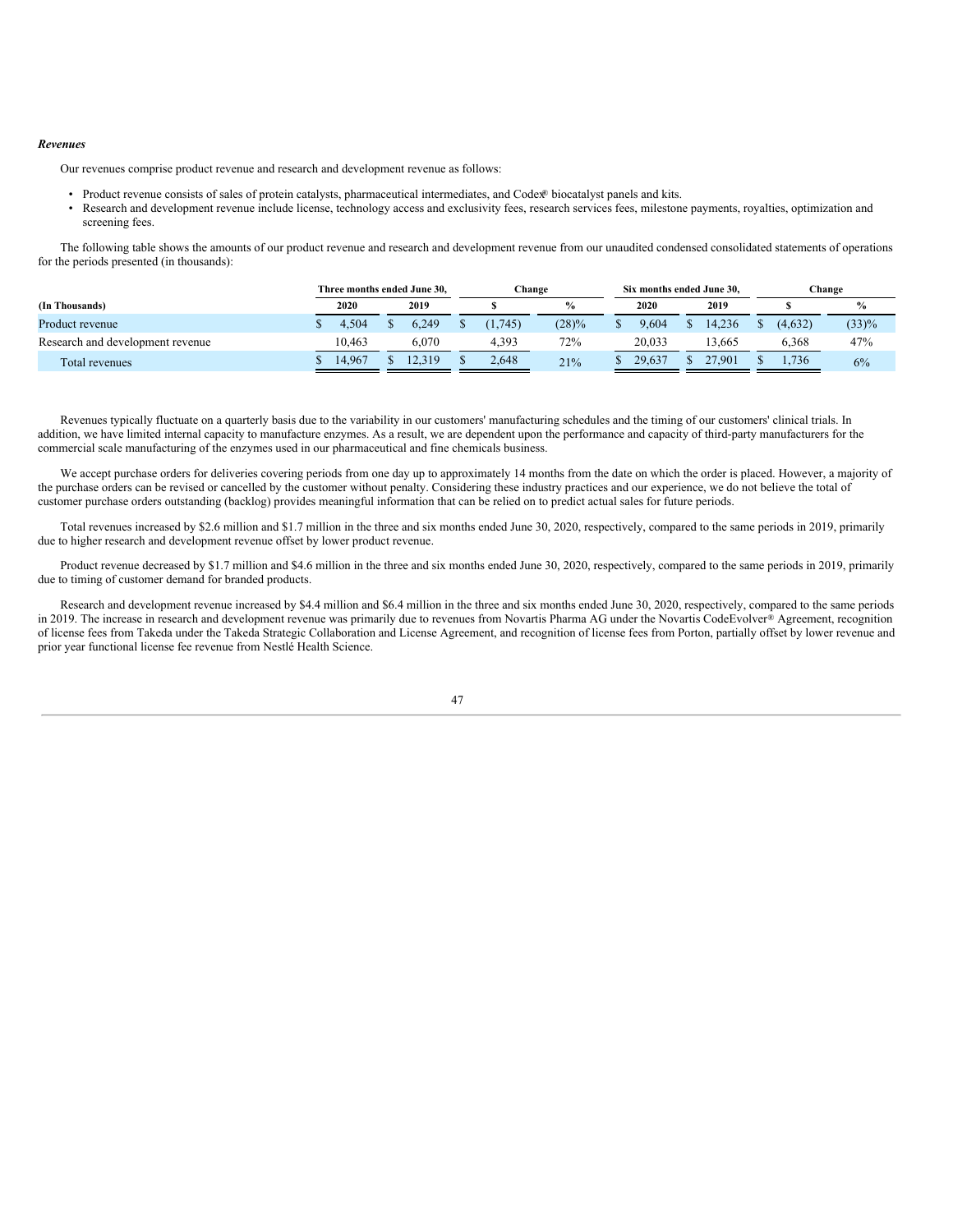***Revenues***

Our revenues comprise product revenue and research and development revenue as follows:

- Product revenue consists of sales of protein catalysts, pharmaceutical intermediates, and Codex® biocatalyst panels and kits.
- Research and development revenue include license, technology access and exclusivity fees, research services fees, milestone payments, royalties, optimization and screening fees.

The following table shows the amounts of our product revenue and research and development revenue from our unaudited condensed consolidated statements of operations for the periods presented (in thousands):

| | Three months ended June 30, | | Change | | Six months ended June 30, | | Change | |
|---|---|---|---|---|---|---|---|---|
| **(In Thousands)** | **2020** | **2019** | **$** | **%** | **2020** | **2019** | **$** | **%** |
| Product revenue | $ 4,504 | $ 6,249 | $ (1,745) | (28)% | $ 9,604 | $ 14,236 | $ (4,632) | (33)% |
| Research and development revenue | 10,463 | 6,070 | 4,393 | 72% | 20,033 | 13,665 | 6,368 | 47% |
| Total revenues | $ 14,967 | $ 12,319 | $ 2,648 | 21% | $ 29,637 | $ 27,901 | $ 1,736 | 6% |

Revenues typically fluctuate on a quarterly basis due to the variability in our customers' manufacturing schedules and the timing of our customers' clinical trials. In addition, we have limited internal capacity to manufacture enzymes. As a result, we are dependent upon the performance and capacity of third-party manufacturers for the commercial scale manufacturing of the enzymes used in our pharmaceutical and fine chemicals business.

We accept purchase orders for deliveries covering periods from one day up to approximately 14 months from the date on which the order is placed. However, a majority of the purchase orders can be revised or cancelled by the customer without penalty. Considering these industry practices and our experience, we do not believe the total of customer purchase orders outstanding (backlog) provides meaningful information that can be relied on to predict actual sales for future periods.

Total revenues increased by $2.6 million and $1.7 million in the three and six months ended June 30, 2020, respectively, compared to the same periods in 2019, primarily due to higher research and development revenue offset by lower product revenue.

Product revenue decreased by $1.7 million and $4.6 million in the three and six months ended June 30, 2020, respectively, compared to the same periods in 2019, primarily due to timing of customer demand for branded products.

Research and development revenue increased by $4.4 million and $6.4 million in the three and six months ended June 30, 2020, respectively, compared to the same periods in 2019. The increase in research and development revenue was primarily due to revenues from Novartis Pharma AG under the Novartis CodeEvolver® Agreement, recognition of license fees from Takeda under the Takeda Strategic Collaboration and License Agreement, and recognition of license fees from Porton, partially offset by lower revenue and prior year functional license fee revenue from Nestlé Health Science.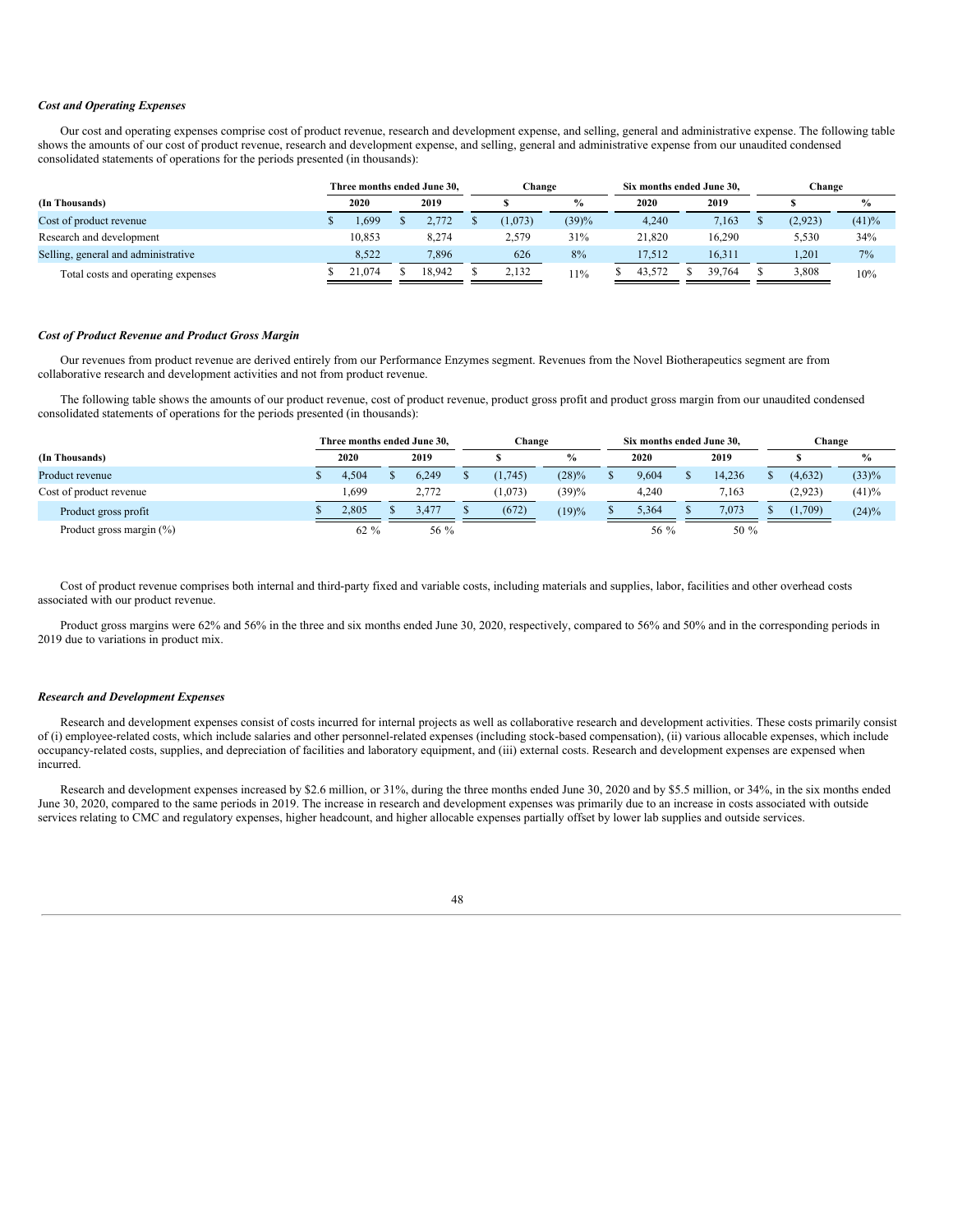***Cost and Operating Expenses***

Our cost and operating expenses comprise cost of product revenue, research and development expense, and selling, general and administrative expense. The following table shows the amounts of our cost of product revenue, research and development expense, and selling, general and administrative expense from our unaudited condensed consolidated statements of operations for the periods presented (in thousands):

| | Three months ended June 30, | | Change | | Six months ended June 30, | | Change | |
|---|---|---|---|---|---|---|---|---|
| **(In Thousands)** | **2020** | **2019** | **$** | **%** | **2020** | **2019** | **$** | **%** |
| Cost of product revenue | $ 1,699 | $ 2,772 | $ (1,073) | (39)% | 4,240 | 7,163 | $ (2,923) | (41)% |
| Research and development | 10,853 | 8,274 | 2,579 | 31% | 21,820 | 16,290 | 5,530 | 34% |
| Selling, general and administrative | 8,522 | 7,896 | 626 | 8% | 17,512 | 16,311 | 1,201 | 7% |
| Total costs and operating expenses | $ 21,074 | $ 18,942 | $ 2,132 | 11% | $ 43,572 | $ 39,764 | $ 3,808 | 10% |

***Cost of Product Revenue and Product Gross Margin***

Our revenues from product revenue are derived entirely from our Performance Enzymes segment. Revenues from the Novel Biotherapeutics segment are from collaborative research and development activities and not from product revenue.

The following table shows the amounts of our product revenue, cost of product revenue, product gross profit and product gross margin from our unaudited condensed consolidated statements of operations for the periods presented (in thousands):

| | Three months ended June 30, | | Change | | Six months ended June 30, | | Change | |
|---|---|---|---|---|---|---|---|---|
| **(In Thousands)** | **2020** | **2019** | **$** | **%** | **2020** | **2019** | **$** | **%** |
| Product revenue | $ 4,504 | $ 6,249 | $ (1,745) | (28)% | $ 9,604 | $ 14,236 | $ (4,632) | (33)% |
| Cost of product revenue | 1,699 | 2,772 | (1,073) | (39)% | 4,240 | 7,163 | (2,923) | (41)% |
| Product gross profit | $ 2,805 | $ 3,477 | $ (672) | (19)% | $ 5,364 | $ 7,073 | $ (1,709) | (24)% |
| Product gross margin (%) | 62 % | 56 % | | | 56 % | 50 % | | |

Cost of product revenue comprises both internal and third-party fixed and variable costs, including materials and supplies, labor, facilities and other overhead costs associated with our product revenue.

Product gross margins were 62% and 56% in the three and six months ended June 30, 2020, respectively, compared to 56% and 50% and in the corresponding periods in 2019 due to variations in product mix.

***Research and Development Expenses***

Research and development expenses consist of costs incurred for internal projects as well as collaborative research and development activities. These costs primarily consist of (i) employee-related costs, which include salaries and other personnel-related expenses (including stock-based compensation), (ii) various allocable expenses, which include occupancy-related costs, supplies, and depreciation of facilities and laboratory equipment, and (iii) external costs. Research and development expenses are expensed when incurred.

Research and development expenses increased by $2.6 million, or 31%, during the three months ended June 30, 2020 and by $5.5 million, or 34%, in the six months ended June 30, 2020, compared to the same periods in 2019. The increase in research and development expenses was primarily due to an increase in costs associated with outside services relating to CMC and regulatory expenses, higher headcount, and higher allocable expenses partially offset by lower lab supplies and outside services.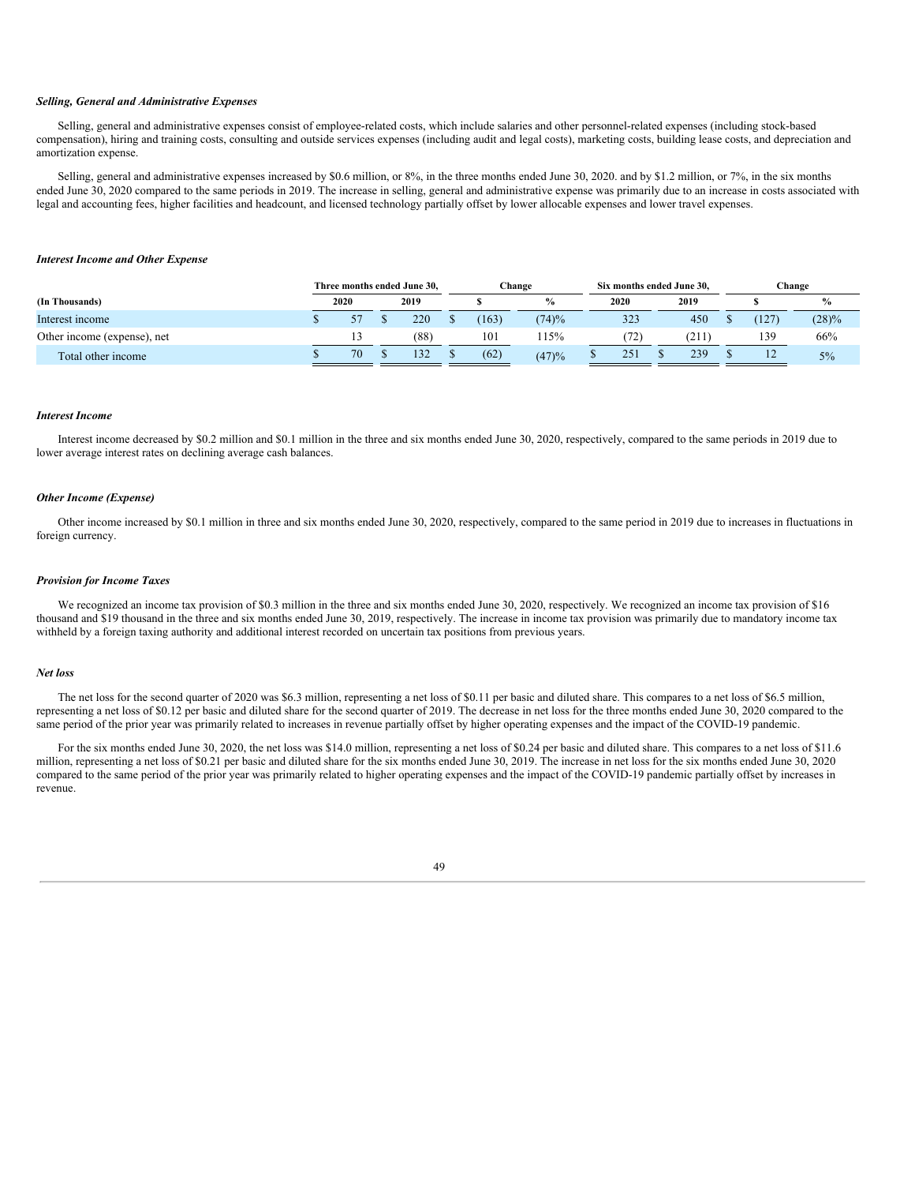***Selling, General and Administrative Expenses***

Selling, general and administrative expenses consist of employee-related costs, which include salaries and other personnel-related expenses (including stock-based compensation), hiring and training costs, consulting and outside services expenses (including audit and legal costs), marketing costs, building lease costs, and depreciation and amortization expense.

Selling, general and administrative expenses increased by $0.6 million, or 8%, in the three months ended June 30, 2020. and by $1.2 million, or 7%, in the six months ended June 30, 2020 compared to the same periods in 2019. The increase in selling, general and administrative expense was primarily due to an increase in costs associated with legal and accounting fees, higher facilities and headcount, and licensed technology partially offset by lower allocable expenses and lower travel expenses.

***Interest Income and Other Expense***

| | Three months ended June 30, | | Change | | Six months ended June 30, | | Change | |
|---|---|---|---|---|---|---|---|---|
| **(In Thousands)** | **2020** | **2019** | **$** | **%** | **2020** | **2019** | **$** | **%** |
| Interest income | $ 57 | $ 220 | $ (163) | (74)% | 323 | 450 | $ (127) | (28)% |
| Other income (expense), net | 13 | (88) | 101 | 115% | (72) | (211) | 139 | 66% |
| Total other income | $ 70 | $ 132 | $ (62) | (47)% | $ 251 | $ 239 | $ 12 | 5% |

***Interest Income***

Interest income decreased by $0.2 million and $0.1 million in the three and six months ended June 30, 2020, respectively, compared to the same periods in 2019 due to lower average interest rates on declining average cash balances.

***Other Income (Expense)***

Other income increased by $0.1 million in three and six months ended June 30, 2020, respectively, compared to the same period in 2019 due to increases in fluctuations in foreign currency.

***Provision for Income Taxes***

We recognized an income tax provision of $0.3 million in the three and six months ended June 30, 2020, respectively. We recognized an income tax provision of $16 thousand and $19 thousand in the three and six months ended June 30, 2019, respectively. The increase in income tax provision was primarily due to mandatory income tax withheld by a foreign taxing authority and additional interest recorded on uncertain tax positions from previous years.

***Net loss***

The net loss for the second quarter of 2020 was $6.3 million, representing a net loss of $0.11 per basic and diluted share. This compares to a net loss of $6.5 million, representing a net loss of $0.12 per basic and diluted share for the second quarter of 2019. The decrease in net loss for the three months ended June 30, 2020 compared to the same period of the prior year was primarily related to increases in revenue partially offset by higher operating expenses and the impact of the COVID-19 pandemic.

For the six months ended June 30, 2020, the net loss was $14.0 million, representing a net loss of $0.24 per basic and diluted share. This compares to a net loss of $11.6 million, representing a net loss of $0.21 per basic and diluted share for the six months ended June 30, 2019. The increase in net loss for the six months ended June 30, 2020 compared to the same period of the prior year was primarily related to higher operating expenses and the impact of the COVID-19 pandemic partially offset by increases in revenue.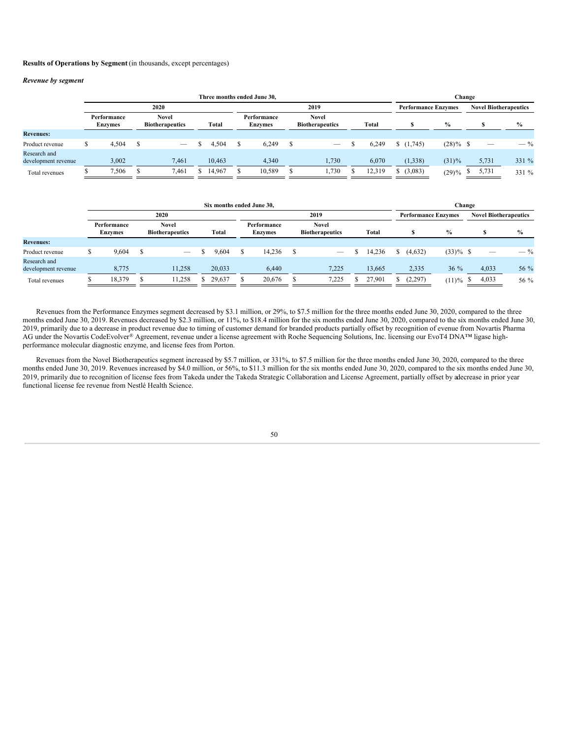**Results of Operations by Segment** (in thousands, except percentages)

***Revenue by segment***

| | Three months ended June 30, | | | | | | Change | | | |
|---|---|---|---|---|---|---|---|---|---|---|
| | 2020 | | | 2019 | | | Performance Enzymes | | Novel Biotherapeutics | |
| | Performance Enzymes | Novel Biotherapeutics | Total | Performance Enzymes | Novel Biotherapeutics | Total | $ | % | $ | % |
| **Revenues:** | | | | | | | | | | |
| Product revenue | $ 4,504 | $ — | $ 4,504 | $ 6,249 | $ — | $ 6,249 | $ (1,745) | (28)% | $ — | — % |
| Research and development revenue | 3,002 | 7,461 | 10,463 | 4,340 | 1,730 | 6,070 | (1,338) | (31)% | 5,731 | 331 % |
| Total revenues | $ 7,506 | $ 7,461 | $ 14,967 | $ 10,589 | $ 1,730 | $ 12,319 | $ (3,083) | (29)% | $ 5,731 | 331 % |

| | Six months ended June 30, | | | | | | Change | | | |
|---|---|---|---|---|---|---|---|---|---|---|
| | 2020 | | | 2019 | | | Performance Enzymes | | Novel Biotherapeutics | |
| | Performance Enzymes | Novel Biotherapeutics | Total | Performance Enzymes | Novel Biotherapeutics | Total | $ | % | $ | % |
| **Revenues:** | | | | | | | | | | |
| Product revenue | $ 9,604 | $ — | $ 9,604 | $ 14,236 | $ — | $ 14,236 | $ (4,632) | (33)% | $ — | — % |
| Research and development revenue | 8,775 | 11,258 | 20,033 | 6,440 | 7,225 | 13,665 | 2,335 | 36 % | 4,033 | 56 % |
| Total revenues | $ 18,379 | $ 11,258 | $ 29,637 | $ 20,676 | $ 7,225 | $ 27,901 | $ (2,297) | (11)% | $ 4,033 | 56 % |

Revenues from the Performance Enzymes segment decreased by $3.1 million, or 29%, to $7.5 million for the three months ended June 30, 2020, compared to the three months ended June 30, 2019. Revenues decreased by $2.3 million, or 11%, to $18.4 million for the six months ended June 30, 2020, compared to the six months ended June 30, 2019, primarily due to a decrease in product revenue due to timing of customer demand for branded products partially offset by recognition of evenue from Novartis Pharma AG under the Novartis CodeEvolver® Agreement, revenue under a license agreement with Roche Sequencing Solutions, Inc. licensing our EvoT4 DNA™ ligase high-performance molecular diagnostic enzyme, and license fees from Porton.

Revenues from the Novel Biotherapeutics segment increased by $5.7 million, or 331%, to $7.5 million for the three months ended June 30, 2020, compared to the three months ended June 30, 2019. Revenues increased by $4.0 million, or 56%, to $11.3 million for the six months ended June 30, 2020, compared to the six months ended June 30, 2019, primarily due to recognition of license fees from Takeda under the Takeda Strategic Collaboration and License Agreement, partially offset by adecrease in prior year functional license fee revenue from Nestlé Health Science.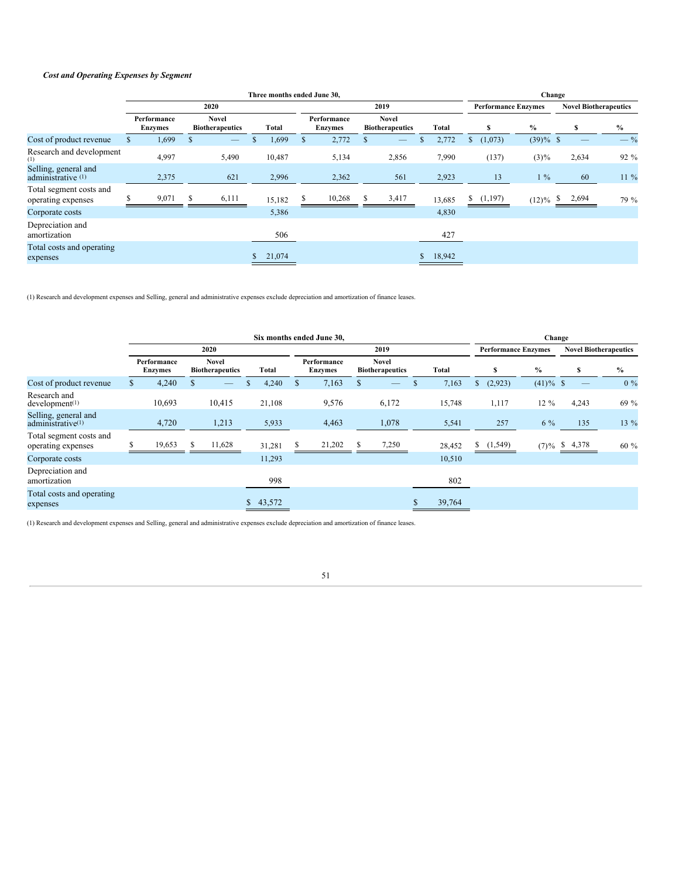***Cost and Operating Expenses by Segment***

| | Three months ended June 30, | | | | | | Change | | | |
|---|---|---|---|---|---|---|---|---|---|---|
| | 2020 | | | 2019 | | | Performance Enzymes | | Novel Biotherapeutics | |
| | Performance Enzymes | Novel Biotherapeutics | Total | Performance Enzymes | Novel Biotherapeutics | Total | $ | % | $ | % |
| Cost of product revenue | $ 1,699 | $ — | $ 1,699 | $ 2,772 | $ — | $ 2,772 | $ (1,073) | (39)% | $ — | — % |
| Research and development (1) | 4,997 | 5,490 | 10,487 | 5,134 | 2,856 | 7,990 | (137) | (3)% | 2,634 | 92 % |
| Selling, general and administrative (1) | 2,375 | 621 | 2,996 | 2,362 | 561 | 2,923 | 13 | 1 % | 60 | 11 % |
| Total segment costs and operating expenses | $ 9,071 | $ 6,111 | 15,182 | $ 10,268 | $ 3,417 | 13,685 | $ (1,197) | (12)% | $ 2,694 | 79 % |
| Corporate costs | | | 5,386 | | | 4,830 | | | | |
| Depreciation and amortization | | | 506 | | | 427 | | | | |
| Total costs and operating expenses | | | $ 21,074 | | | $ 18,942 | | | | |

(1) Research and development expenses and Selling, general and administrative expenses exclude depreciation and amortization of finance leases.

| | Six months ended June 30, | | | | | | Change | | | |
|---|---|---|---|---|---|---|---|---|---|---|
| | 2020 | | | 2019 | | | Performance Enzymes | | Novel Biotherapeutics | |
| | Performance Enzymes | Novel Biotherapeutics | Total | Performance Enzymes | Novel Biotherapeutics | Total | $ | % | $ | % |
| Cost of product revenue | $ 4,240 | $ — | $ 4,240 | $ 7,163 | $ — | $ 7,163 | $ (2,923) | (41)% | $ — | 0 % |
| Research and development(1) | 10,693 | 10,415 | 21,108 | 9,576 | 6,172 | 15,748 | 1,117 | 12 % | 4,243 | 69 % |
| Selling, general and administrative(1) | 4,720 | 1,213 | 5,933 | 4,463 | 1,078 | 5,541 | 257 | 6 % | 135 | 13 % |
| Total segment costs and operating expenses | $ 19,653 | $ 11,628 | 31,281 | $ 21,202 | $ 7,250 | 28,452 | $ (1,549) | (7)% | $ 4,378 | 60 % |
| Corporate costs | | | 11,293 | | | 10,510 | | | | |
| Depreciation and amortization | | | 998 | | | 802 | | | | |
| Total costs and operating expenses | | | $ 43,572 | | | $ 39,764 | | | | |

(1) Research and development expenses and Selling, general and administrative expenses exclude depreciation and amortization of finance leases.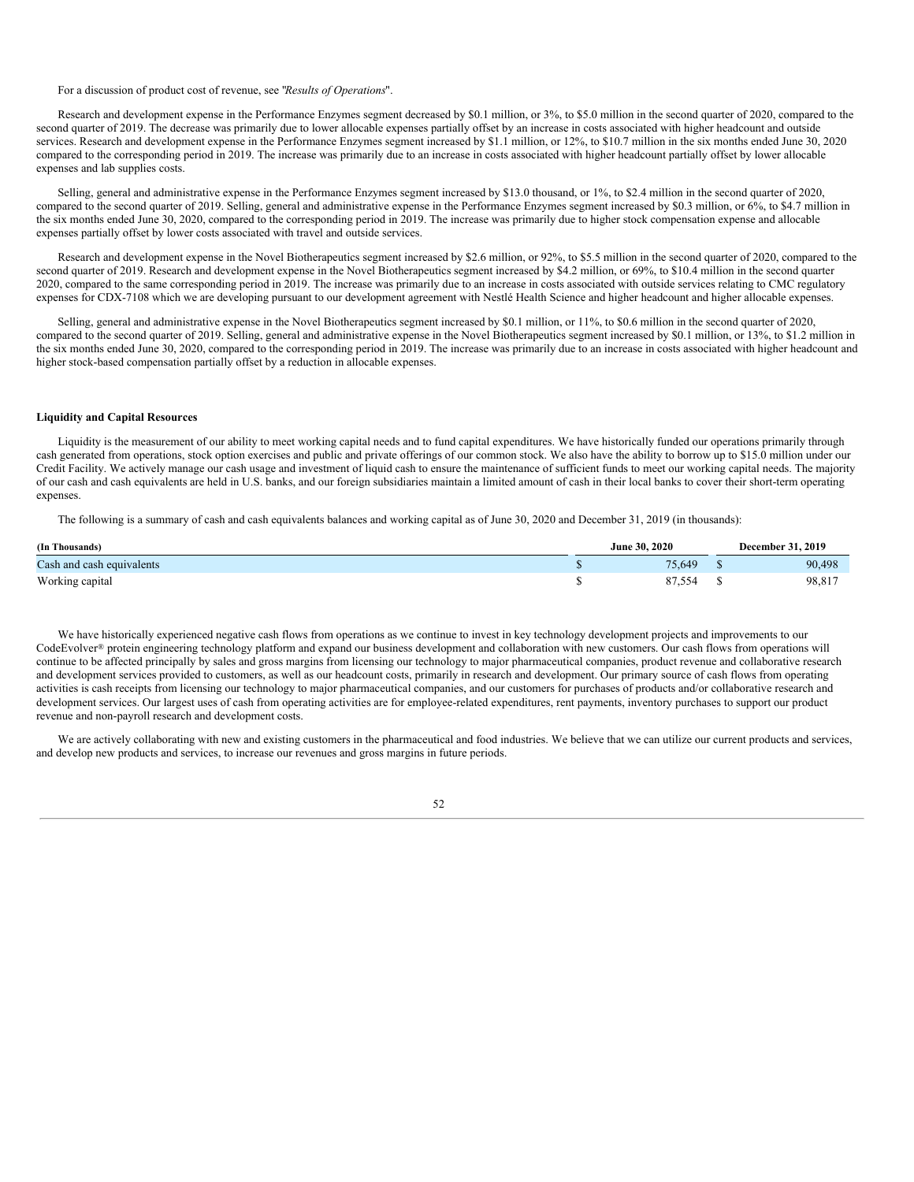For a discussion of product cost of revenue, see "*Results of Operations*".

Research and development expense in the Performance Enzymes segment decreased by $0.1 million, or 3%, to $5.0 million in the second quarter of 2020, compared to the second quarter of 2019. The decrease was primarily due to lower allocable expenses partially offset by an increase in costs associated with higher headcount and outside services. Research and development expense in the Performance Enzymes segment increased by $1.1 million, or 12%, to $10.7 million in the six months ended June 30, 2020 compared to the corresponding period in 2019. The increase was primarily due to an increase in costs associated with higher headcount partially offset by lower allocable expenses and lab supplies costs.

Selling, general and administrative expense in the Performance Enzymes segment increased by $13.0 thousand, or 1%, to $2.4 million in the second quarter of 2020, compared to the second quarter of 2019. Selling, general and administrative expense in the Performance Enzymes segment increased by $0.3 million, or 6%, to $4.7 million in the six months ended June 30, 2020, compared to the corresponding period in 2019. The increase was primarily due to higher stock compensation expense and allocable expenses partially offset by lower costs associated with travel and outside services.

Research and development expense in the Novel Biotherapeutics segment increased by $2.6 million, or 92%, to $5.5 million in the second quarter of 2020, compared to the second quarter of 2019. Research and development expense in the Novel Biotherapeutics segment increased by $4.2 million, or 69%, to $10.4 million in the second quarter 2020, compared to the same corresponding period in 2019. The increase was primarily due to an increase in costs associated with outside services relating to CMC regulatory expenses for CDX-7108 which we are developing pursuant to our development agreement with Nestlé Health Science and higher headcount and higher allocable expenses.

Selling, general and administrative expense in the Novel Biotherapeutics segment increased by $0.1 million, or 11%, to $0.6 million in the second quarter of 2020, compared to the second quarter of 2019. Selling, general and administrative expense in the Novel Biotherapeutics segment increased by $0.1 million, or 13%, to $1.2 million in the six months ended June 30, 2020, compared to the corresponding period in 2019. The increase was primarily due to an increase in costs associated with higher headcount and higher stock-based compensation partially offset by a reduction in allocable expenses.

**Liquidity and Capital Resources**

Liquidity is the measurement of our ability to meet working capital needs and to fund capital expenditures. We have historically funded our operations primarily through cash generated from operations, stock option exercises and public and private offerings of our common stock. We also have the ability to borrow up to $15.0 million under our Credit Facility. We actively manage our cash usage and investment of liquid cash to ensure the maintenance of sufficient funds to meet our working capital needs. The majority of our cash and cash equivalents are held in U.S. banks, and our foreign subsidiaries maintain a limited amount of cash in their local banks to cover their short-term operating expenses.

The following is a summary of cash and cash equivalents balances and working capital as of June 30, 2020 and December 31, 2019 (in thousands):

| (In Thousands) | June 30, 2020 | December 31, 2019 |
|---|---|---|
| Cash and cash equivalents | $ 75,649 | $ 90,498 |
| Working capital | $ 87,554 | $ 98,817 |

We have historically experienced negative cash flows from operations as we continue to invest in key technology development projects and improvements to our CodeEvolver® protein engineering technology platform and expand our business development and collaboration with new customers. Our cash flows from operations will continue to be affected principally by sales and gross margins from licensing our technology to major pharmaceutical companies, product revenue and collaborative research and development services provided to customers, as well as our headcount costs, primarily in research and development. Our primary source of cash flows from operating activities is cash receipts from licensing our technology to major pharmaceutical companies, and our customers for purchases of products and/or collaborative research and development services. Our largest uses of cash from operating activities are for employee-related expenditures, rent payments, inventory purchases to support our product revenue and non-payroll research and development costs.

We are actively collaborating with new and existing customers in the pharmaceutical and food industries. We believe that we can utilize our current products and services, and develop new products and services, to increase our revenues and gross margins in future periods.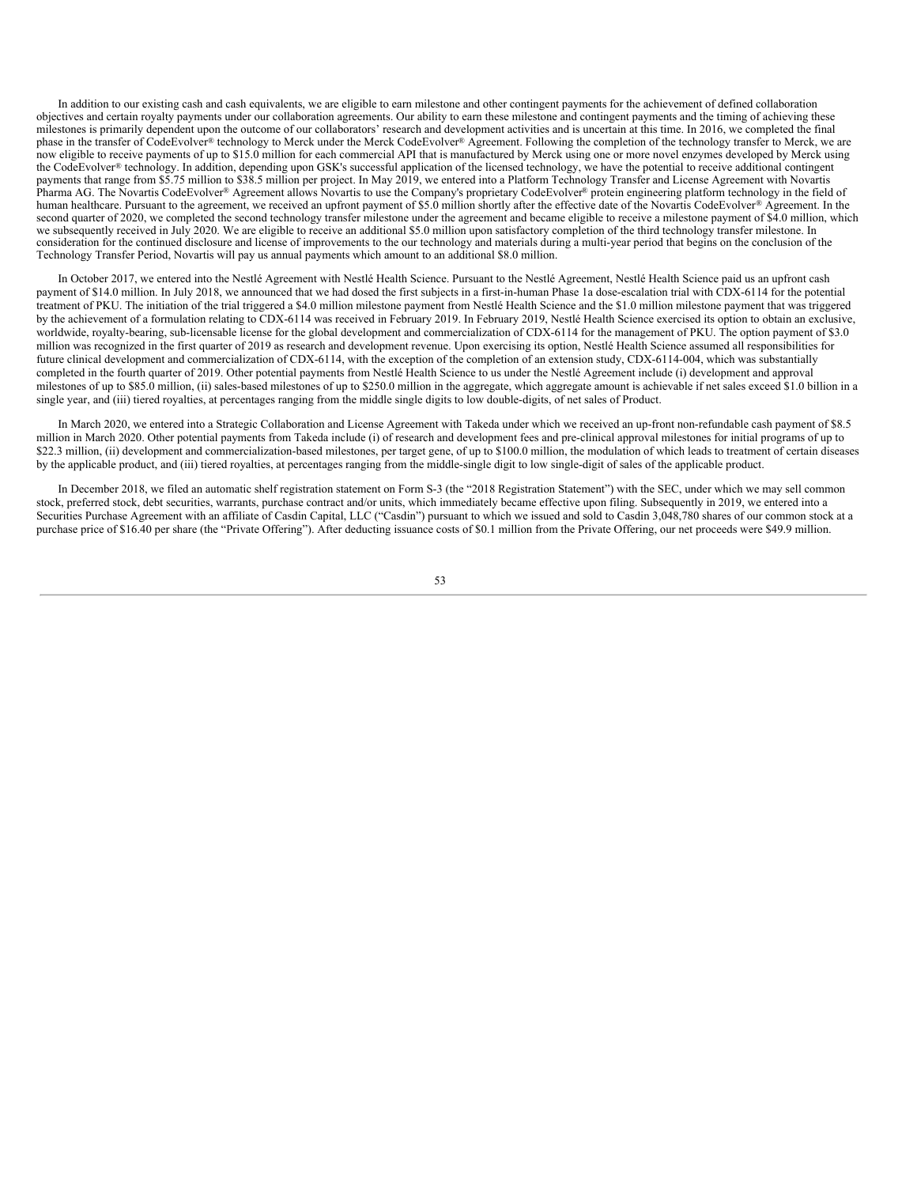In addition to our existing cash and cash equivalents, we are eligible to earn milestone and other contingent payments for the achievement of defined collaboration objectives and certain royalty payments under our collaboration agreements. Our ability to earn these milestone and contingent payments and the timing of achieving these milestones is primarily dependent upon the outcome of our collaborators' research and development activities and is uncertain at this time. In 2016, we completed the final phase in the transfer of CodeEvolver® technology to Merck under the Merck CodeEvolver® Agreement. Following the completion of the technology transfer to Merck, we are now eligible to receive payments of up to $15.0 million for each commercial API that is manufactured by Merck using one or more novel enzymes developed by Merck using the CodeEvolver® technology. In addition, depending upon GSK's successful application of the licensed technology, we have the potential to receive additional contingent payments that range from $5.75 million to $38.5 million per project. In May 2019, we entered into a Platform Technology Transfer and License Agreement with Novartis Pharma AG. The Novartis CodeEvolver® Agreement allows Novartis to use the Company's proprietary CodeEvolver® protein engineering platform technology in the field of human healthcare. Pursuant to the agreement, we received an upfront payment of $5.0 million shortly after the effective date of the Novartis CodeEvolver® Agreement. In the second quarter of 2020, we completed the second technology transfer milestone under the agreement and became eligible to receive a milestone payment of $4.0 million, which we subsequently received in July 2020. We are eligible to receive an additional $5.0 million upon satisfactory completion of the third technology transfer milestone. In consideration for the continued disclosure and license of improvements to the our technology and materials during a multi-year period that begins on the conclusion of the Technology Transfer Period, Novartis will pay us annual payments which amount to an additional $8.0 million.

In October 2017, we entered into the Nestlé Agreement with Nestlé Health Science. Pursuant to the Nestlé Agreement, Nestlé Health Science paid us an upfront cash payment of $14.0 million. In July 2018, we announced that we had dosed the first subjects in a first-in-human Phase 1a dose-escalation trial with CDX-6114 for the potential treatment of PKU. The initiation of the trial triggered a $4.0 million milestone payment from Nestlé Health Science and the $1.0 million milestone payment that was triggered by the achievement of a formulation relating to CDX-6114 was received in February 2019. In February 2019, Nestlé Health Science exercised its option to obtain an exclusive, worldwide, royalty-bearing, sub-licensable license for the global development and commercialization of CDX-6114 for the management of PKU. The option payment of $3.0 million was recognized in the first quarter of 2019 as research and development revenue. Upon exercising its option, Nestlé Health Science assumed all responsibilities for future clinical development and commercialization of CDX-6114, with the exception of the completion of an extension study, CDX-6114-004, which was substantially completed in the fourth quarter of 2019. Other potential payments from Nestlé Health Science to us under the Nestlé Agreement include (i) development and approval milestones of up to $85.0 million, (ii) sales-based milestones of up to $250.0 million in the aggregate, which aggregate amount is achievable if net sales exceed $1.0 billion in a single year, and (iii) tiered royalties, at percentages ranging from the middle single digits to low double-digits, of net sales of Product.

In March 2020, we entered into a Strategic Collaboration and License Agreement with Takeda under which we received an up-front non-refundable cash payment of $8.5 million in March 2020. Other potential payments from Takeda include (i) of research and development fees and pre-clinical approval milestones for initial programs of up to $22.3 million, (ii) development and commercialization-based milestones, per target gene, of up to $100.0 million, the modulation of which leads to treatment of certain diseases by the applicable product, and (iii) tiered royalties, at percentages ranging from the middle-single digit to low single-digit of sales of the applicable product.

In December 2018, we filed an automatic shelf registration statement on Form S-3 (the "2018 Registration Statement") with the SEC, under which we may sell common stock, preferred stock, debt securities, warrants, purchase contract and/or units, which immediately became effective upon filing. Subsequently in 2019, we entered into a Securities Purchase Agreement with an affiliate of Casdin Capital, LLC ("Casdin") pursuant to which we issued and sold to Casdin 3,048,780 shares of our common stock at a purchase price of $16.40 per share (the "Private Offering"). After deducting issuance costs of $0.1 million from the Private Offering, our net proceeds were $49.9 million.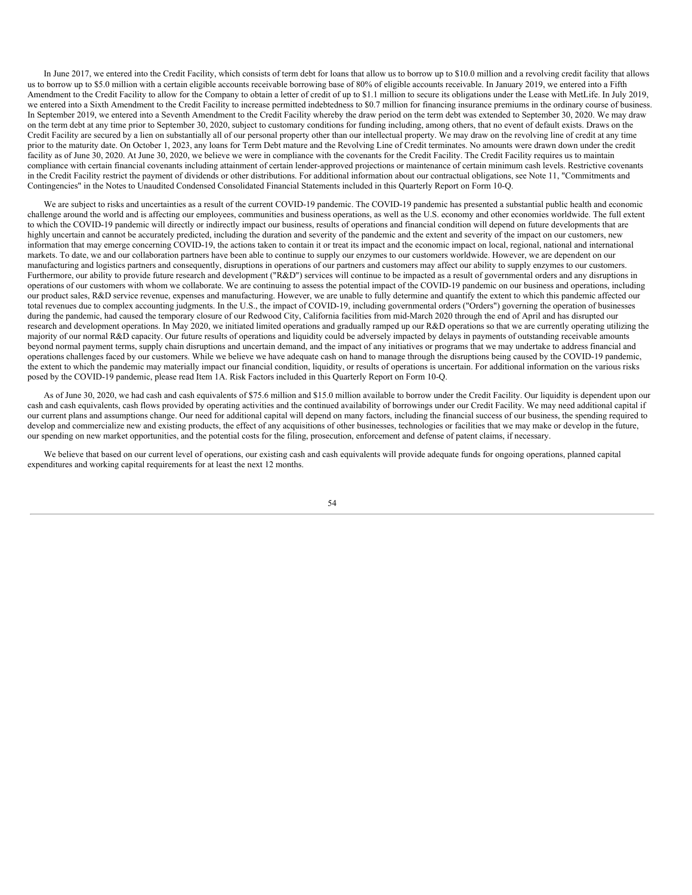In June 2017, we entered into the Credit Facility, which consists of term debt for loans that allow us to borrow up to $10.0 million and a revolving credit facility that allows us to borrow up to $5.0 million with a certain eligible accounts receivable borrowing base of 80% of eligible accounts receivable. In January 2019, we entered into a Fifth Amendment to the Credit Facility to allow for the Company to obtain a letter of credit of up to $1.1 million to secure its obligations under the Lease with MetLife. In July 2019, we entered into a Sixth Amendment to the Credit Facility to increase permitted indebtedness to $0.7 million for financing insurance premiums in the ordinary course of business. In September 2019, we entered into a Seventh Amendment to the Credit Facility whereby the draw period on the term debt was extended to September 30, 2020. We may draw on the term debt at any time prior to September 30, 2020, subject to customary conditions for funding including, among others, that no event of default exists. Draws on the Credit Facility are secured by a lien on substantially all of our personal property other than our intellectual property. We may draw on the revolving line of credit at any time prior to the maturity date. On October 1, 2023, any loans for Term Debt mature and the Revolving Line of Credit terminates. No amounts were drawn down under the credit facility as of June 30, 2020. At June 30, 2020, we believe we were in compliance with the covenants for the Credit Facility. The Credit Facility requires us to maintain compliance with certain financial covenants including attainment of certain lender-approved projections or maintenance of certain minimum cash levels. Restrictive covenants in the Credit Facility restrict the payment of dividends or other distributions. For additional information about our contractual obligations, see Note 11, "Commitments and Contingencies" in the Notes to Unaudited Condensed Consolidated Financial Statements included in this Quarterly Report on Form 10-Q.

We are subject to risks and uncertainties as a result of the current COVID-19 pandemic. The COVID-19 pandemic has presented a substantial public health and economic challenge around the world and is affecting our employees, communities and business operations, as well as the U.S. economy and other economies worldwide. The full extent to which the COVID-19 pandemic will directly or indirectly impact our business, results of operations and financial condition will depend on future developments that are highly uncertain and cannot be accurately predicted, including the duration and severity of the pandemic and the extent and severity of the impact on our customers, new information that may emerge concerning COVID-19, the actions taken to contain it or treat its impact and the economic impact on local, regional, national and international markets. To date, we and our collaboration partners have been able to continue to supply our enzymes to our customers worldwide. However, we are dependent on our manufacturing and logistics partners and consequently, disruptions in operations of our partners and customers may affect our ability to supply enzymes to our customers. Furthermore, our ability to provide future research and development ("R&D") services will continue to be impacted as a result of governmental orders and any disruptions in operations of our customers with whom we collaborate. We are continuing to assess the potential impact of the COVID-19 pandemic on our business and operations, including our product sales, R&D service revenue, expenses and manufacturing. However, we are unable to fully determine and quantify the extent to which this pandemic affected our total revenues due to complex accounting judgments. In the U.S., the impact of COVID-19, including governmental orders ("Orders") governing the operation of businesses during the pandemic, had caused the temporary closure of our Redwood City, California facilities from mid-March 2020 through the end of April and has disrupted our research and development operations. In May 2020, we initiated limited operations and gradually ramped up our R&D operations so that we are currently operating utilizing the majority of our normal R&D capacity. Our future results of operations and liquidity could be adversely impacted by delays in payments of outstanding receivable amounts beyond normal payment terms, supply chain disruptions and uncertain demand, and the impact of any initiatives or programs that we may undertake to address financial and operations challenges faced by our customers. While we believe we have adequate cash on hand to manage through the disruptions being caused by the COVID-19 pandemic, the extent to which the pandemic may materially impact our financial condition, liquidity, or results of operations is uncertain. For additional information on the various risks posed by the COVID-19 pandemic, please read Item 1A. Risk Factors included in this Quarterly Report on Form 10-Q.

As of June 30, 2020, we had cash and cash equivalents of $75.6 million and $15.0 million available to borrow under the Credit Facility. Our liquidity is dependent upon our cash and cash equivalents, cash flows provided by operating activities and the continued availability of borrowings under our Credit Facility. We may need additional capital if our current plans and assumptions change. Our need for additional capital will depend on many factors, including the financial success of our business, the spending required to develop and commercialize new and existing products, the effect of any acquisitions of other businesses, technologies or facilities that we may make or develop in the future, our spending on new market opportunities, and the potential costs for the filing, prosecution, enforcement and defense of patent claims, if necessary.

We believe that based on our current level of operations, our existing cash and cash equivalents will provide adequate funds for ongoing operations, planned capital expenditures and working capital requirements for at least the next 12 months.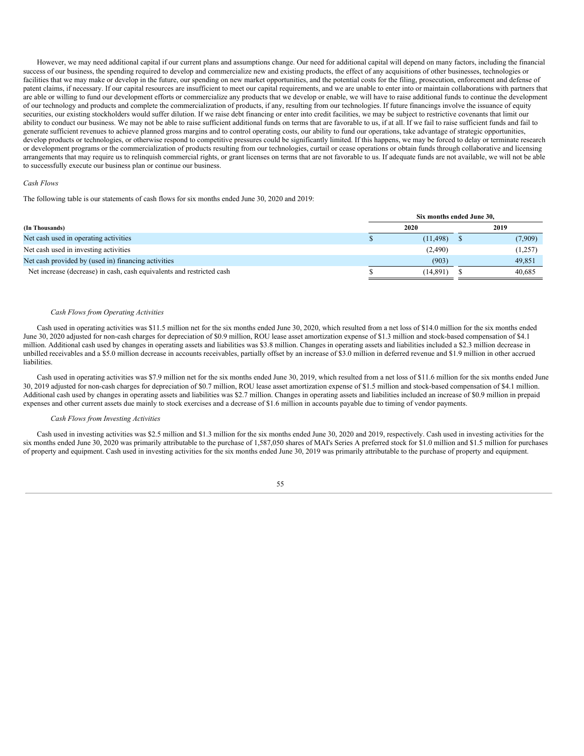However, we may need additional capital if our current plans and assumptions change. Our need for additional capital will depend on many factors, including the financial success of our business, the spending required to develop and commercialize new and existing products, the effect of any acquisitions of other businesses, technologies or facilities that we may make or develop in the future, our spending on new market opportunities, and the potential costs for the filing, prosecution, enforcement and defense of patent claims, if necessary. If our capital resources are insufficient to meet our capital requirements, and we are unable to enter into or maintain collaborations with partners that are able or willing to fund our development efforts or commercialize any products that we develop or enable, we will have to raise additional funds to continue the development of our technology and products and complete the commercialization of products, if any, resulting from our technologies. If future financings involve the issuance of equity securities, our existing stockholders would suffer dilution. If we raise debt financing or enter into credit facilities, we may be subject to restrictive covenants that limit our ability to conduct our business. We may not be able to raise sufficient additional funds on terms that are favorable to us, if at all. If we fail to raise sufficient funds and fail to generate sufficient revenues to achieve planned gross margins and to control operating costs, our ability to fund our operations, take advantage of strategic opportunities, develop products or technologies, or otherwise respond to competitive pressures could be significantly limited. If this happens, we may be forced to delay or terminate research or development programs or the commercialization of products resulting from our technologies, curtail or cease operations or obtain funds through collaborative and licensing arrangements that may require us to relinquish commercial rights, or grant licenses on terms that are not favorable to us. If adequate funds are not available, we will not be able to successfully execute our business plan or continue our business.

*Cash Flows*

The following table is our statements of cash flows for six months ended June 30, 2020 and 2019:

| | Six months ended June 30, | |
|---|---|---|
| **(In Thousands)** | **2020** | **2019** |
| Net cash used in operating activities | $ (11,498) | $ (7,909) |
| Net cash used in investing activities | (2,490) | (1,257) |
| Net cash provided by (used in) financing activities | (903) | 49,851 |
| Net increase (decrease) in cash, cash equivalents and restricted cash | $ (14,891) | $ 40,685 |

*Cash Flows from Operating Activities*

Cash used in operating activities was $11.5 million net for the six months ended June 30, 2020, which resulted from a net loss of $14.0 million for the six months ended June 30, 2020 adjusted for non-cash charges for depreciation of $0.9 million, ROU lease asset amortization expense of $1.3 million and stock-based compensation of $4.1 million. Additional cash used by changes in operating assets and liabilities was $3.8 million. Changes in operating assets and liabilities included a $2.3 million decrease in unbilled receivables and a $5.0 million decrease in accounts receivables, partially offset by an increase of $3.0 million in deferred revenue and $1.9 million in other accrued liabilities.

Cash used in operating activities was $7.9 million net for the six months ended June 30, 2019, which resulted from a net loss of $11.6 million for the six months ended June 30, 2019 adjusted for non-cash charges for depreciation of $0.7 million, ROU lease asset amortization expense of $1.5 million and stock-based compensation of $4.1 million. Additional cash used by changes in operating assets and liabilities was $2.7 million. Changes in operating assets and liabilities included an increase of $0.9 million in prepaid expenses and other current assets due mainly to stock exercises and a decrease of $1.6 million in accounts payable due to timing of vendor payments.

*Cash Flows from Investing Activities*

Cash used in investing activities was $2.5 million and $1.3 million for the six months ended June 30, 2020 and 2019, respectively. Cash used in investing activities for the six months ended June 30, 2020 was primarily attributable to the purchase of 1,587,050 shares of MAI's Series A preferred stock for $1.0 million and $1.5 million for purchases of property and equipment. Cash used in investing activities for the six months ended June 30, 2019 was primarily attributable to the purchase of property and equipment.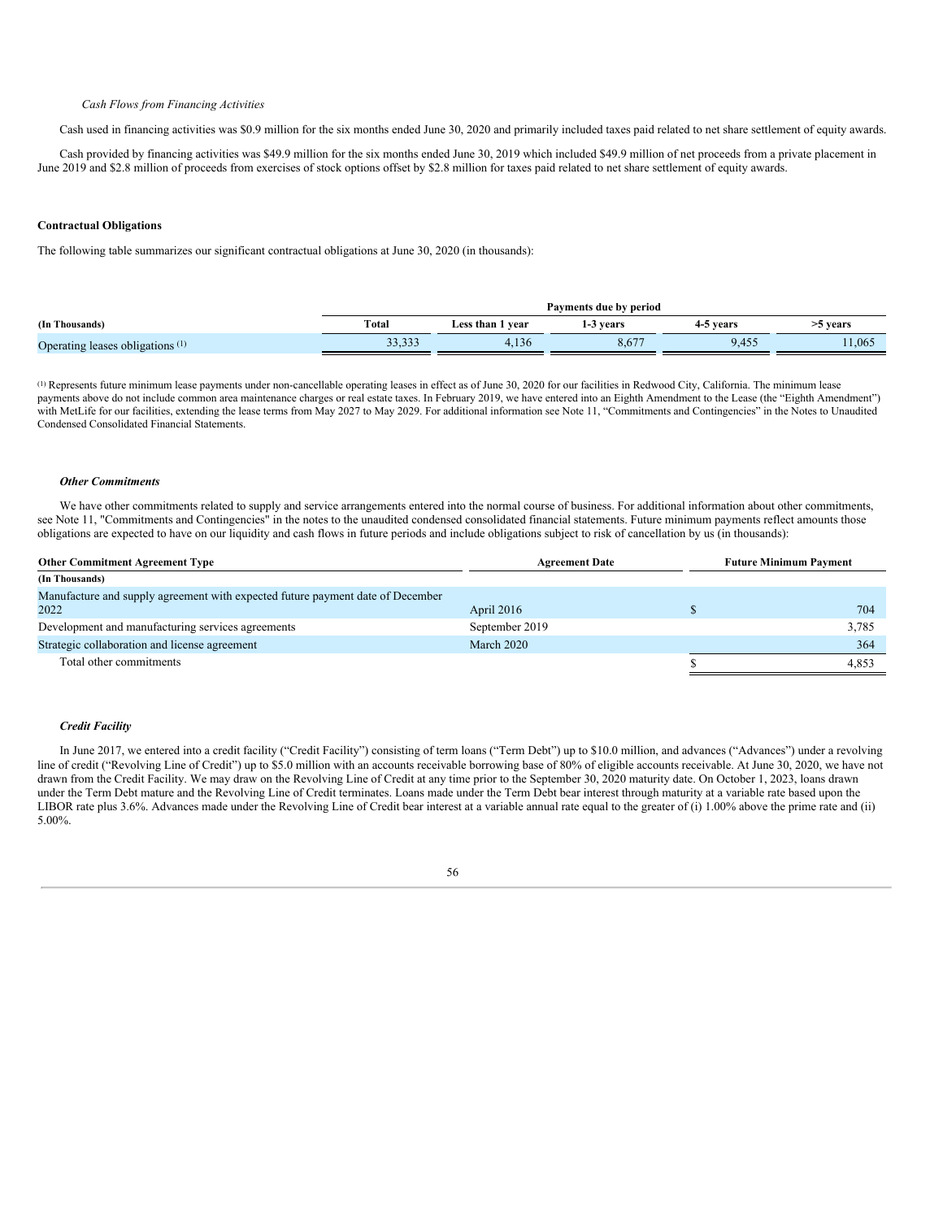*Cash Flows from Financing Activities*

Cash used in financing activities was $0.9 million for the six months ended June 30, 2020 and primarily included taxes paid related to net share settlement of equity awards.

Cash provided by financing activities was $49.9 million for the six months ended June 30, 2019 which included $49.9 million of net proceeds from a private placement in June 2019 and $2.8 million of proceeds from exercises of stock options offset by $2.8 million for taxes paid related to net share settlement of equity awards.

**Contractual Obligations**

The following table summarizes our significant contractual obligations at June 30, 2020 (in thousands):

| | Payments due by period | | | | |
|---|---|---|---|---|---|
| **(In Thousands)** | **Total** | **Less than 1 year** | **1-3 years** | **4-5 years** | **>5 years** |
| Operating leases obligations [(1)] | 33,333 | 4,136 | 8,677 | 9,455 | 11,065 |

[(1)] Represents future minimum lease payments under non-cancellable operating leases in effect as of June 30, 2020 for our facilities in Redwood City, California. The minimum lease payments above do not include common area maintenance charges or real estate taxes. In February 2019, we have entered into an Eighth Amendment to the Lease (the "Eighth Amendment") with MetLife for our facilities, extending the lease terms from May 2027 to May 2029. For additional information see Note 11, "Commitments and Contingencies" in the Notes to Unaudited Condensed Consolidated Financial Statements.

***Other Commitments***

We have other commitments related to supply and service arrangements entered into the normal course of business. For additional information about other commitments, see Note 11, "Commitments and Contingencies" in the notes to the unaudited condensed consolidated financial statements. Future minimum payments reflect amounts those obligations are expected to have on our liquidity and cash flows in future periods and include obligations subject to risk of cancellation by us (in thousands):

| **Other Commitment Agreement Type** | **Agreement Date** | **Future Minimum Payment** |
|---|---|---|
| **(In Thousands)** | | |
| Manufacture and supply agreement with expected future payment date of December 2022 | April 2016 | $ 704 |
| Development and manufacturing services agreements | September 2019 | 3,785 |
| Strategic collaboration and license agreement | March 2020 | 364 |
| Total other commitments | | $ 4,853 |

***Credit Facility***

In June 2017, we entered into a credit facility ("Credit Facility") consisting of term loans ("Term Debt") up to $10.0 million, and advances ("Advances") under a revolving line of credit ("Revolving Line of Credit") up to $5.0 million with an accounts receivable borrowing base of 80% of eligible accounts receivable. At June 30, 2020, we have not drawn from the Credit Facility. We may draw on the Revolving Line of Credit at any time prior to the September 30, 2020 maturity date. On October 1, 2023, loans drawn under the Term Debt mature and the Revolving Line of Credit terminates. Loans made under the Term Debt bear interest through maturity at a variable rate based upon the LIBOR rate plus 3.6%. Advances made under the Revolving Line of Credit bear interest at a variable annual rate equal to the greater of (i) 1.00% above the prime rate and (ii) 5.00%.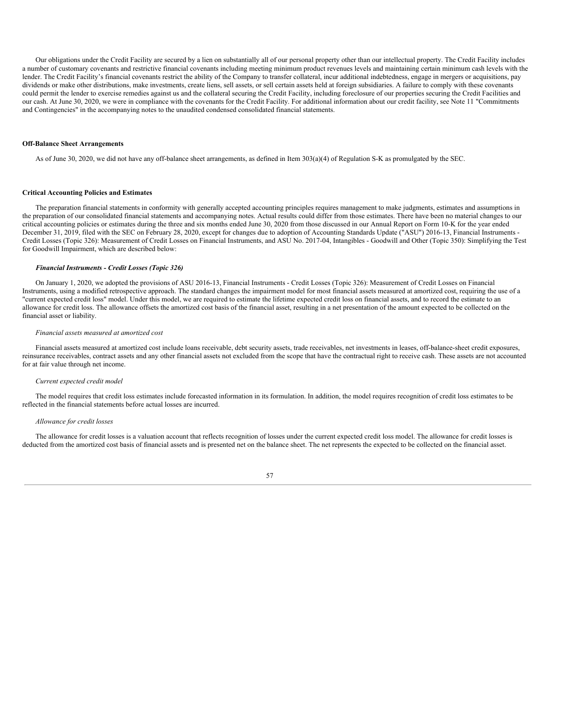Our obligations under the Credit Facility are secured by a lien on substantially all of our personal property other than our intellectual property. The Credit Facility includes a number of customary covenants and restrictive financial covenants including meeting minimum product revenues levels and maintaining certain minimum cash levels with the lender. The Credit Facility's financial covenants restrict the ability of the Company to transfer collateral, incur additional indebtedness, engage in mergers or acquisitions, pay dividends or make other distributions, make investments, create liens, sell assets, or sell certain assets held at foreign subsidiaries. A failure to comply with these covenants could permit the lender to exercise remedies against us and the collateral securing the Credit Facility, including foreclosure of our properties securing the Credit Facilities and our cash. At June 30, 2020, we were in compliance with the covenants for the Credit Facility. For additional information about our credit facility, see Note 11 "Commitments and Contingencies" in the accompanying notes to the unaudited condensed consolidated financial statements.

**Off-Balance Sheet Arrangements**

As of June 30, 2020, we did not have any off-balance sheet arrangements, as defined in Item 303(a)(4) of Regulation S-K as promulgated by the SEC.

**Critical Accounting Policies and Estimates**

The preparation financial statements in conformity with generally accepted accounting principles requires management to make judgments, estimates and assumptions in the preparation of our consolidated financial statements and accompanying notes. Actual results could differ from those estimates. There have been no material changes to our critical accounting policies or estimates during the three and six months ended June 30, 2020 from those discussed in our Annual Report on Form 10-K for the year ended December 31, 2019, filed with the SEC on February 28, 2020, except for changes due to adoption of Accounting Standards Update ("ASU") 2016-13, Financial Instruments - Credit Losses (Topic 326): Measurement of Credit Losses on Financial Instruments, and ASU No. 2017-04, Intangibles - Goodwill and Other (Topic 350): Simplifying the Test for Goodwill Impairment, which are described below:

***Financial Instruments - Credit Losses (Topic 326)***

On January 1, 2020, we adopted the provisions of ASU 2016-13, Financial Instruments - Credit Losses (Topic 326): Measurement of Credit Losses on Financial Instruments, using a modified retrospective approach. The standard changes the impairment model for most financial assets measured at amortized cost, requiring the use of a "current expected credit loss" model. Under this model, we are required to estimate the lifetime expected credit loss on financial assets, and to record the estimate to an allowance for credit loss. The allowance offsets the amortized cost basis of the financial asset, resulting in a net presentation of the amount expected to be collected on the financial asset or liability.

*Financial assets measured at amortized cost*

Financial assets measured at amortized cost include loans receivable, debt security assets, trade receivables, net investments in leases, off-balance-sheet credit exposures, reinsurance receivables, contract assets and any other financial assets not excluded from the scope that have the contractual right to receive cash. These assets are not accounted for at fair value through net income.

*Current expected credit model*

The model requires that credit loss estimates include forecasted information in its formulation. In addition, the model requires recognition of credit loss estimates to be reflected in the financial statements before actual losses are incurred.

*Allowance for credit losses*

The allowance for credit losses is a valuation account that reflects recognition of losses under the current expected credit loss model. The allowance for credit losses is deducted from the amortized cost basis of financial assets and is presented net on the balance sheet. The net represents the expected to be collected on the financial asset.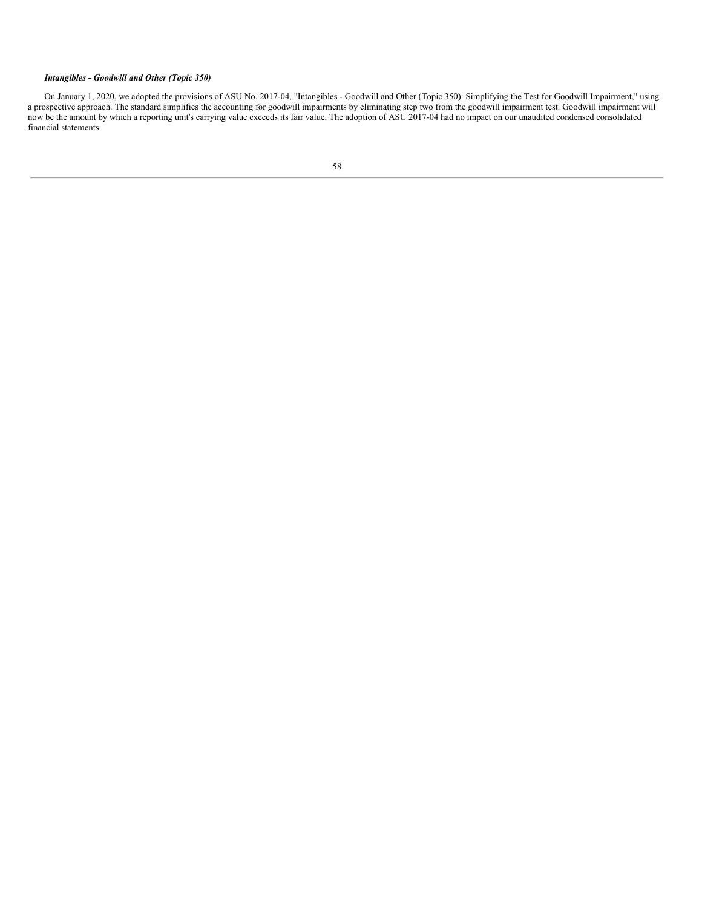***Intangibles - Goodwill and Other (Topic 350)***

On January 1, 2020, we adopted the provisions of ASU No. 2017-04, "Intangibles - Goodwill and Other (Topic 350): Simplifying the Test for Goodwill Impairment," using a prospective approach. The standard simplifies the accounting for goodwill impairments by eliminating step two from the goodwill impairment test. Goodwill impairment will now be the amount by which a reporting unit's carrying value exceeds its fair value. The adoption of ASU 2017-04 had no impact on our unaudited condensed consolidated financial statements.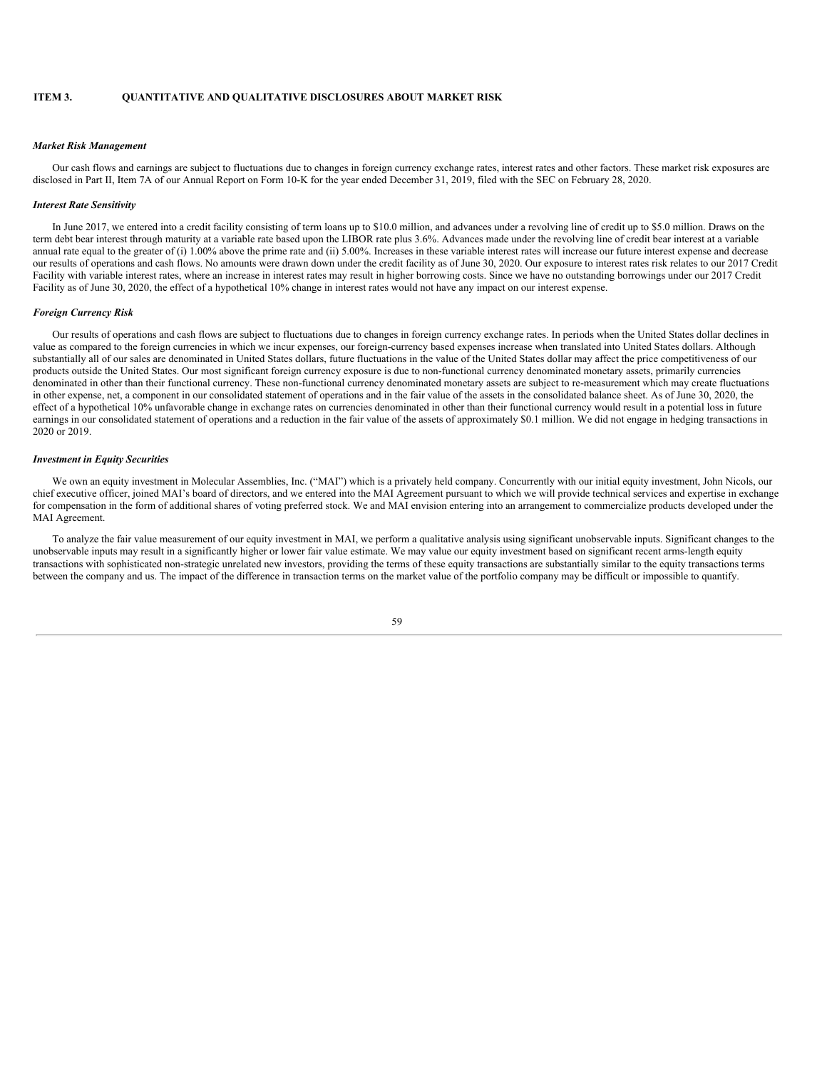## ITEM 3. QUANTITATIVE AND QUALITATIVE DISCLOSURES ABOUT MARKET RISK

***Market Risk Management***

Our cash flows and earnings are subject to fluctuations due to changes in foreign currency exchange rates, interest rates and other factors. These market risk exposures are disclosed in Part II, Item 7A of our Annual Report on Form 10-K for the year ended December 31, 2019, filed with the SEC on February 28, 2020.

***Interest Rate Sensitivity***

In June 2017, we entered into a credit facility consisting of term loans up to $10.0 million, and advances under a revolving line of credit up to $5.0 million. Draws on the term debt bear interest through maturity at a variable rate based upon the LIBOR rate plus 3.6%. Advances made under the revolving line of credit bear interest at a variable annual rate equal to the greater of (i) 1.00% above the prime rate and (ii) 5.00%. Increases in these variable interest rates will increase our future interest expense and decrease our results of operations and cash flows. No amounts were drawn down under the credit facility as of June 30, 2020. Our exposure to interest rates risk relates to our 2017 Credit Facility with variable interest rates, where an increase in interest rates may result in higher borrowing costs. Since we have no outstanding borrowings under our 2017 Credit Facility as of June 30, 2020, the effect of a hypothetical 10% change in interest rates would not have any impact on our interest expense.

***Foreign Currency Risk***

Our results of operations and cash flows are subject to fluctuations due to changes in foreign currency exchange rates. In periods when the United States dollar declines in value as compared to the foreign currencies in which we incur expenses, our foreign-currency based expenses increase when translated into United States dollars. Although substantially all of our sales are denominated in United States dollars, future fluctuations in the value of the United States dollar may affect the price competitiveness of our products outside the United States. Our most significant foreign currency exposure is due to non-functional currency denominated monetary assets, primarily currencies denominated in other than their functional currency. These non-functional currency denominated monetary assets are subject to re-measurement which may create fluctuations in other expense, net, a component in our consolidated statement of operations and in the fair value of the assets in the consolidated balance sheet. As of June 30, 2020, the effect of a hypothetical 10% unfavorable change in exchange rates on currencies denominated in other than their functional currency would result in a potential loss in future earnings in our consolidated statement of operations and a reduction in the fair value of the assets of approximately $0.1 million. We did not engage in hedging transactions in 2020 or 2019.

***Investment in Equity Securities***

We own an equity investment in Molecular Assemblies, Inc. ("MAI") which is a privately held company. Concurrently with our initial equity investment, John Nicols, our chief executive officer, joined MAI's board of directors, and we entered into the MAI Agreement pursuant to which we will provide technical services and expertise in exchange for compensation in the form of additional shares of voting preferred stock. We and MAI envision entering into an arrangement to commercialize products developed under the MAI Agreement.

To analyze the fair value measurement of our equity investment in MAI, we perform a qualitative analysis using significant unobservable inputs. Significant changes to the unobservable inputs may result in a significantly higher or lower fair value estimate. We may value our equity investment based on significant recent arms-length equity transactions with sophisticated non-strategic unrelated new investors, providing the terms of these equity transactions are substantially similar to the equity transactions terms between the company and us. The impact of the difference in transaction terms on the market value of the portfolio company may be difficult or impossible to quantify.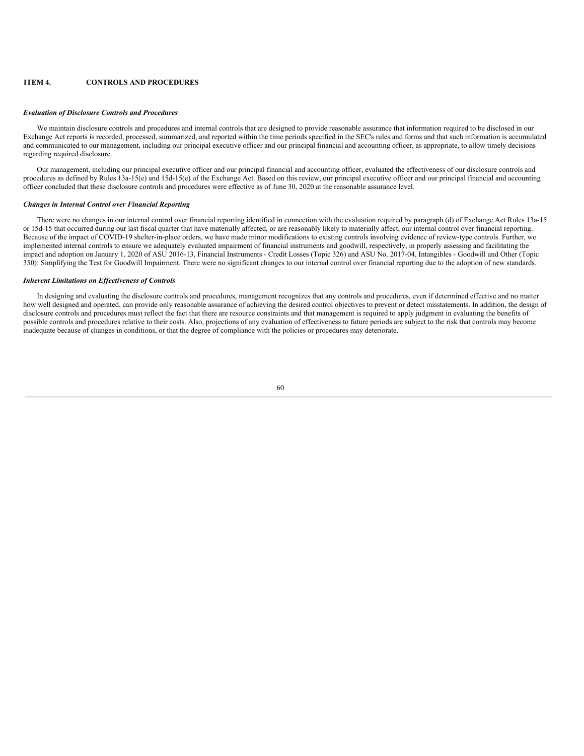## ITEM 4. CONTROLS AND PROCEDURES

### *Evaluation of Disclosure Controls and Procedures*

We maintain disclosure controls and procedures and internal controls that are designed to provide reasonable assurance that information required to be disclosed in our Exchange Act reports is recorded, processed, summarized, and reported within the time periods specified in the SEC's rules and forms and that such information is accumulated and communicated to our management, including our principal executive officer and our principal financial and accounting officer, as appropriate, to allow timely decisions regarding required disclosure.

Our management, including our principal executive officer and our principal financial and accounting officer, evaluated the effectiveness of our disclosure controls and procedures as defined by Rules 13a-15(e) and 15d-15(e) of the Exchange Act. Based on this review, our principal executive officer and our principal financial and accounting officer concluded that these disclosure controls and procedures were effective as of June 30, 2020 at the reasonable assurance level.

### *Changes in Internal Control over Financial Reporting*

There were no changes in our internal control over financial reporting identified in connection with the evaluation required by paragraph (d) of Exchange Act Rules 13a-15 or 15d-15 that occurred during our last fiscal quarter that have materially affected, or are reasonably likely to materially affect, our internal control over financial reporting. Because of the impact of COVID-19 shelter-in-place orders, we have made minor modifications to existing controls involving evidence of review-type controls. Further, we implemented internal controls to ensure we adequately evaluated impairment of financial instruments and goodwill, respectively, in properly assessing and facilitating the impact and adoption on January 1, 2020 of ASU 2016-13, Financial Instruments - Credit Losses (Topic 326) and ASU No. 2017-04, Intangibles - Goodwill and Other (Topic 350): Simplifying the Test for Goodwill Impairment. There were no significant changes to our internal control over financial reporting due to the adoption of new standards.

### *Inherent Limitations on Effectiveness of Controls*

In designing and evaluating the disclosure controls and procedures, management recognizes that any controls and procedures, even if determined effective and no matter how well designed and operated, can provide only reasonable assurance of achieving the desired control objectives to prevent or detect misstatements. In addition, the design of disclosure controls and procedures must reflect the fact that there are resource constraints and that management is required to apply judgment in evaluating the benefits of possible controls and procedures relative to their costs. Also, projections of any evaluation of effectiveness to future periods are subject to the risk that controls may become inadequate because of changes in conditions, or that the degree of compliance with the policies or procedures may deteriorate.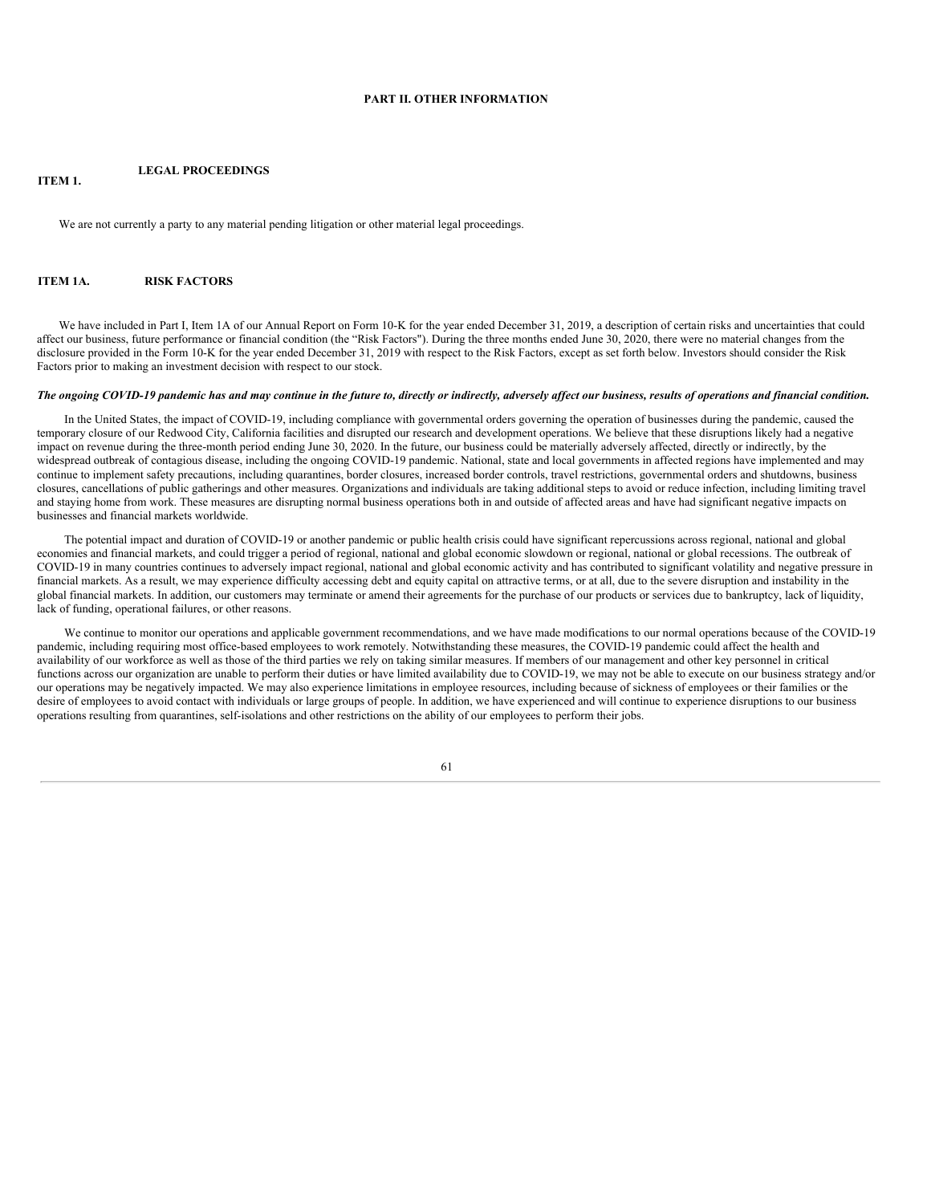# PART II. OTHER INFORMATION

## ITEM 1. LEGAL PROCEEDINGS

We are not currently a party to any material pending litigation or other material legal proceedings.

## ITEM 1A. RISK FACTORS

We have included in Part I, Item 1A of our Annual Report on Form 10-K for the year ended December 31, 2019, a description of certain risks and uncertainties that could affect our business, future performance or financial condition (the "Risk Factors"). During the three months ended June 30, 2020, there were no material changes from the disclosure provided in the Form 10-K for the year ended December 31, 2019 with respect to the Risk Factors, except as set forth below. Investors should consider the Risk Factors prior to making an investment decision with respect to our stock.

***The ongoing COVID-19 pandemic has and may continue in the future to, directly or indirectly, adversely affect our business, results of operations and financial condition.***

In the United States, the impact of COVID-19, including compliance with governmental orders governing the operation of businesses during the pandemic, caused the temporary closure of our Redwood City, California facilities and disrupted our research and development operations. We believe that these disruptions likely had a negative impact on revenue during the three-month period ending June 30, 2020. In the future, our business could be materially adversely affected, directly or indirectly, by the widespread outbreak of contagious disease, including the ongoing COVID-19 pandemic. National, state and local governments in affected regions have implemented and may continue to implement safety precautions, including quarantines, border closures, increased border controls, travel restrictions, governmental orders and shutdowns, business closures, cancellations of public gatherings and other measures. Organizations and individuals are taking additional steps to avoid or reduce infection, including limiting travel and staying home from work. These measures are disrupting normal business operations both in and outside of affected areas and have had significant negative impacts on businesses and financial markets worldwide.

The potential impact and duration of COVID-19 or another pandemic or public health crisis could have significant repercussions across regional, national and global economies and financial markets, and could trigger a period of regional, national and global economic slowdown or regional, national or global recessions. The outbreak of COVID-19 in many countries continues to adversely impact regional, national and global economic activity and has contributed to significant volatility and negative pressure in financial markets. As a result, we may experience difficulty accessing debt and equity capital on attractive terms, or at all, due to the severe disruption and instability in the global financial markets. In addition, our customers may terminate or amend their agreements for the purchase of our products or services due to bankruptcy, lack of liquidity, lack of funding, operational failures, or other reasons.

We continue to monitor our operations and applicable government recommendations, and we have made modifications to our normal operations because of the COVID-19 pandemic, including requiring most office-based employees to work remotely. Notwithstanding these measures, the COVID-19 pandemic could affect the health and availability of our workforce as well as those of the third parties we rely on taking similar measures. If members of our management and other key personnel in critical functions across our organization are unable to perform their duties or have limited availability due to COVID-19, we may not be able to execute on our business strategy and/or our operations may be negatively impacted. We may also experience limitations in employee resources, including because of sickness of employees or their families or the desire of employees to avoid contact with individuals or large groups of people. In addition, we have experienced and will continue to experience disruptions to our business operations resulting from quarantines, self-isolations and other restrictions on the ability of our employees to perform their jobs.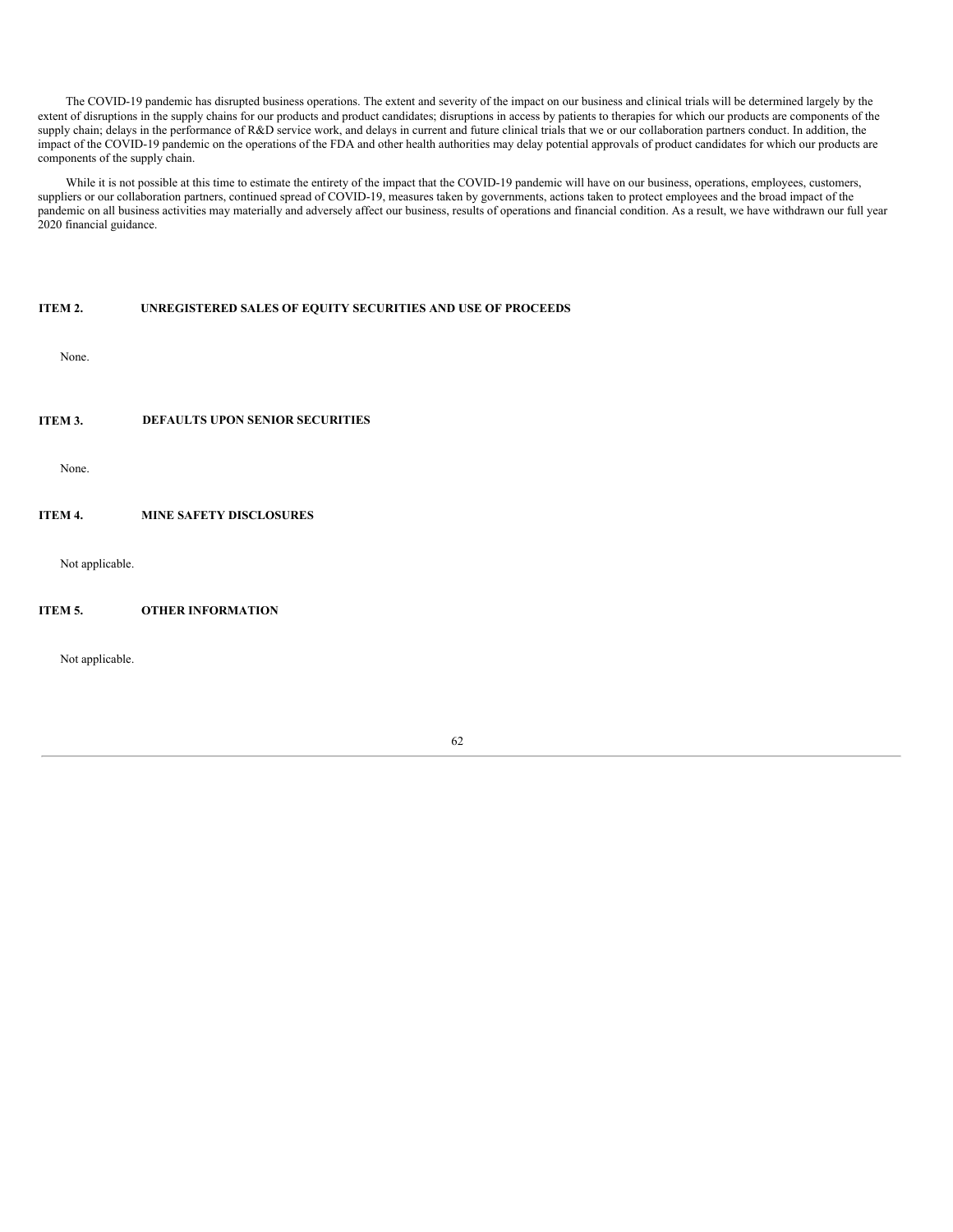The COVID-19 pandemic has disrupted business operations. The extent and severity of the impact on our business and clinical trials will be determined largely by the extent of disruptions in the supply chains for our products and product candidates; disruptions in access by patients to therapies for which our products are components of the supply chain; delays in the performance of R&D service work, and delays in current and future clinical trials that we or our collaboration partners conduct. In addition, the impact of the COVID-19 pandemic on the operations of the FDA and other health authorities may delay potential approvals of product candidates for which our products are components of the supply chain.

While it is not possible at this time to estimate the entirety of the impact that the COVID-19 pandemic will have on our business, operations, employees, customers, suppliers or our collaboration partners, continued spread of COVID-19, measures taken by governments, actions taken to protect employees and the broad impact of the pandemic on all business activities may materially and adversely affect our business, results of operations and financial condition. As a result, we have withdrawn our full year 2020 financial guidance.

## ITEM 2. UNREGISTERED SALES OF EQUITY SECURITIES AND USE OF PROCEEDS

None.

## ITEM 3. DEFAULTS UPON SENIOR SECURITIES

None.

## ITEM 4. MINE SAFETY DISCLOSURES

Not applicable.

## ITEM 5. OTHER INFORMATION

Not applicable.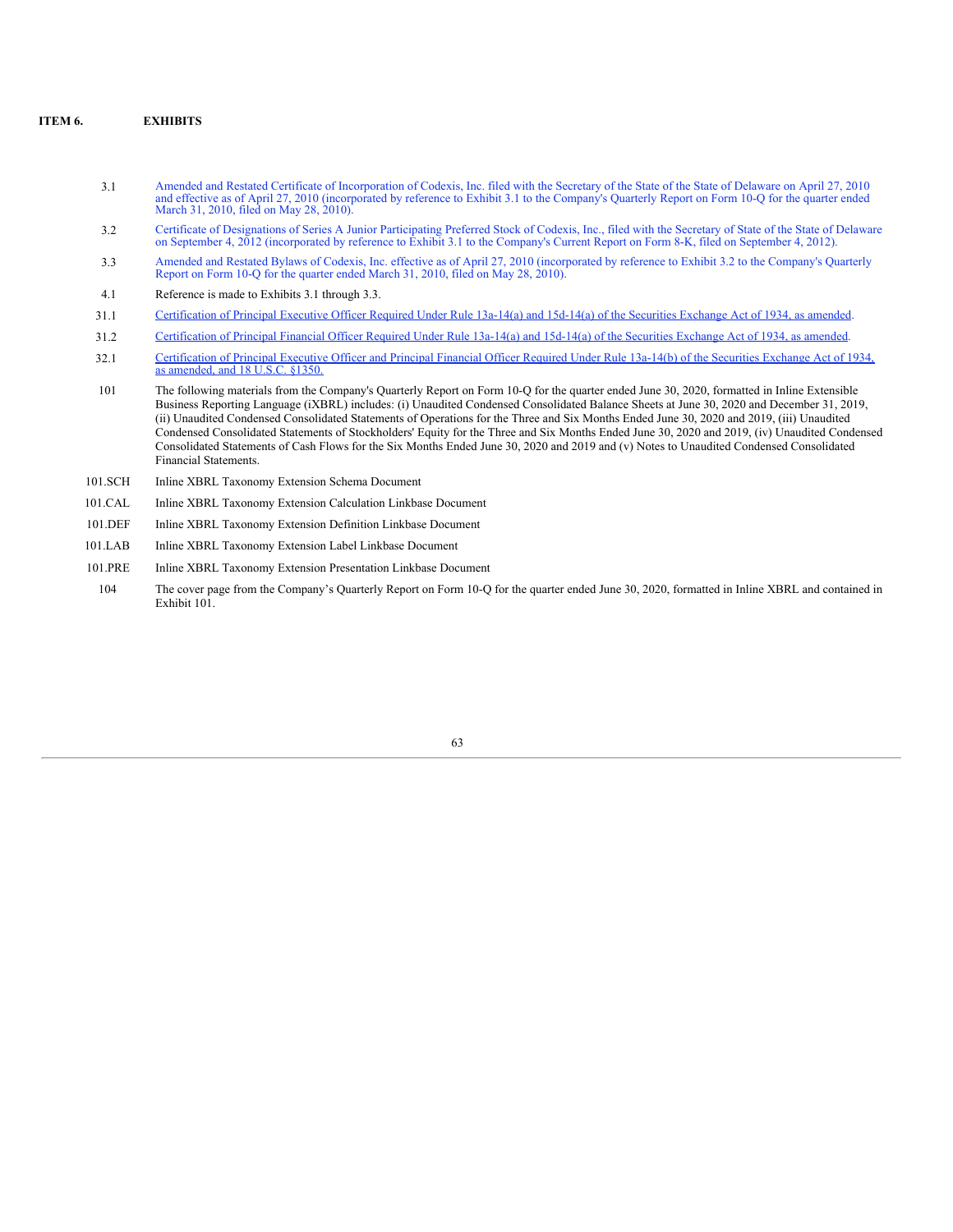## ITEM 6. EXHIBITS

| | |
|---|---|
| 3.1 | Amended and Restated Certificate of Incorporation of Codexis, Inc. filed with the Secretary of the State of the State of Delaware on April 27, 2010 and effective as of April 27, 2010 (incorporated by reference to Exhibit 3.1 to the Company's Quarterly Report on Form 10-Q for the quarter ended March 31, 2010, filed on May 28, 2010). |
| 3.2 | Certificate of Designations of Series A Junior Participating Preferred Stock of Codexis, Inc., filed with the Secretary of State of the State of Delaware on September 4, 2012 (incorporated by reference to Exhibit 3.1 to the Company's Current Report on Form 8-K, filed on September 4, 2012). |
| 3.3 | Amended and Restated Bylaws of Codexis, Inc. effective as of April 27, 2010 (incorporated by reference to Exhibit 3.2 to the Company's Quarterly Report on Form 10-Q for the quarter ended March 31, 2010, filed on May 28, 2010). |
| 4.1 | Reference is made to Exhibits 3.1 through 3.3. |
| 31.1 | Certification of Principal Executive Officer Required Under Rule 13a-14(a) and 15d-14(a) of the Securities Exchange Act of 1934, as amended. |
| 31.2 | Certification of Principal Financial Officer Required Under Rule 13a-14(a) and 15d-14(a) of the Securities Exchange Act of 1934, as amended. |
| 32.1 | Certification of Principal Executive Officer and Principal Financial Officer Required Under Rule 13a-14(b) of the Securities Exchange Act of 1934, as amended, and 18 U.S.C. §1350. |
| 101 | The following materials from the Company's Quarterly Report on Form 10-Q for the quarter ended June 30, 2020, formatted in Inline Extensible Business Reporting Language (iXBRL) includes: (i) Unaudited Condensed Consolidated Balance Sheets at June 30, 2020 and December 31, 2019, (ii) Unaudited Condensed Consolidated Statements of Operations for the Three and Six Months Ended June 30, 2020 and 2019, (iii) Unaudited Condensed Consolidated Statements of Stockholders' Equity for the Three and Six Months Ended June 30, 2020 and 2019, (iv) Unaudited Condensed Consolidated Statements of Cash Flows for the Six Months Ended June 30, 2020 and 2019 and (v) Notes to Unaudited Condensed Consolidated Financial Statements. |
| 101.SCH | Inline XBRL Taxonomy Extension Schema Document |
| 101.CAL | Inline XBRL Taxonomy Extension Calculation Linkbase Document |
| 101.DEF | Inline XBRL Taxonomy Extension Definition Linkbase Document |
| 101.LAB | Inline XBRL Taxonomy Extension Label Linkbase Document |
| 101.PRE | Inline XBRL Taxonomy Extension Presentation Linkbase Document |
| 104 | The cover page from the Company's Quarterly Report on Form 10-Q for the quarter ended June 30, 2020, formatted in Inline XBRL and contained in Exhibit 101. |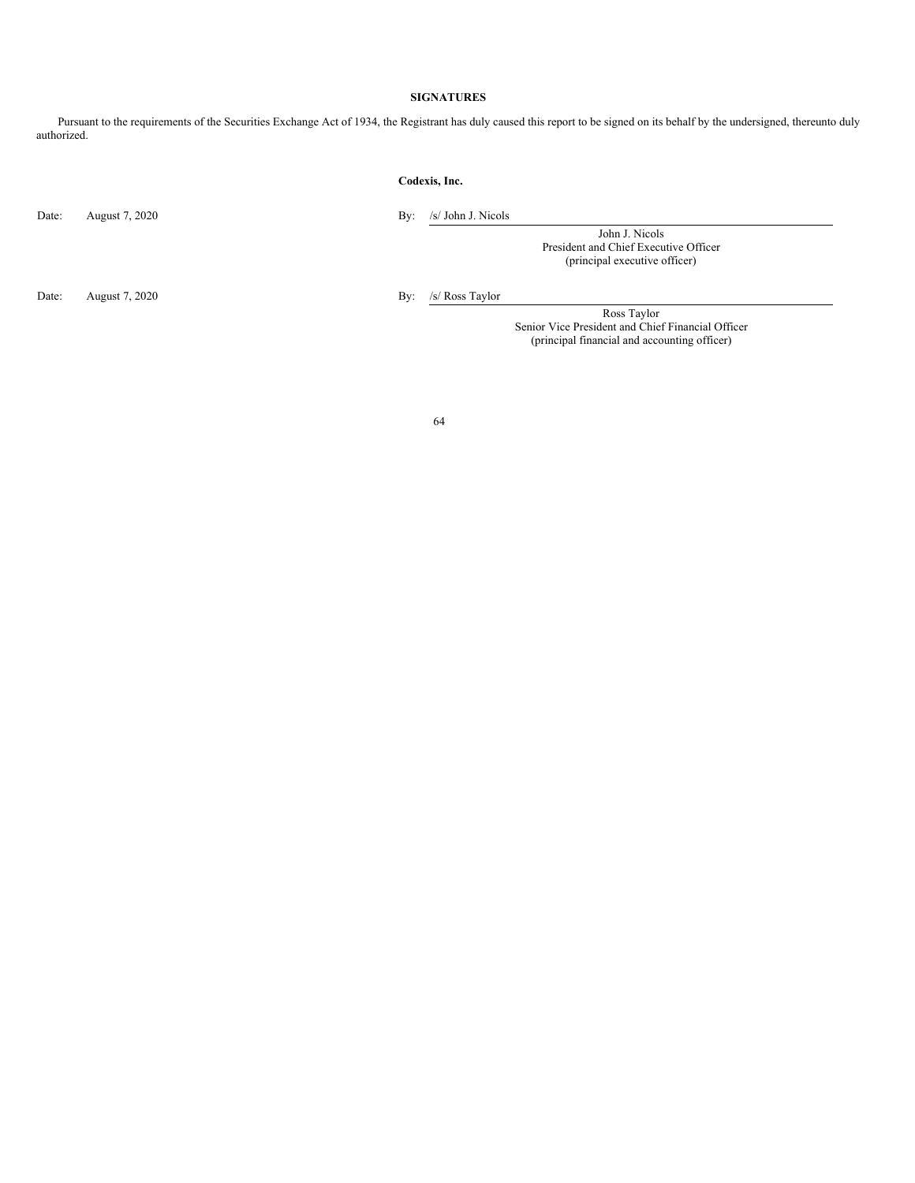**SIGNATURES**

Pursuant to the requirements of the Securities Exchange Act of 1934, the Registrant has duly caused this report to be signed on its behalf by the undersigned, thereunto duly authorized.

**Codexis, Inc.**

| | | | |
|---|---|---|---|
| Date: | August 7, 2020 | By: | /s/ John J. Nicols |
| | | | John J. Nicols<br>President and Chief Executive Officer<br>(principal executive officer) |
| Date: | August 7, 2020 | By: | /s/ Ross Taylor |
| | | | Ross Taylor<br>Senior Vice President and Chief Financial Officer<br>(principal financial and accounting officer) |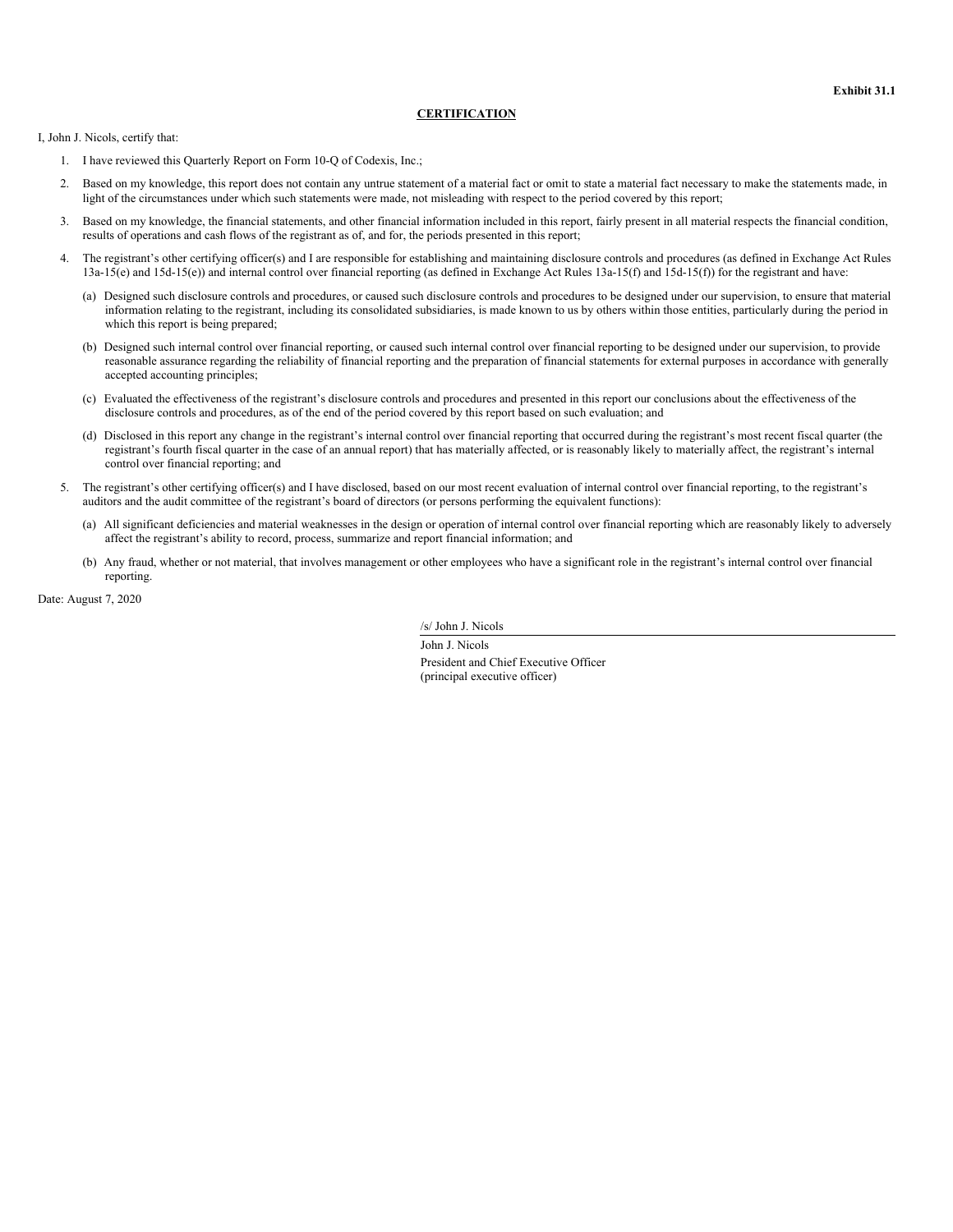**Exhibit 31.1**

**CERTIFICATION**

I, John J. Nicols, certify that:

1. I have reviewed this Quarterly Report on Form 10-Q of Codexis, Inc.;

2. Based on my knowledge, this report does not contain any untrue statement of a material fact or omit to state a material fact necessary to make the statements made, in light of the circumstances under which such statements were made, not misleading with respect to the period covered by this report;

3. Based on my knowledge, the financial statements, and other financial information included in this report, fairly present in all material respects the financial condition, results of operations and cash flows of the registrant as of, and for, the periods presented in this report;

4. The registrant's other certifying officer(s) and I are responsible for establishing and maintaining disclosure controls and procedures (as defined in Exchange Act Rules 13a-15(e) and 15d-15(e)) and internal control over financial reporting (as defined in Exchange Act Rules 13a-15(f) and 15d-15(f)) for the registrant and have:

   (a) Designed such disclosure controls and procedures, or caused such disclosure controls and procedures to be designed under our supervision, to ensure that material information relating to the registrant, including its consolidated subsidiaries, is made known to us by others within those entities, particularly during the period in which this report is being prepared;

   (b) Designed such internal control over financial reporting, or caused such internal control over financial reporting to be designed under our supervision, to provide reasonable assurance regarding the reliability of financial reporting and the preparation of financial statements for external purposes in accordance with generally accepted accounting principles;

   (c) Evaluated the effectiveness of the registrant's disclosure controls and procedures and presented in this report our conclusions about the effectiveness of the disclosure controls and procedures, as of the end of the period covered by this report based on such evaluation; and

   (d) Disclosed in this report any change in the registrant's internal control over financial reporting that occurred during the registrant's most recent fiscal quarter (the registrant's fourth fiscal quarter in the case of an annual report) that has materially affected, or is reasonably likely to materially affect, the registrant's internal control over financial reporting; and

5. The registrant's other certifying officer(s) and I have disclosed, based on our most recent evaluation of internal control over financial reporting, to the registrant's auditors and the audit committee of the registrant's board of directors (or persons performing the equivalent functions):

   (a) All significant deficiencies and material weaknesses in the design or operation of internal control over financial reporting which are reasonably likely to adversely affect the registrant's ability to record, process, summarize and report financial information; and

   (b) Any fraud, whether or not material, that involves management or other employees who have a significant role in the registrant's internal control over financial reporting.

Date: August 7, 2020

/s/ John J. Nicols

John J. Nicols
President and Chief Executive Officer
(principal executive officer)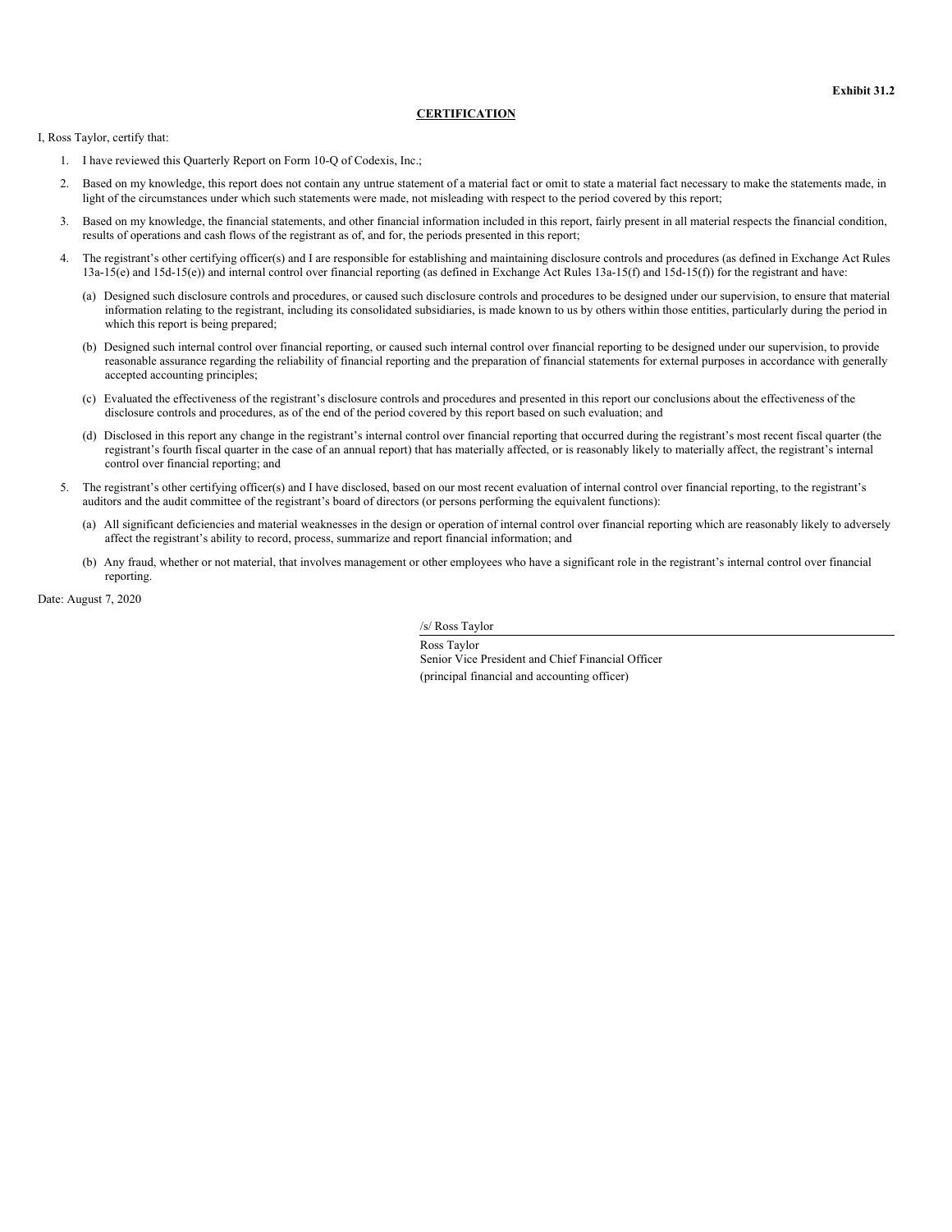Exhibit 31.2

**CERTIFICATION**

I, Ross Taylor, certify that:

1. I have reviewed this Quarterly Report on Form 10-Q of Codexis, Inc.;
2. Based on my knowledge, this report does not contain any untrue statement of a material fact or omit to state a material fact necessary to make the statements made, in light of the circumstances under which such statements were made, not misleading with respect to the period covered by this report;
3. Based on my knowledge, the financial statements, and other financial information included in this report, fairly present in all material respects the financial condition, results of operations and cash flows of the registrant as of, and for, the periods presented in this report;
4. The registrant's other certifying officer(s) and I are responsible for establishing and maintaining disclosure controls and procedures (as defined in Exchange Act Rules 13a-15(e) and 15d-15(e)) and internal control over financial reporting (as defined in Exchange Act Rules 13a-15(f) and 15d-15(f)) for the registrant and have:
   (a) Designed such disclosure controls and procedures, or caused such disclosure controls and procedures to be designed under our supervision, to ensure that material information relating to the registrant, including its consolidated subsidiaries, is made known to us by others within those entities, particularly during the period in which this report is being prepared;
   (b) Designed such internal control over financial reporting, or caused such internal control over financial reporting to be designed under our supervision, to provide reasonable assurance regarding the reliability of financial reporting and the preparation of financial statements for external purposes in accordance with generally accepted accounting principles;
   (c) Evaluated the effectiveness of the registrant's disclosure controls and procedures and presented in this report our conclusions about the effectiveness of the disclosure controls and procedures, as of the end of the period covered by this report based on such evaluation; and
   (d) Disclosed in this report any change in the registrant's internal control over financial reporting that occurred during the registrant's most recent fiscal quarter (the registrant's fourth fiscal quarter in the case of an annual report) that has materially affected, or is reasonably likely to materially affect, the registrant's internal control over financial reporting; and
5. The registrant's other certifying officer(s) and I have disclosed, based on our most recent evaluation of internal control over financial reporting, to the registrant's auditors and the audit committee of the registrant's board of directors (or persons performing the equivalent functions):
   (a) All significant deficiencies and material weaknesses in the design or operation of internal control over financial reporting which are reasonably likely to adversely affect the registrant's ability to record, process, summarize and report financial information; and
   (b) Any fraud, whether or not material, that involves management or other employees who have a significant role in the registrant's internal control over financial reporting.

Date: August 7, 2020

/s/ Ross Taylor

Ross Taylor
Senior Vice President and Chief Financial Officer
(principal financial and accounting officer)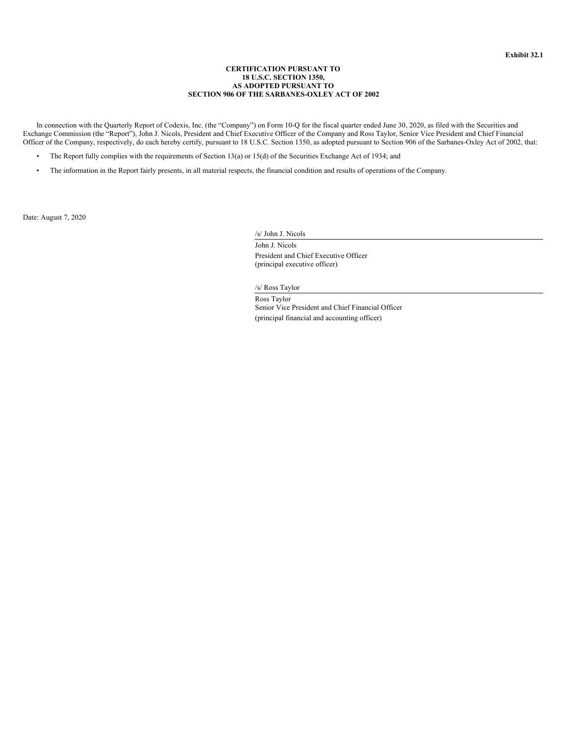**Exhibit 32.1**

**CERTIFICATION PURSUANT TO**
**18 U.S.C. SECTION 1350,**
**AS ADOPTED PURSUANT TO**
**SECTION 906 OF THE SARBANES-OXLEY ACT OF 2002**

In connection with the Quarterly Report of Codexis, Inc. (the "Company") on Form 10-Q for the fiscal quarter ended June 30, 2020, as filed with the Securities and Exchange Commission (the "Report"), John J. Nicols, President and Chief Executive Officer of the Company and Ross Taylor, Senior Vice President and Chief Financial Officer of the Company, respectively, do each hereby certify, pursuant to 18 U.S.C. Section 1350, as adopted pursuant to Section 906 of the Sarbanes-Oxley Act of 2002, that:

- The Report fully complies with the requirements of Section 13(a) or 15(d) of the Securities Exchange Act of 1934; and
- The information in the Report fairly presents, in all material respects, the financial condition and results of operations of the Company.

Date: August 7, 2020

/s/ John J. Nicols

John J. Nicols
President and Chief Executive Officer
(principal executive officer)

/s/ Ross Taylor

Ross Taylor
Senior Vice President and Chief Financial Officer
(principal financial and accounting officer)